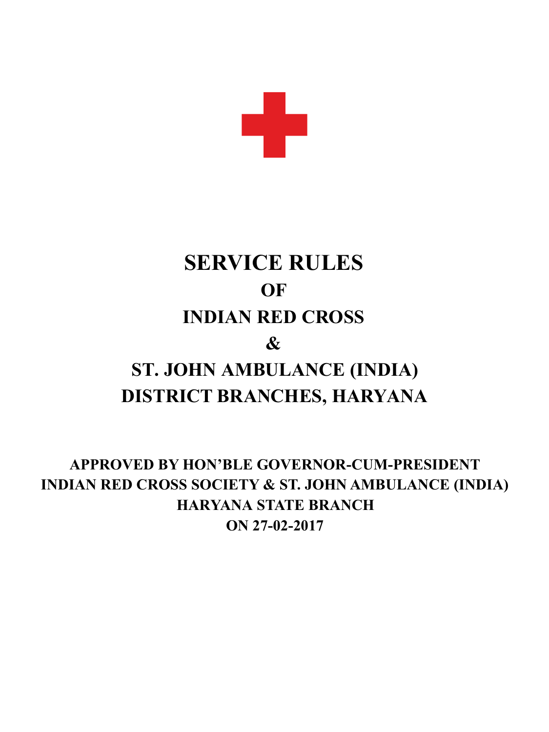# SERVICE RULES

# OF

# INDIAN RED CROSS

# &

# ST. JOHN AMBULANCE (INDIA) DISTRICT BRANCHES, HARYANA

**APPROVED BY HON'BLE GOVERNOR-CUM-PRESIDENT INDIAN RED CROSS SOCIETY & ST. JOHN AMBULANCE (INDIA) HARYANA STATE BRANCH ON 27-02-2017**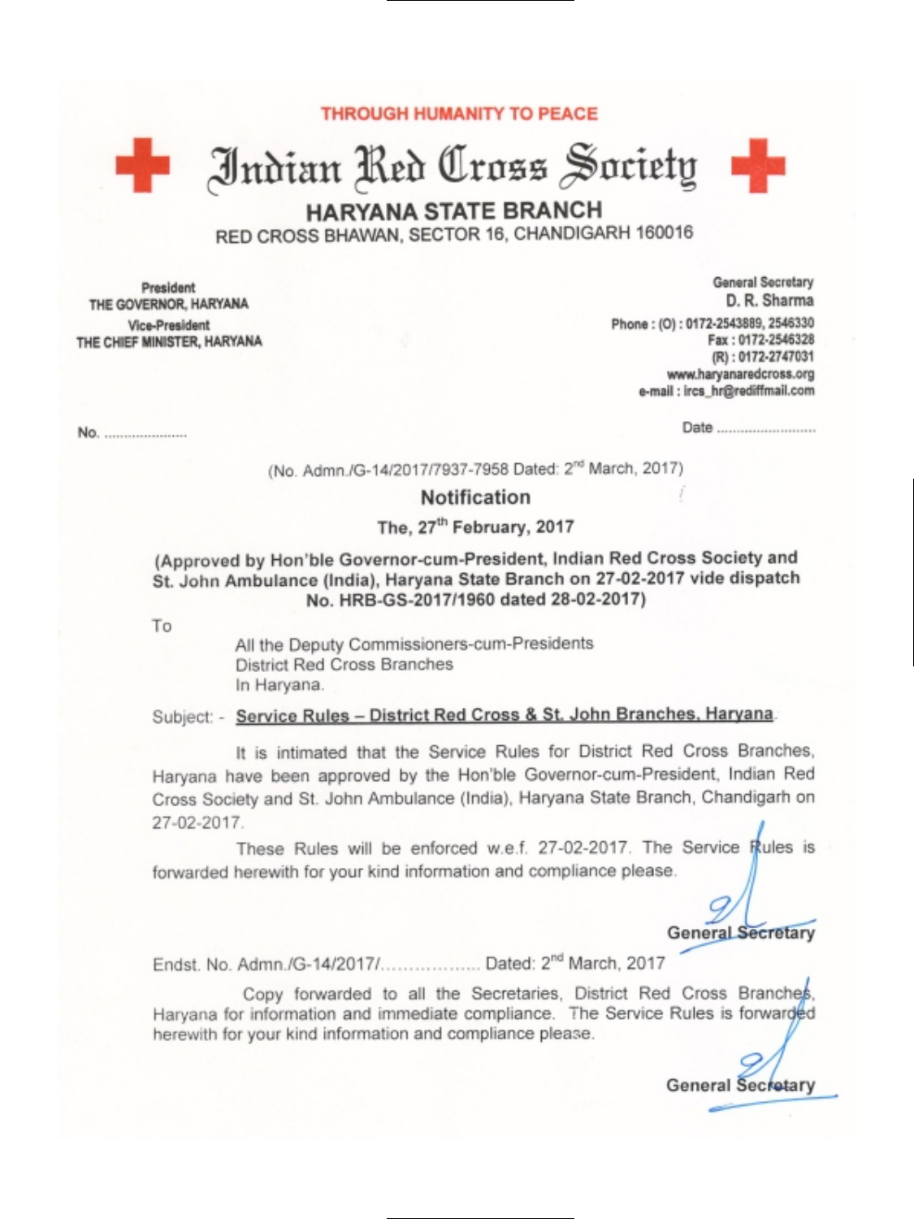THROUGH HUMANITY TO PEACE

# Indian Red Cross Society

## HARYANA STATE BRANCH

RED CROSS BHAWAN, SECTOR 16, CHANDIGARH 160016

**President**
**THE GOVERNOR, HARYANA**
**Vice-President**
**THE CHIEF MINISTER, HARYANA**

**General Secretary**
**D. R. Sharma**
**Phone : (O) : 0172-2543889, 2546330**
**Fax : 0172-2546328**
**(R) : 0172-2747031**
**www.haryanaredcross.org**
**e-mail : ircs_hr@rediffmail.com**

No. ....................

Date ........................

(No. Admn./G-14/2017/7937-7958 Dated: 2nd March, 2017)

### Notification

**The, 27th February, 2017**

**(Approved by Hon'ble Governor-cum-President, Indian Red Cross Society and St. John Ambulance (India), Haryana State Branch on 27-02-2017 vide dispatch No. HRB-GS-2017/1960 dated 28-02-2017)**

To

All the Deputy Commissioners-cum-Presidents
District Red Cross Branches
In Haryana.

Subject: - **Service Rules – District Red Cross & St. John Branches, Haryana.**

It is intimated that the Service Rules for District Red Cross Branches, Haryana have been approved by the Hon'ble Governor-cum-President, Indian Red Cross Society and St. John Ambulance (India), Haryana State Branch, Chandigarh on 27-02-2017.

These Rules will be enforced w.e.f. 27-02-2017. The Service Rules is forwarded herewith for your kind information and compliance please.

**General Secretary**

Endst. No. Admn./G-14/2017/.................. Dated: 2nd March, 2017

Copy forwarded to all the Secretaries, District Red Cross Branches, Haryana for information and immediate compliance. The Service Rules is forwarded herewith for your kind information and compliance please.

**General Secretary**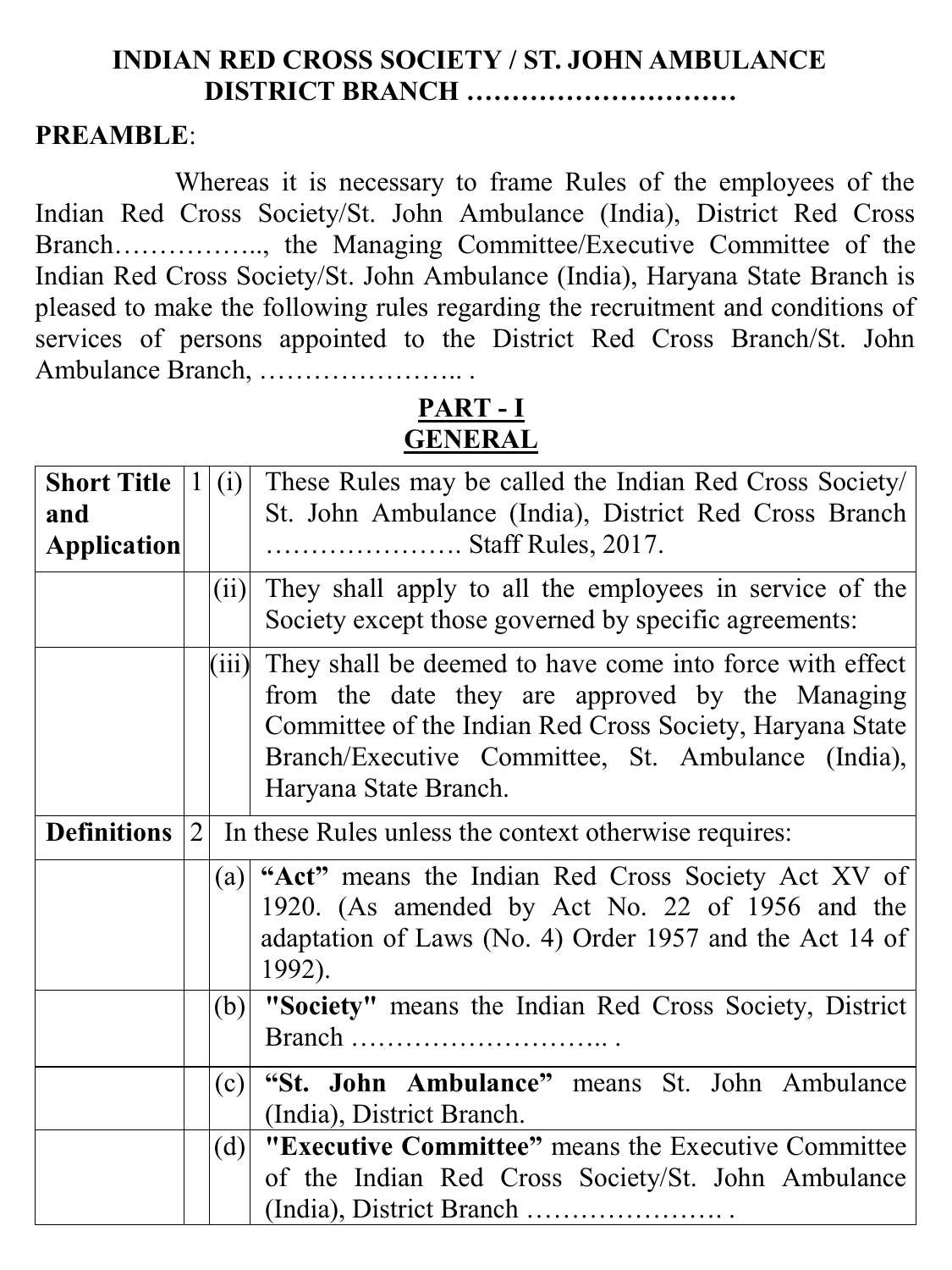# INDIAN RED CROSS SOCIETY / ST. JOHN AMBULANCE DISTRICT BRANCH …………………………

**PREAMBLE**:

Whereas it is necessary to frame Rules of the employees of the Indian Red Cross Society/St. John Ambulance (India), District Red Cross Branch…………….., the Managing Committee/Executive Committee of the Indian Red Cross Society/St. John Ambulance (India), Haryana State Branch is pleased to make the following rules regarding the recruitment and conditions of services of persons appointed to the District Red Cross Branch/St. John Ambulance Branch, ………………….. .

## PART - I
## GENERAL

| | | | |
|---|---|---|---|
| **Short Title and Application** | 1 | (i) | These Rules may be called the Indian Red Cross Society/ St. John Ambulance (India), District Red Cross Branch …………………. Staff Rules, 2017. |
| | | (ii) | They shall apply to all the employees in service of the Society except those governed by specific agreements: |
| | | (iii) | They shall be deemed to have come into force with effect from the date they are approved by the Managing Committee of the Indian Red Cross Society, Haryana State Branch/Executive Committee, St. Ambulance (India), Haryana State Branch. |
| **Definitions** | 2 | | In these Rules unless the context otherwise requires: |
| | | (a) | **"Act"** means the Indian Red Cross Society Act XV of 1920. (As amended by Act No. 22 of 1956 and the adaptation of Laws (No. 4) Order 1957 and the Act 14 of 1992). |
| | | (b) | **"Society"** means the Indian Red Cross Society, District Branch ……………………….. . |
| | | (c) | **"St. John Ambulance"** means St. John Ambulance (India), District Branch. |
| | | (d) | **"Executive Committee"** means the Executive Committee of the Indian Red Cross Society/St. John Ambulance (India), District Branch …………………. . |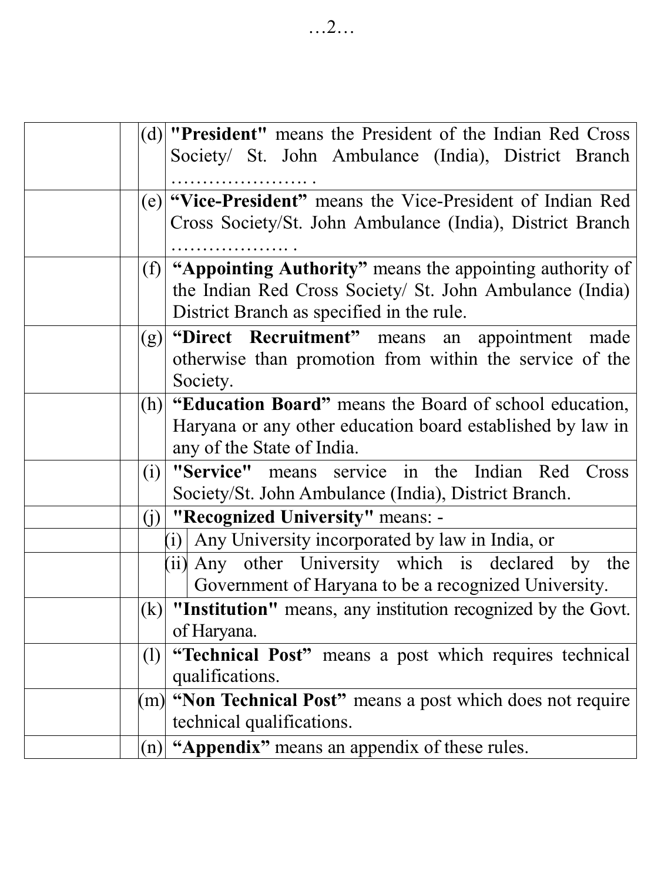| | | |
|---|---|---|
| | (d) | **"President"** means the President of the Indian Red Cross Society/ St. John Ambulance (India), District Branch …………………. . |
| | (e) | **"Vice-President"** means the Vice-President of Indian Red Cross Society/St. John Ambulance (India), District Branch ………………. . |
| | (f) | **"Appointing Authority"** means the appointing authority of the Indian Red Cross Society/ St. John Ambulance (India) District Branch as specified in the rule. |
| | (g) | **"Direct Recruitment"** means an appointment made otherwise than promotion from within the service of the Society. |
| | (h) | **"Education Board"** means the Board of school education, Haryana or any other education board established by law in any of the State of India. |
| | (i) | **"Service"** means service in the Indian Red Cross Society/St. John Ambulance (India), District Branch. |
| | (j) | **"Recognized University"** means: - |
| | | (i) Any University incorporated by law in India, or |
| | | (ii) Any other University which is declared by the Government of Haryana to be a recognized University. |
| | (k) | **"Institution"** means, any institution recognized by the Govt. of Haryana. |
| | (l) | **"Technical Post"** means a post which requires technical qualifications. |
| | (m) | **"Non Technical Post"** means a post which does not require technical qualifications. |
| | (n) | **"Appendix"** means an appendix of these rules. |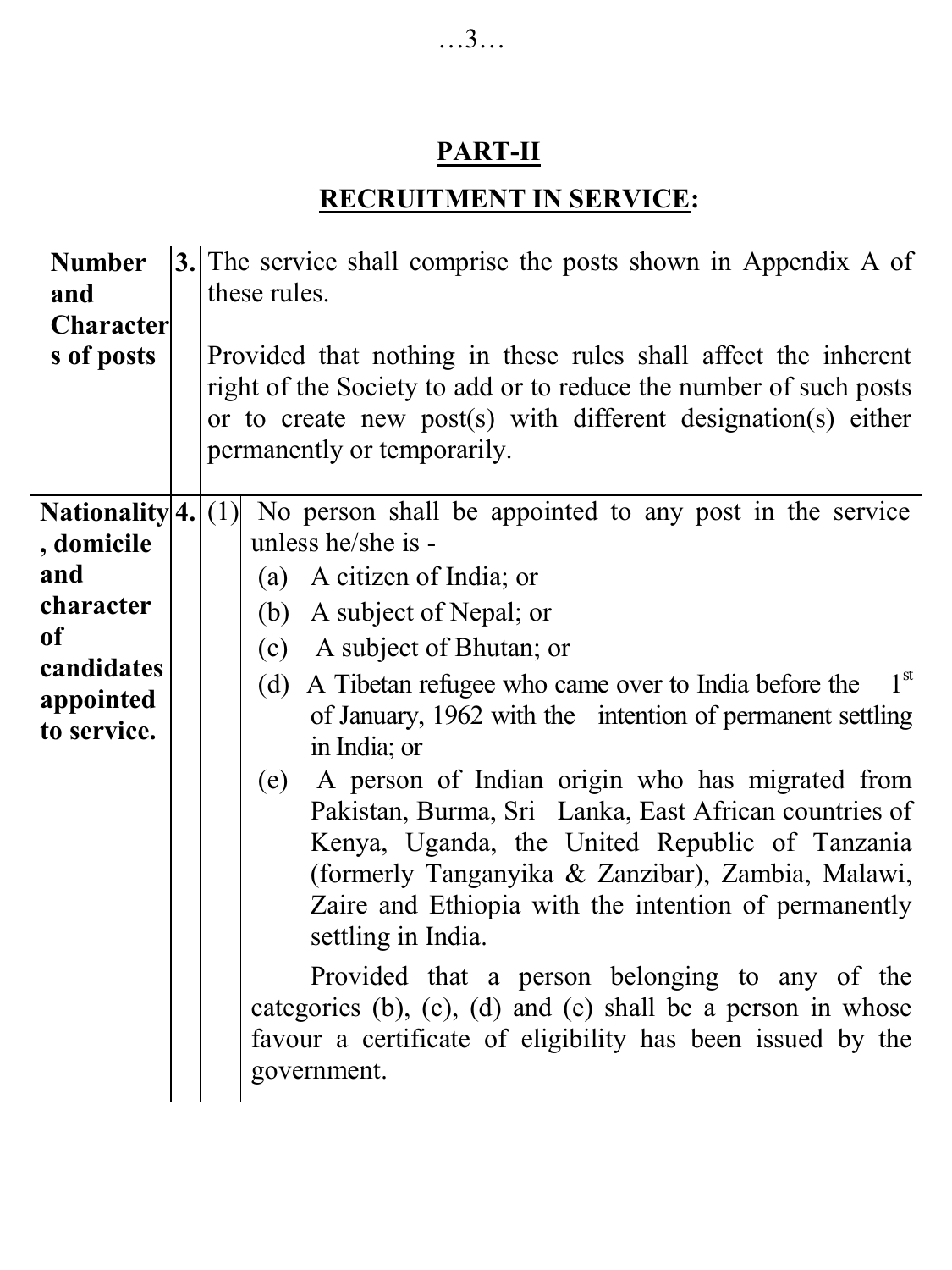## PART-II

## RECRUITMENT IN SERVICE:

| | | |
|---|---|---|
| **Number and Characters of posts** | **3.** | The service shall comprise the posts shown in Appendix A of these rules.<br><br>Provided that nothing in these rules shall affect the inherent right of the Society to add or to reduce the number of such posts or to create new post(s) with different designation(s) either permanently or temporarily. |
| **Nationality, domicile and character of candidates appointed to service.** | **4.** | (1) No person shall be appointed to any post in the service unless he/she is -<br>(a) A citizen of India; or<br>(b) A subject of Nepal; or<br>(c) A subject of Bhutan; or<br>(d) A Tibetan refugee who came over to India before the 1st of January, 1962 with the intention of permanent settling in India; or<br>(e) A person of Indian origin who has migrated from Pakistan, Burma, Sri Lanka, East African countries of Kenya, Uganda, the United Republic of Tanzania (formerly Tanganyika & Zanzibar), Zambia, Malawi, Zaire and Ethiopia with the intention of permanently settling in India.<br><br>Provided that a person belonging to any of the categories (b), (c), (d) and (e) shall be a person in whose favour a certificate of eligibility has been issued by the government. |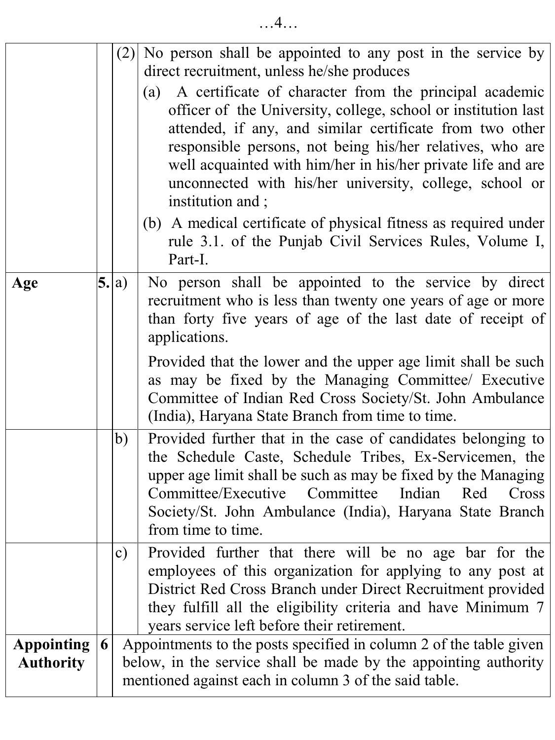| | | | |
|---|---|---|---|
| | | (2) | No person shall be appointed to any post in the service by direct recruitment, unless he/she produces<br>(a) A certificate of character from the principal academic officer of the University, college, school or institution last attended, if any, and similar certificate from two other responsible persons, not being his/her relatives, who are well acquainted with him/her in his/her private life and are unconnected with his/her university, college, school or institution and ;<br>(b) A medical certificate of physical fitness as required under rule 3.1. of the Punjab Civil Services Rules, Volume I, Part-I. |
| **Age** | **5.** | a) | No person shall be appointed to the service by direct recruitment who is less than twenty one years of age or more than forty five years of age of the last date of receipt of applications.<br><br>Provided that the lower and the upper age limit shall be such as may be fixed by the Managing Committee/ Executive Committee of Indian Red Cross Society/St. John Ambulance (India), Haryana State Branch from time to time. |
| | | b) | Provided further that in the case of candidates belonging to the Schedule Caste, Schedule Tribes, Ex-Servicemen, the upper age limit shall be such as may be fixed by the Managing Committee/Executive Committee Indian Red Cross Society/St. John Ambulance (India), Haryana State Branch from time to time. |
| | | c) | Provided further that there will be no age bar for the employees of this organization for applying to any post at District Red Cross Branch under Direct Recruitment provided they fulfill all the eligibility criteria and have Minimum 7 years service left before their retirement. |
| **Appointing Authority** | **6** | | Appointments to the posts specified in column 2 of the table given below, in the service shall be made by the appointing authority mentioned against each in column 3 of the said table. |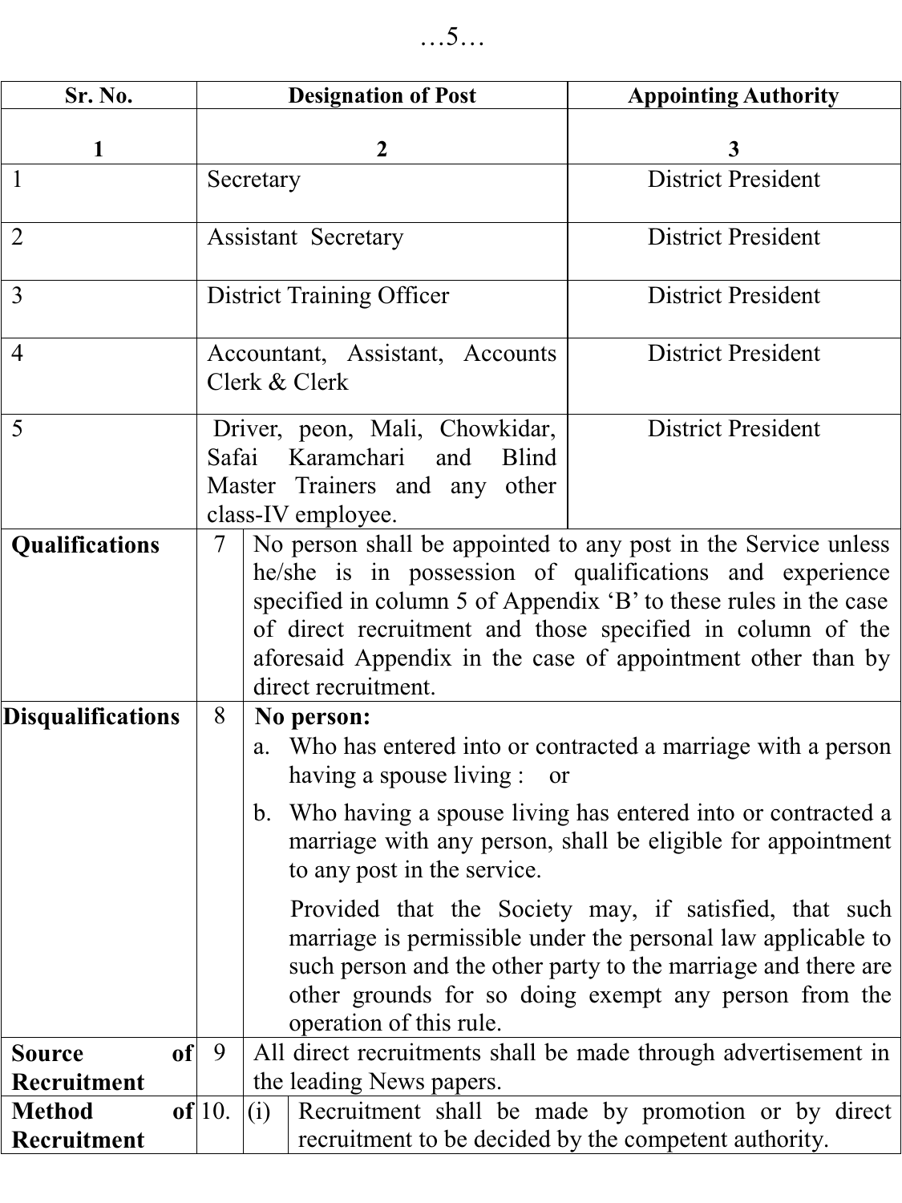| Sr. No. | Designation of Post | Appointing Authority |
|---|---|---|
| 1 | 2 | 3 |
| 1 | Secretary | District President |
| 2 | Assistant Secretary | District President |
| 3 | District Training Officer | District President |
| 4 | Accountant, Assistant, Accounts Clerk & Clerk | District President |
| 5 | Driver, peon, Mali, Chowkidar, Safai Karamchari and Blind Master Trainers and any other class-IV employee. | District President |

**Qualifications** 7 No person shall be appointed to any post in the Service unless he/she is in possession of qualifications and experience specified in column 5 of Appendix 'B' to these rules in the case of direct recruitment and those specified in column of the aforesaid Appendix in the case of appointment other than by direct recruitment.

**Disqualifications** 8 **No person:**

a. Who has entered into or contracted a marriage with a person having a spouse living : or

b. Who having a spouse living has entered into or contracted a marriage with any person, shall be eligible for appointment to any post in the service.

Provided that the Society may, if satisfied, that such marriage is permissible under the personal law applicable to such person and the other party to the marriage and there are other grounds for so doing exempt any person from the operation of this rule.

**Source of Recruitment** 9 All direct recruitments shall be made through advertisement in the leading News papers.

**Method of Recruitment** 10. (i) Recruitment shall be made by promotion or by direct recruitment to be decided by the competent authority.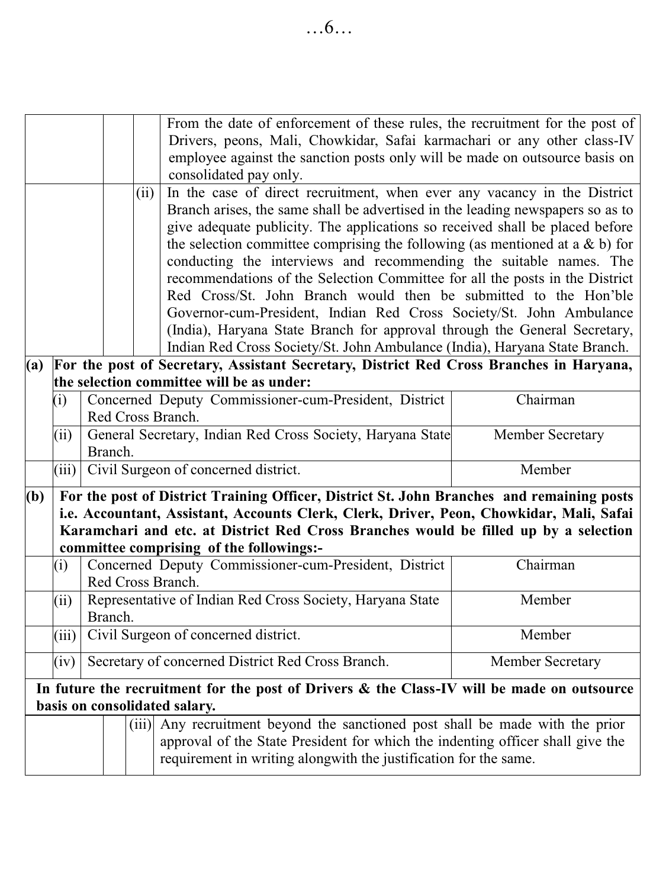From the date of enforcement of these rules, the recruitment for the post of Drivers, peons, Mali, Chowkidar, Safai karmachari or any other class-IV employee against the sanction posts only will be made on outsource basis on consolidated pay only.

(ii) In the case of direct recruitment, when ever any vacancy in the District Branch arises, the same shall be advertised in the leading newspapers so as to give adequate publicity. The applications so received shall be placed before the selection committee comprising the following (as mentioned at a & b) for conducting the interviews and recommending the suitable names. The recommendations of the Selection Committee for all the posts in the District Red Cross/St. John Branch would then be submitted to the Hon'ble Governor-cum-President, Indian Red Cross Society/St. John Ambulance (India), Haryana State Branch for approval through the General Secretary, Indian Red Cross Society/St. John Ambulance (India), Haryana State Branch.

**(a) For the post of Secretary, Assistant Secretary, District Red Cross Branches in Haryana, the selection committee will be as under:**

| | | |
|---|---|---|
| (i) | Concerned Deputy Commissioner-cum-President, District Red Cross Branch. | Chairman |
| (ii) | General Secretary, Indian Red Cross Society, Haryana State Branch. | Member Secretary |
| (iii) | Civil Surgeon of concerned district. | Member |

**(b) For the post of District Training Officer, District St. John Branches and remaining posts i.e. Accountant, Assistant, Accounts Clerk, Clerk, Driver, Peon, Chowkidar, Mali, Safai Karamchari and etc. at District Red Cross Branches would be filled up by a selection committee comprising of the followings:-**

| | | |
|---|---|---|
| (i) | Concerned Deputy Commissioner-cum-President, District Red Cross Branch. | Chairman |
| (ii) | Representative of Indian Red Cross Society, Haryana State Branch. | Member |
| (iii) | Civil Surgeon of concerned district. | Member |
| (iv) | Secretary of concerned District Red Cross Branch. | Member Secretary |

**In future the recruitment for the post of Drivers & the Class-IV will be made on outsource basis on consolidated salary.**

(iii) Any recruitment beyond the sanctioned post shall be made with the prior approval of the State President for which the indenting officer shall give the requirement in writing alongwith the justification for the same.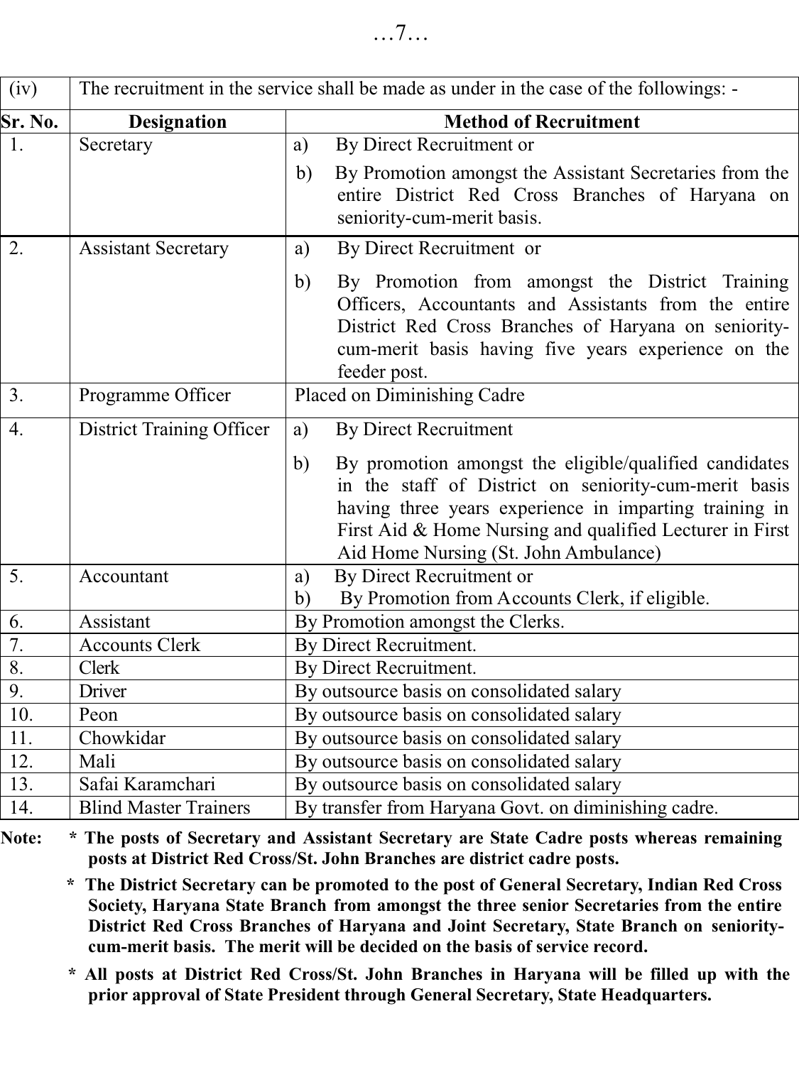| (iv) | The recruitment in the service shall be made as under in the case of the followings: - |
|---|---|

| Sr. No. | Designation | Method of Recruitment |
|---|---|---|
| 1. | Secretary | a) By Direct Recruitment or<br>b) By Promotion amongst the Assistant Secretaries from the entire District Red Cross Branches of Haryana on seniority-cum-merit basis. |
| 2. | Assistant Secretary | a) By Direct Recruitment or<br>b) By Promotion from amongst the District Training Officers, Accountants and Assistants from the entire District Red Cross Branches of Haryana on seniority-cum-merit basis having five years experience on the feeder post. |
| 3. | Programme Officer | Placed on Diminishing Cadre |
| 4. | District Training Officer | a) By Direct Recruitment<br>b) By promotion amongst the eligible/qualified candidates in the staff of District on seniority-cum-merit basis having three years experience in imparting training in First Aid & Home Nursing and qualified Lecturer in First Aid Home Nursing (St. John Ambulance) |
| 5. | Accountant | a) By Direct Recruitment or<br>b) By Promotion from Accounts Clerk, if eligible. |
| 6. | Assistant | By Promotion amongst the Clerks. |
| 7. | Accounts Clerk | By Direct Recruitment. |
| 8. | Clerk | By Direct Recruitment. |
| 9. | Driver | By outsource basis on consolidated salary |
| 10. | Peon | By outsource basis on consolidated salary |
| 11. | Chowkidar | By outsource basis on consolidated salary |
| 12. | Mali | By outsource basis on consolidated salary |
| 13. | Safai Karamchari | By outsource basis on consolidated salary |
| 14. | Blind Master Trainers | By transfer from Haryana Govt. on diminishing cadre. |

**Note:**

* **The posts of Secretary and Assistant Secretary are State Cadre posts whereas remaining posts at District Red Cross/St. John Branches are district cadre posts.**
* **The District Secretary can be promoted to the post of General Secretary, Indian Red Cross Society, Haryana State Branch from amongst the three senior Secretaries from the entire District Red Cross Branches of Haryana and Joint Secretary, State Branch on seniority-cum-merit basis. The merit will be decided on the basis of service record.**
* **All posts at District Red Cross/St. John Branches in Haryana will be filled up with the prior approval of State President through General Secretary, State Headquarters.**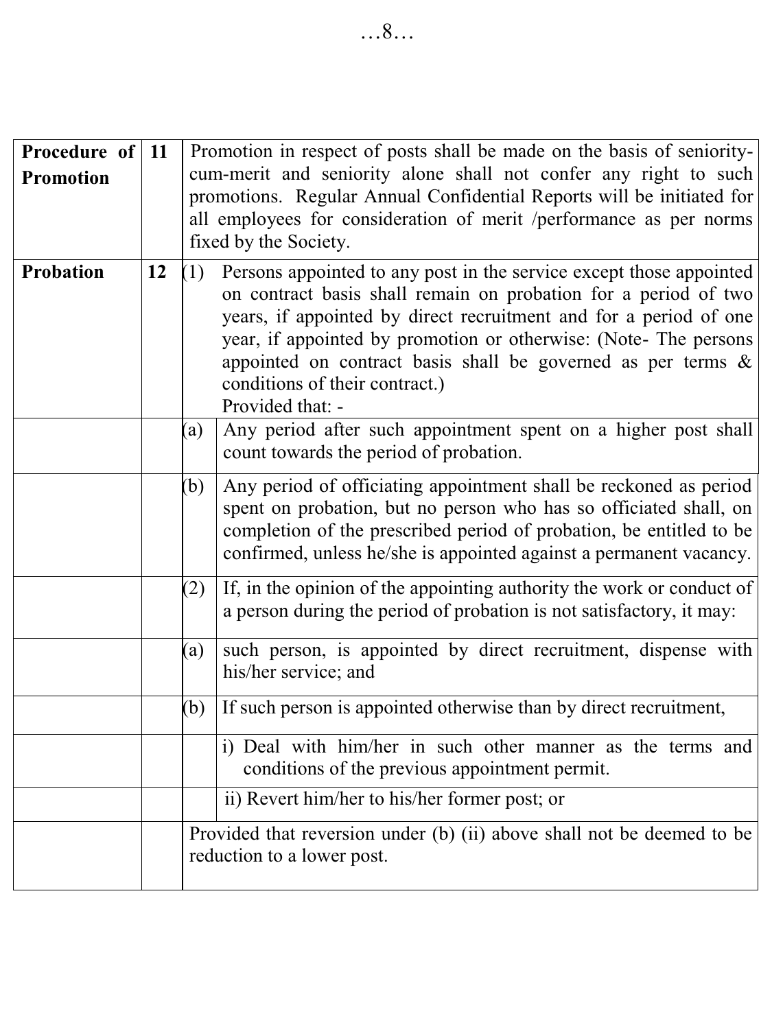| | | | |
|---|---|---|---|
| **Procedure of Promotion** | **11** | Promotion in respect of posts shall be made on the basis of seniority-cum-merit and seniority alone shall not confer any right to such promotions. Regular Annual Confidential Reports will be initiated for all employees for consideration of merit /performance as per norms fixed by the Society. | |
| **Probation** | **12** | (1) | Persons appointed to any post in the service except those appointed on contract basis shall remain on probation for a period of two years, if appointed by direct recruitment and for a period of one year, if appointed by promotion or otherwise: (Note- The persons appointed on contract basis shall be governed as per terms & conditions of their contract.)<br>Provided that: - |
| | | (a) | Any period after such appointment spent on a higher post shall count towards the period of probation. |
| | | (b) | Any period of officiating appointment shall be reckoned as period spent on probation, but no person who has so officiated shall, on completion of the prescribed period of probation, be entitled to be confirmed, unless he/she is appointed against a permanent vacancy. |
| | | (2) | If, in the opinion of the appointing authority the work or conduct of a person during the period of probation is not satisfactory, it may: |
| | | (a) | such person, is appointed by direct recruitment, dispense with his/her service; and |
| | | (b) | If such person is appointed otherwise than by direct recruitment, |
| | | | i) Deal with him/her in such other manner as the terms and conditions of the previous appointment permit. |
| | | | ii) Revert him/her to his/her former post; or |
| | | Provided that reversion under (b) (ii) above shall not be deemed to be reduction to a lower post. | |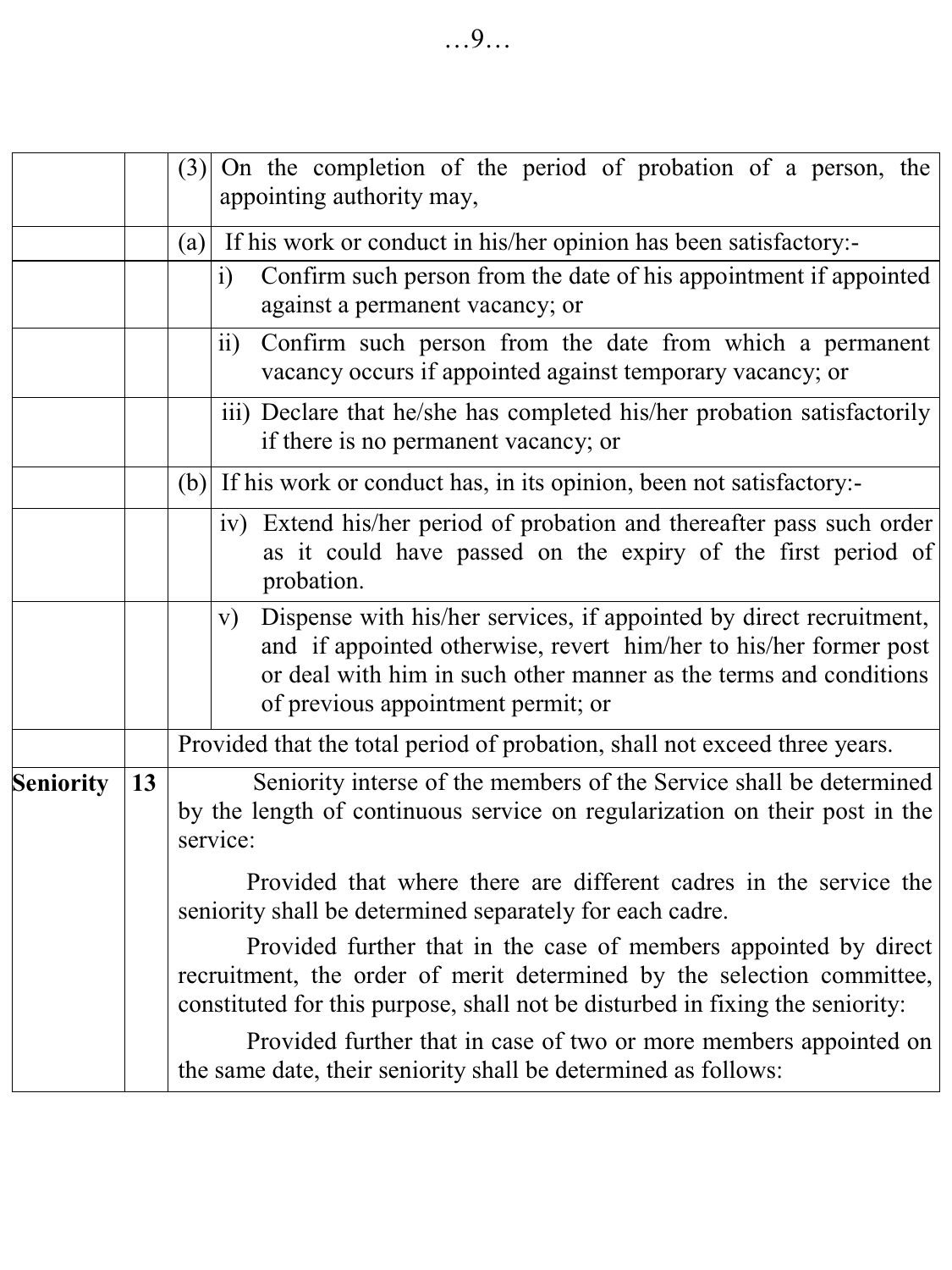| | | | |
|---|---|---|---|
| | | (3) | On the completion of the period of probation of a person, the appointing authority may, |
| | | (a) | If his work or conduct in his/her opinion has been satisfactory:- |
| | | | i) Confirm such person from the date of his appointment if appointed against a permanent vacancy; or |
| | | | ii) Confirm such person from the date from which a permanent vacancy occurs if appointed against temporary vacancy; or |
| | | | iii) Declare that he/she has completed his/her probation satisfactorily if there is no permanent vacancy; or |
| | | (b) | If his work or conduct has, in its opinion, been not satisfactory:- |
| | | | iv) Extend his/her period of probation and thereafter pass such order as it could have passed on the expiry of the first period of probation. |
| | | | v) Dispense with his/her services, if appointed by direct recruitment, and if appointed otherwise, revert him/her to his/her former post or deal with him in such other manner as the terms and conditions of previous appointment permit; or |
| | | Provided that the total period of probation, shall not exceed three years. | |
| **Seniority** | **13** | Seniority interse of the members of the Service shall be determined by the length of continuous service on regularization on their post in the service:<br><br>Provided that where there are different cadres in the service the seniority shall be determined separately for each cadre.<br><br>Provided further that in the case of members appointed by direct recruitment, the order of merit determined by the selection committee, constituted for this purpose, shall not be disturbed in fixing the seniority:<br><br>Provided further that in case of two or more members appointed on the same date, their seniority shall be determined as follows: | |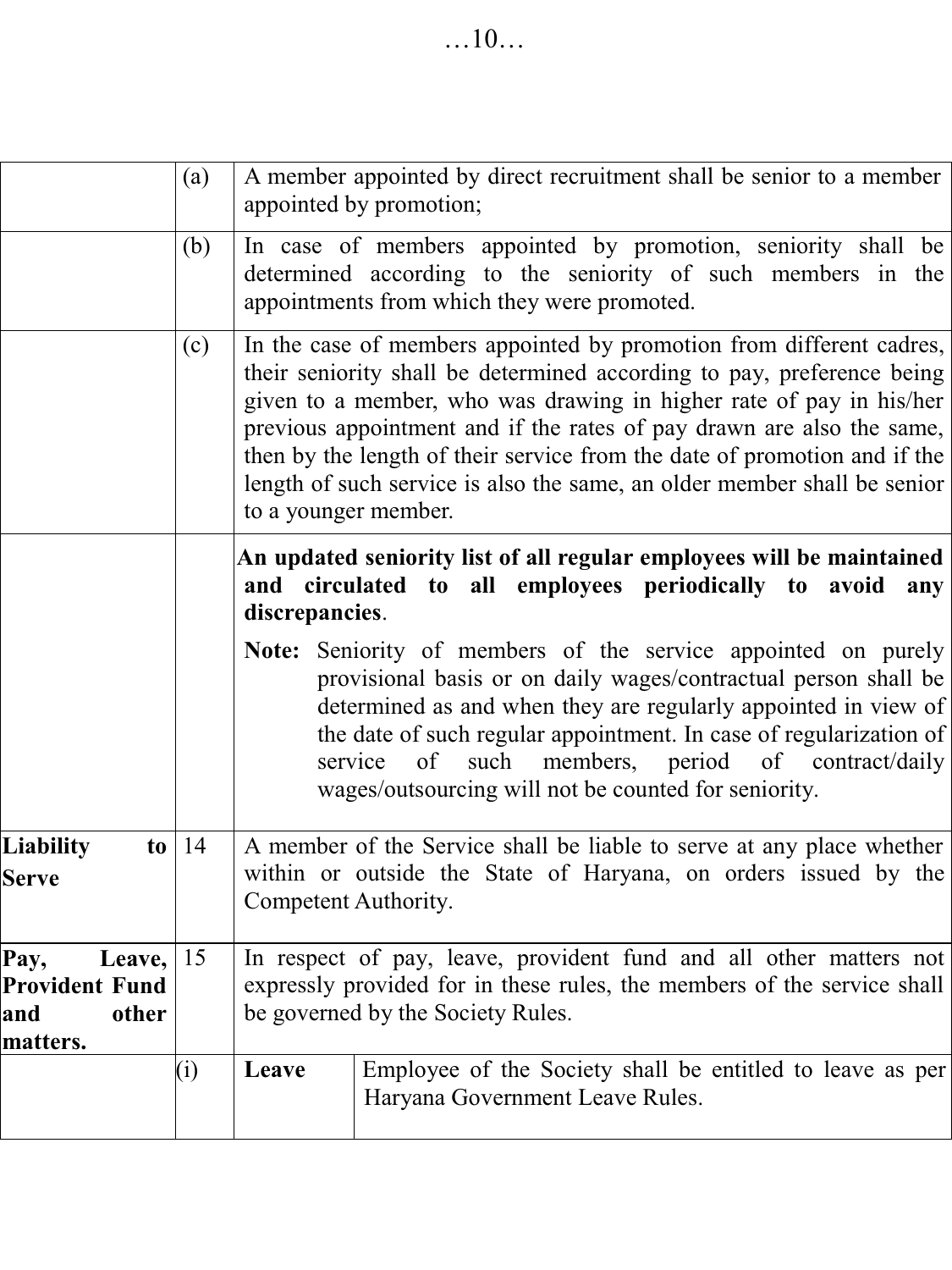| | | | |
|---|---|---|---|
| | (a) | A member appointed by direct recruitment shall be senior to a member appointed by promotion; | |
| | (b) | In case of members appointed by promotion, seniority shall be determined according to the seniority of such members in the appointments from which they were promoted. | |
| | (c) | In the case of members appointed by promotion from different cadres, their seniority shall be determined according to pay, preference being given to a member, who was drawing in higher rate of pay in his/her previous appointment and if the rates of pay drawn are also the same, then by the length of their service from the date of promotion and if the length of such service is also the same, an older member shall be senior to a younger member. | |
| | | **An updated seniority list of all regular employees will be maintained and circulated to all employees periodically to avoid any discrepancies**.<br><br>**Note:** Seniority of members of the service appointed on purely provisional basis or on daily wages/contractual person shall be determined as and when they are regularly appointed in view of the date of such regular appointment. In case of regularization of service of such members, period of contract/daily wages/outsourcing will not be counted for seniority. | |
| **Liability to Serve** | 14 | A member of the Service shall be liable to serve at any place whether within or outside the State of Haryana, on orders issued by the Competent Authority. | |
| **Pay, Leave, Provident Fund and other matters.** | 15 | In respect of pay, leave, provident fund and all other matters not expressly provided for in these rules, the members of the service shall be governed by the Society Rules. | |
| | (i) | **Leave** | Employee of the Society shall be entitled to leave as per Haryana Government Leave Rules. |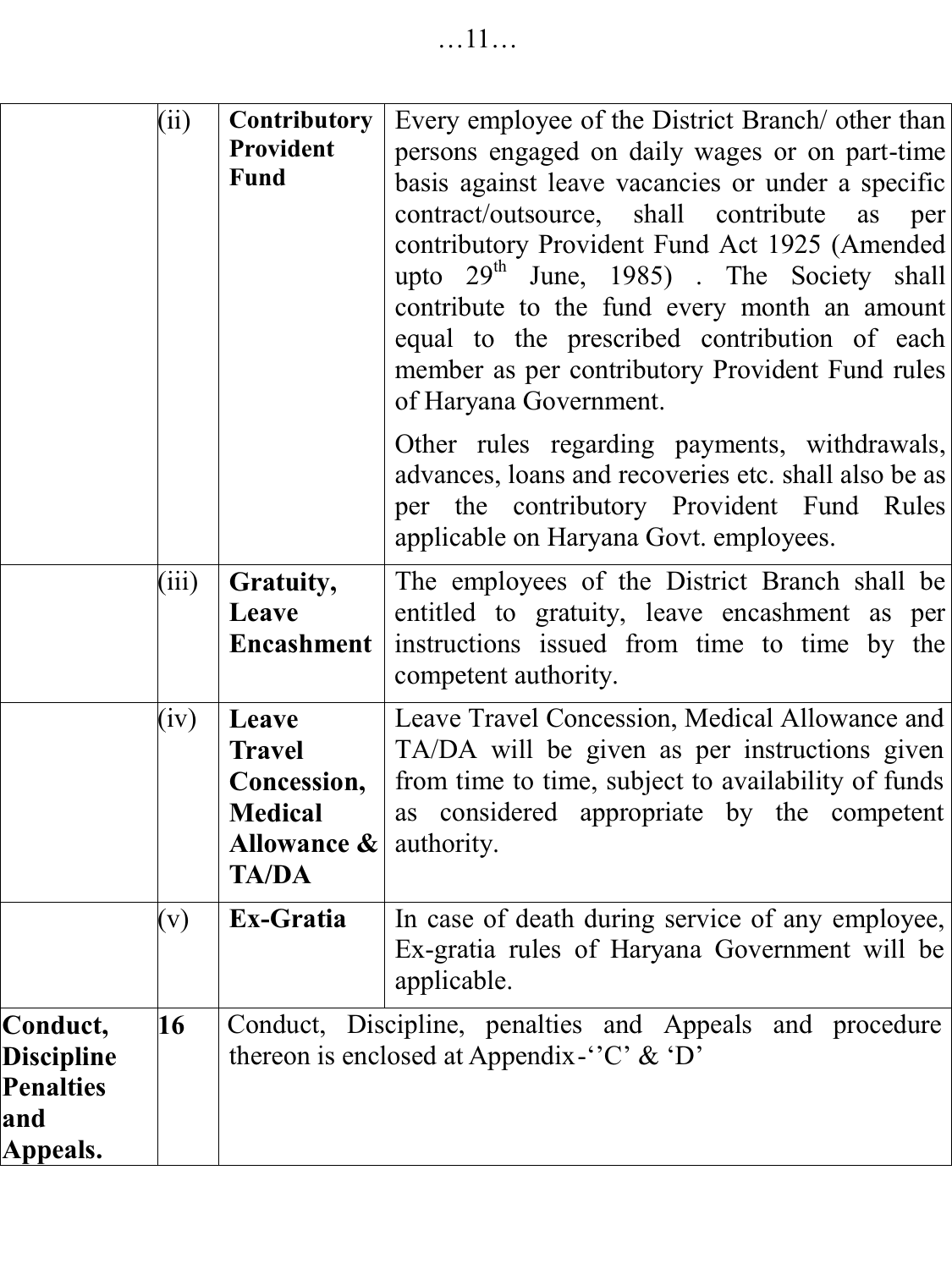| | | | |
|---|---|---|---|
| | (ii) | **Contributory Provident Fund** | Every employee of the District Branch/ other than persons engaged on daily wages or on part-time basis against leave vacancies or under a specific contract/outsource, shall contribute as per contributory Provident Fund Act 1925 (Amended upto 29th June, 1985) . The Society shall contribute to the fund every month an amount equal to the prescribed contribution of each member as per contributory Provident Fund rules of Haryana Government.<br><br>Other rules regarding payments, withdrawals, advances, loans and recoveries etc. shall also be as per the contributory Provident Fund Rules applicable on Haryana Govt. employees. |
| | (iii) | **Gratuity, Leave Encashment** | The employees of the District Branch shall be entitled to gratuity, leave encashment as per instructions issued from time to time by the competent authority. |
| | (iv) | **Leave Travel Concession, Medical Allowance & TA/DA** | Leave Travel Concession, Medical Allowance and TA/DA will be given as per instructions given from time to time, subject to availability of funds as considered appropriate by the competent authority. |
| | (v) | **Ex-Gratia** | In case of death during service of any employee, Ex-gratia rules of Haryana Government will be applicable. |
| **Conduct, Discipline Penalties and Appeals.** | **16** | Conduct, Discipline, penalties and Appeals and procedure thereon is enclosed at Appendix-''C' & 'D' | |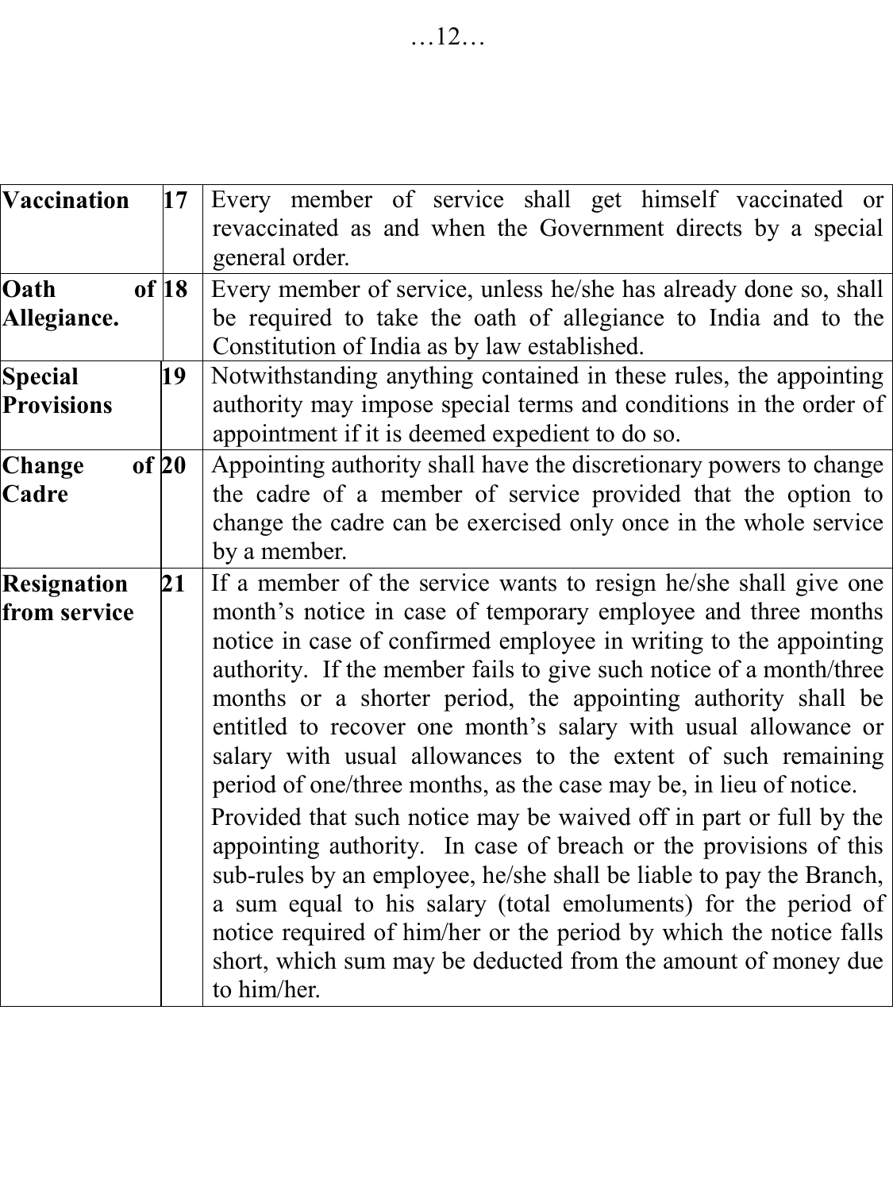| | | |
|---|---|---|
| **Vaccination** | **17** | Every member of service shall get himself vaccinated or revaccinated as and when the Government directs by a special general order. |
| **Oath of Allegiance.** | **18** | Every member of service, unless he/she has already done so, shall be required to take the oath of allegiance to India and to the Constitution of India as by law established. |
| **Special Provisions** | **19** | Notwithstanding anything contained in these rules, the appointing authority may impose special terms and conditions in the order of appointment if it is deemed expedient to do so. |
| **Change of Cadre** | **20** | Appointing authority shall have the discretionary powers to change the cadre of a member of service provided that the option to change the cadre can be exercised only once in the whole service by a member. |
| **Resignation from service** | **21** | If a member of the service wants to resign he/she shall give one month's notice in case of temporary employee and three months notice in case of confirmed employee in writing to the appointing authority. If the member fails to give such notice of a month/three months or a shorter period, the appointing authority shall be entitled to recover one month's salary with usual allowance or salary with usual allowances to the extent of such remaining period of one/three months, as the case may be, in lieu of notice.<br><br>Provided that such notice may be waived off in part or full by the appointing authority. In case of breach or the provisions of this sub-rules by an employee, he/she shall be liable to pay the Branch, a sum equal to his salary (total emoluments) for the period of notice required of him/her or the period by which the notice falls short, which sum may be deducted from the amount of money due to him/her. |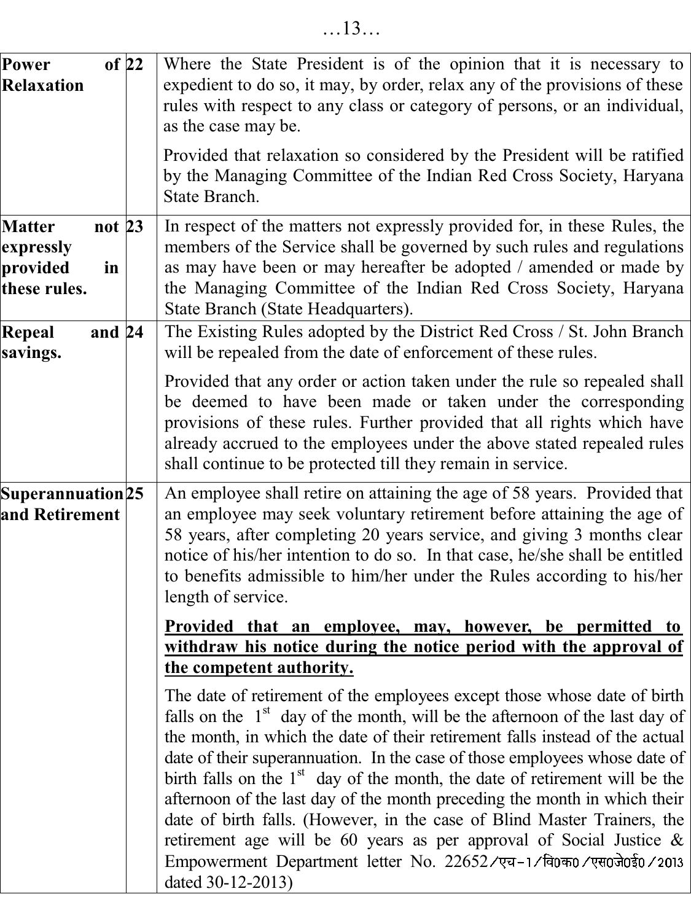| | | |
|---|---|---|
| **Power of Relaxation** | **22** | Where the State President is of the opinion that it is necessary to expedient to do so, it may, by order, relax any of the provisions of these rules with respect to any class or category of persons, or an individual, as the case may be.<br><br>Provided that relaxation so considered by the President will be ratified by the Managing Committee of the Indian Red Cross Society, Haryana State Branch. |
| **Matter not expressly provided in these rules.** | **23** | In respect of the matters not expressly provided for, in these Rules, the members of the Service shall be governed by such rules and regulations as may have been or may hereafter be adopted / amended or made by the Managing Committee of the Indian Red Cross Society, Haryana State Branch (State Headquarters). |
| **Repeal and savings.** | **24** | The Existing Rules adopted by the District Red Cross / St. John Branch will be repealed from the date of enforcement of these rules.<br><br>Provided that any order or action taken under the rule so repealed shall be deemed to have been made or taken under the corresponding provisions of these rules. Further provided that all rights which have already accrued to the employees under the above stated repealed rules shall continue to be protected till they remain in service. |
| **Superannuation and Retirement** | **25** | An employee shall retire on attaining the age of 58 years. Provided that an employee may seek voluntary retirement before attaining the age of 58 years, after completing 20 years service, and giving 3 months clear notice of his/her intention to do so. In that case, he/she shall be entitled to benefits admissible to him/her under the Rules according to his/her length of service.<br><br>**Provided that an employee, may, however, be permitted to withdraw his notice during the notice period with the approval of the competent authority.**<br><br>The date of retirement of the employees except those whose date of birth falls on the 1st day of the month, will be the afternoon of the last day of the month, in which the date of their retirement falls instead of the actual date of their superannuation. In the case of those employees whose date of birth falls on the 1st day of the month, the date of retirement will be the afternoon of the last day of the month preceding the month in which their date of birth falls. (However, in the case of Blind Master Trainers, the retirement age will be 60 years as per approval of Social Justice & Empowerment Department letter No. 22652/एच-1/वि0क0/एस0जे0ई0/2013 dated 30-12-2013) |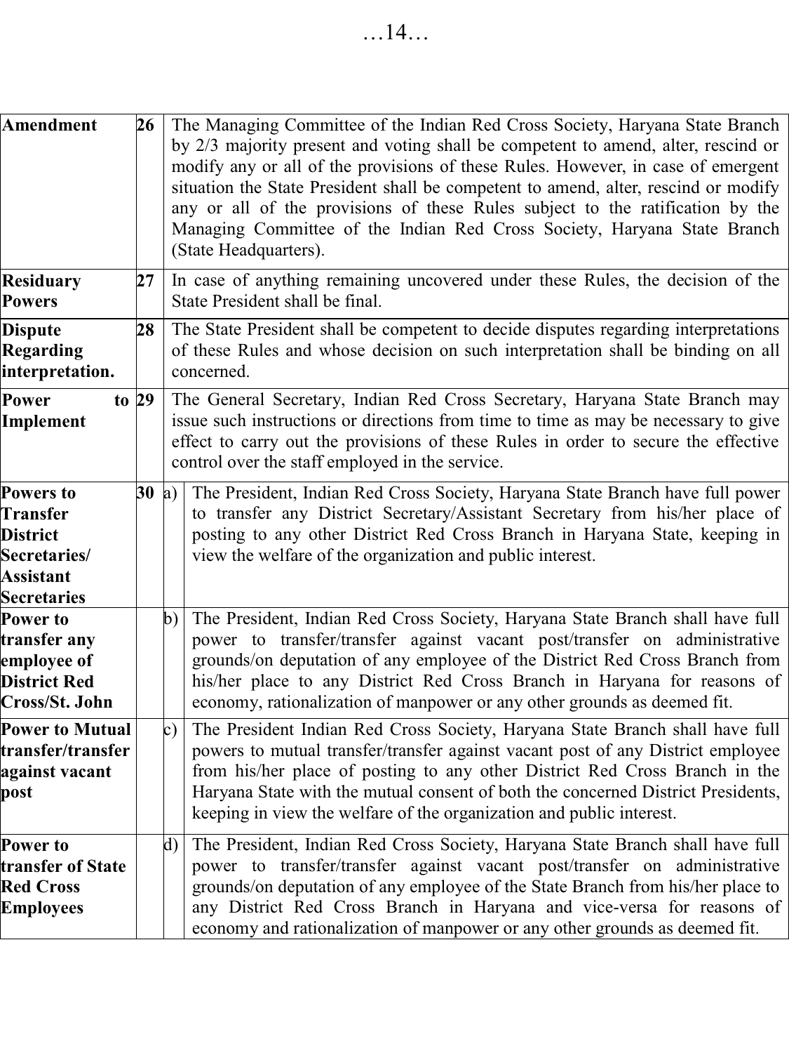| | | | |
|---|---|---|---|
| **Amendment** | **26** | | The Managing Committee of the Indian Red Cross Society, Haryana State Branch by 2/3 majority present and voting shall be competent to amend, alter, rescind or modify any or all of the provisions of these Rules. However, in case of emergent situation the State President shall be competent to amend, alter, rescind or modify any or all of the provisions of these Rules subject to the ratification by the Managing Committee of the Indian Red Cross Society, Haryana State Branch (State Headquarters). |
| **Residuary Powers** | **27** | | In case of anything remaining uncovered under these Rules, the decision of the State President shall be final. |
| **Dispute Regarding interpretation.** | **28** | | The State President shall be competent to decide disputes regarding interpretations of these Rules and whose decision on such interpretation shall be binding on all concerned. |
| **Power to Implement** | **29** | | The General Secretary, Indian Red Cross Secretary, Haryana State Branch may issue such instructions or directions from time to time as may be necessary to give effect to carry out the provisions of these Rules in order to secure the effective control over the staff employed in the service. |
| **Powers to Transfer District Secretaries/ Assistant Secretaries** | **30** | a) | The President, Indian Red Cross Society, Haryana State Branch have full power to transfer any District Secretary/Assistant Secretary from his/her place of posting to any other District Red Cross Branch in Haryana State, keeping in view the welfare of the organization and public interest. |
| **Power to transfer any employee of District Red Cross/St. John** | | b) | The President, Indian Red Cross Society, Haryana State Branch shall have full power to transfer/transfer against vacant post/transfer on administrative grounds/on deputation of any employee of the District Red Cross Branch from his/her place to any District Red Cross Branch in Haryana for reasons of economy, rationalization of manpower or any other grounds as deemed fit. |
| **Power to Mutual transfer/transfer against vacant post** | | c) | The President Indian Red Cross Society, Haryana State Branch shall have full powers to mutual transfer/transfer against vacant post of any District employee from his/her place of posting to any other District Red Cross Branch in the Haryana State with the mutual consent of both the concerned District Presidents, keeping in view the welfare of the organization and public interest. |
| **Power to transfer of State Red Cross Employees** | | d) | The President, Indian Red Cross Society, Haryana State Branch shall have full power to transfer/transfer against vacant post/transfer on administrative grounds/on deputation of any employee of the State Branch from his/her place to any District Red Cross Branch in Haryana and vice-versa for reasons of economy and rationalization of manpower or any other grounds as deemed fit. |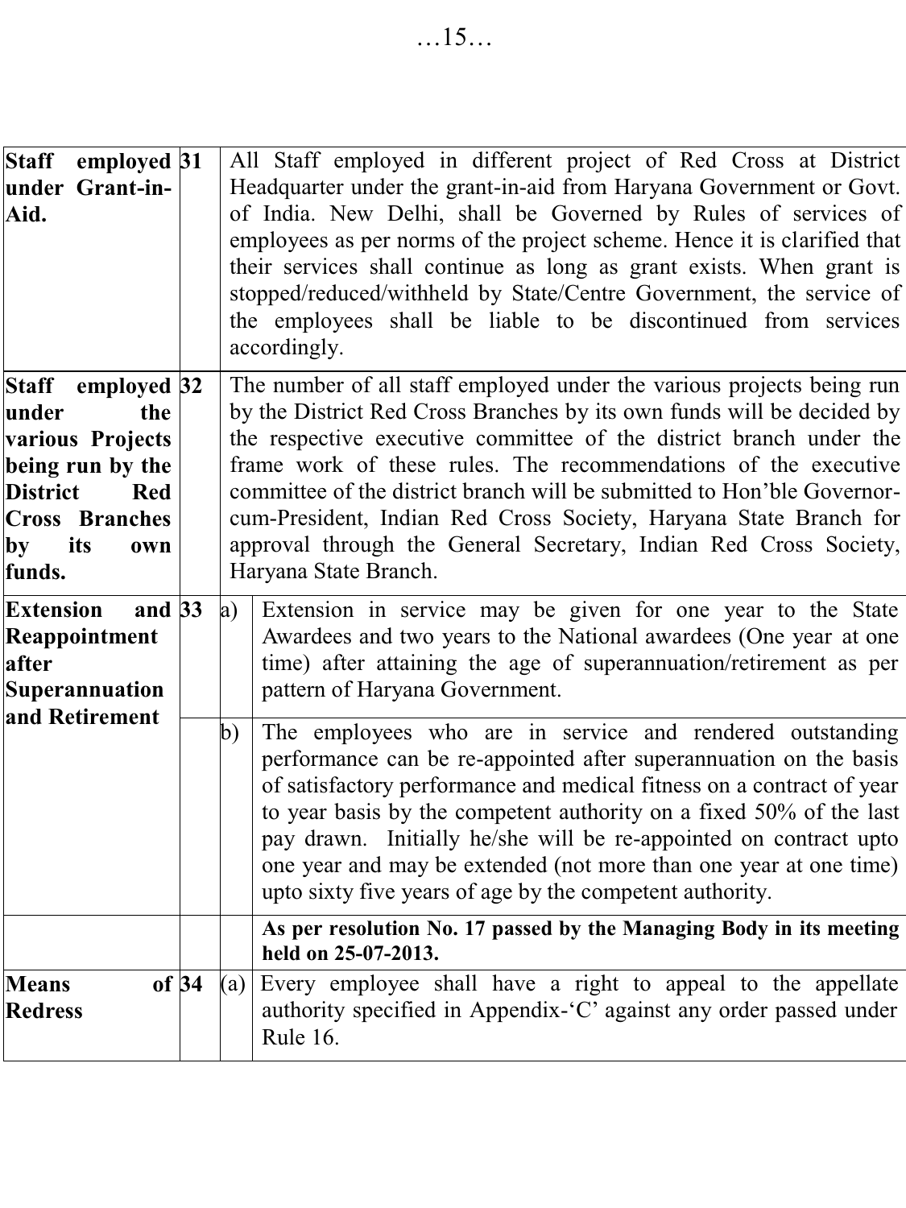| | | | |
|---|---|---|---|
| **Staff employed under Grant-in-Aid.** | 31 | | All Staff employed in different project of Red Cross at District Headquarter under the grant-in-aid from Haryana Government or Govt. of India. New Delhi, shall be Governed by Rules of services of employees as per norms of the project scheme. Hence it is clarified that their services shall continue as long as grant exists. When grant is stopped/reduced/withheld by State/Centre Government, the service of the employees shall be liable to be discontinued from services accordingly. |
| **Staff employed under the various Projects being run by the District Red Cross Branches by its own funds.** | 32 | | The number of all staff employed under the various projects being run by the District Red Cross Branches by its own funds will be decided by the respective executive committee of the district branch under the frame work of these rules. The recommendations of the executive committee of the district branch will be submitted to Hon'ble Governor-cum-President, Indian Red Cross Society, Haryana State Branch for approval through the General Secretary, Indian Red Cross Society, Haryana State Branch. |
| **Extension and Reappointment after Superannuation and Retirement** | 33 | a) | Extension in service may be given for one year to the State Awardees and two years to the National awardees (One year at one time) after attaining the age of superannuation/retirement as per pattern of Haryana Government. |
| | | b) | The employees who are in service and rendered outstanding performance can be re-appointed after superannuation on the basis of satisfactory performance and medical fitness on a contract of year to year basis by the competent authority on a fixed 50% of the last pay drawn. Initially he/she will be re-appointed on contract upto one year and may be extended (not more than one year at one time) upto sixty five years of age by the competent authority. |
| | | | **As per resolution No. 17 passed by the Managing Body in its meeting held on 25-07-2013.** |
| **Means of Redress** | 34 | (a) | Every employee shall have a right to appeal to the appellate authority specified in Appendix-'C' against any order passed under Rule 16. |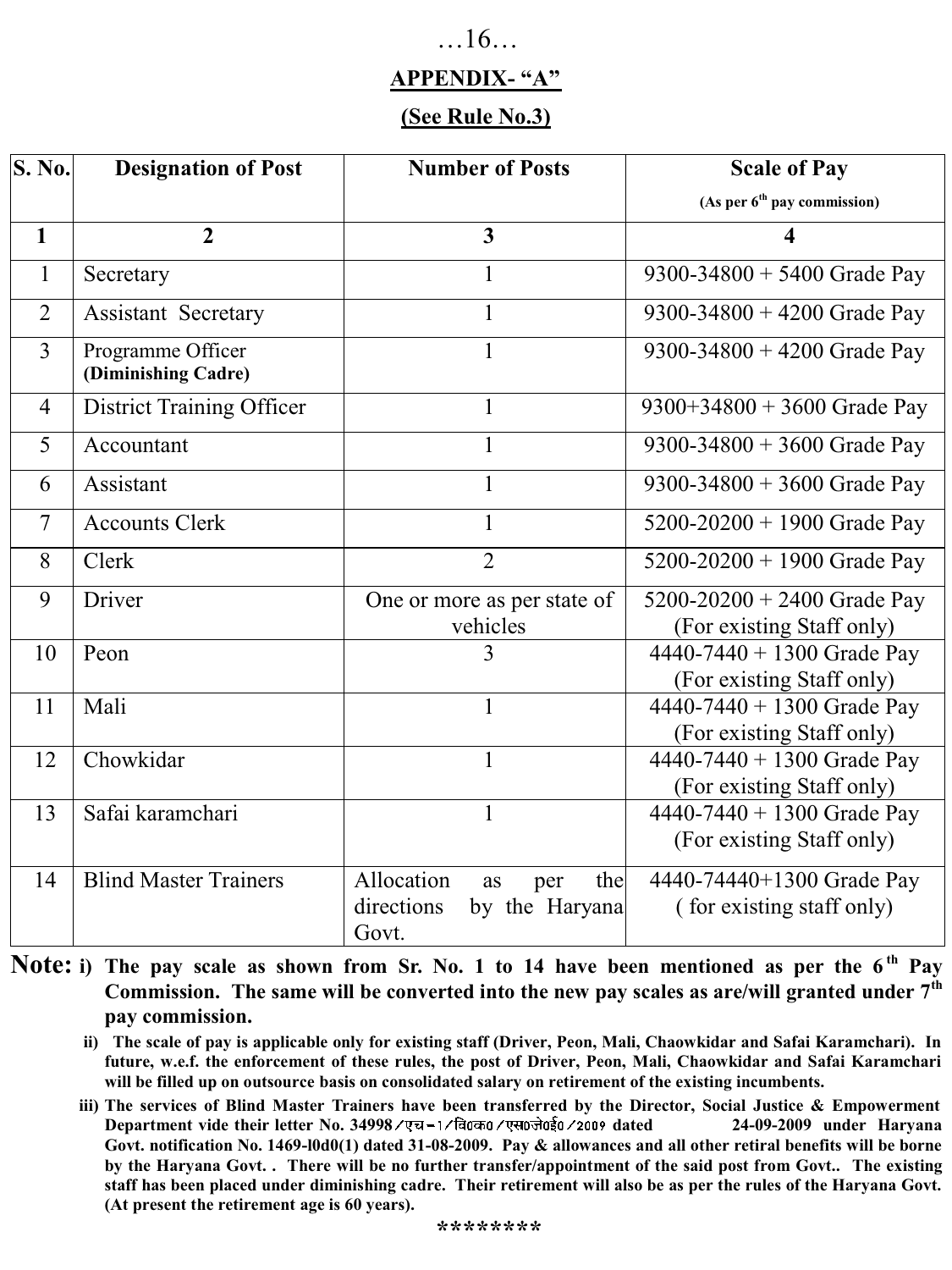## APPENDIX- "A"

### (See Rule No.3)

| S. No. | Designation of Post | Number of Posts | Scale of Pay (As per 6th pay commission) |
|---|---|---|---|
| 1 | 2 | 3 | 4 |
| 1 | Secretary | 1 | 9300-34800 + 5400 Grade Pay |
| 2 | Assistant Secretary | 1 | 9300-34800 + 4200 Grade Pay |
| 3 | Programme Officer **(Diminishing Cadre)** | 1 | 9300-34800 + 4200 Grade Pay |
| 4 | District Training Officer | 1 | 9300+34800 + 3600 Grade Pay |
| 5 | Accountant | 1 | 9300-34800 + 3600 Grade Pay |
| 6 | Assistant | 1 | 9300-34800 + 3600 Grade Pay |
| 7 | Accounts Clerk | 1 | 5200-20200 + 1900 Grade Pay |
| 8 | Clerk | 2 | 5200-20200 + 1900 Grade Pay |
| 9 | Driver | One or more as per state of vehicles | 5200-20200 + 2400 Grade Pay (For existing Staff only) |
| 10 | Peon | 3 | 4440-7440 + 1300 Grade Pay (For existing Staff only) |
| 11 | Mali | 1 | 4440-7440 + 1300 Grade Pay (For existing Staff only) |
| 12 | Chowkidar | 1 | 4440-7440 + 1300 Grade Pay (For existing Staff only) |
| 13 | Safai karamchari | 1 | 4440-7440 + 1300 Grade Pay (For existing Staff only) |
| 14 | Blind Master Trainers | Allocation as per the directions by the Haryana Govt. | 4440-74440+1300 Grade Pay ( for existing staff only) |

**Note: i) The pay scale as shown from Sr. No. 1 to 14 have been mentioned as per the 6th Pay Commission. The same will be converted into the new pay scales as are/will granted under 7th pay commission.**

**ii) The scale of pay is applicable only for existing staff (Driver, Peon, Mali, Chaowkidar and Safai Karamchari). In future, w.e.f. the enforcement of these rules, the post of Driver, Peon, Mali, Chaowkidar and Safai Karamchari will be filled up on outsource basis on consolidated salary on retirement of the existing incumbents.**

**iii) The services of Blind Master Trainers have been transferred by the Director, Social Justice & Empowerment Department vide their letter No. 34998/एच-1/वि0का0/एस0जे0ई0/2009 dated 24-09-2009 under Haryana Govt. notification No. 1469-l0d0(1) dated 31-08-2009. Pay & allowances and all other retiral benefits will be borne by the Haryana Govt. . There will be no further transfer/appointment of the said post from Govt.. The existing staff has been placed under diminishing cadre. Their retirement will also be as per the rules of the Haryana Govt. (At present the retirement age is 60 years).**

********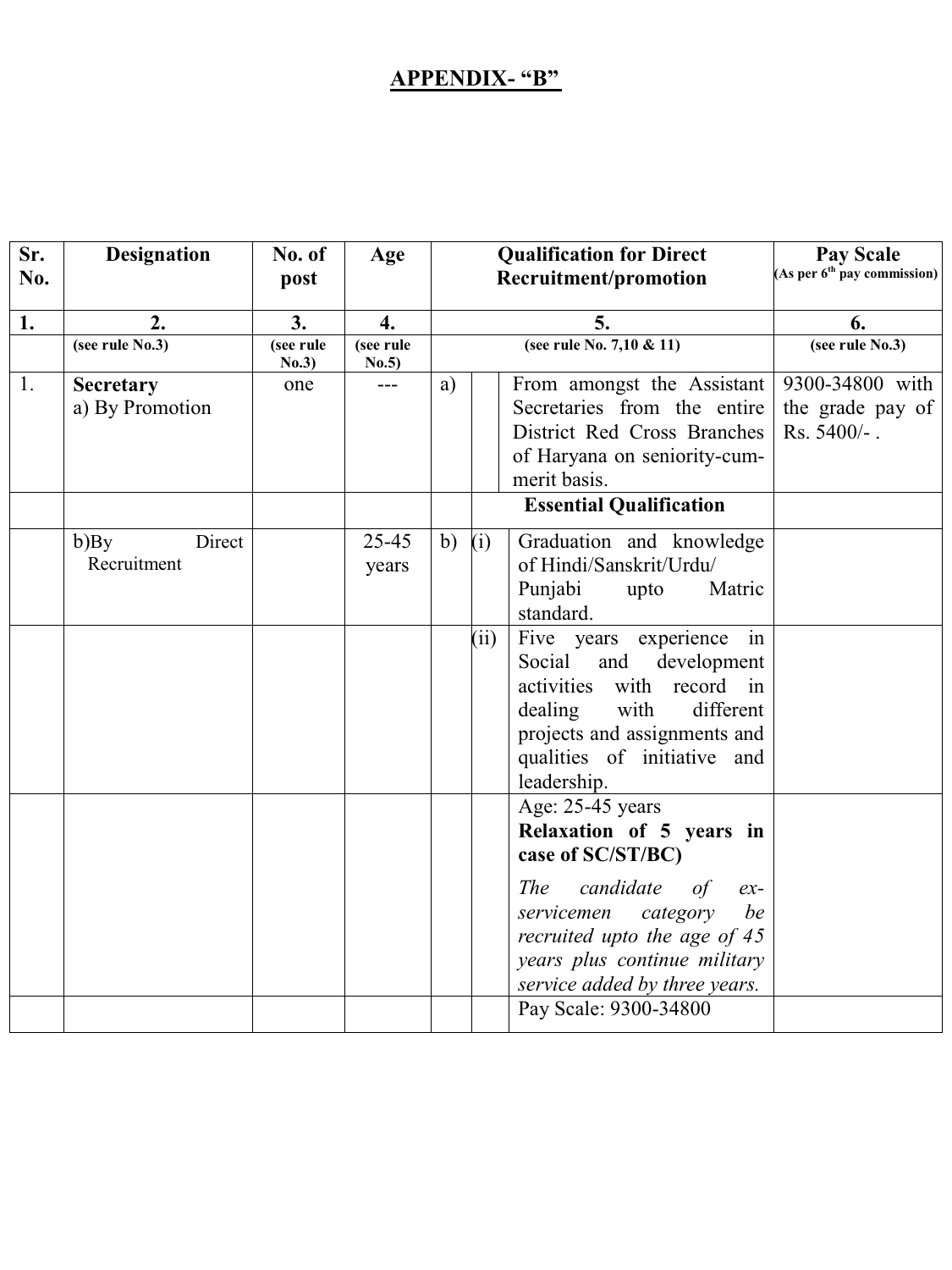## APPENDIX- "B"

| Sr. No. | Designation | No. of post | Age | Qualification for Direct Recruitment/promotion | | | Pay Scale (As per 6th pay commission) |
|---|---|---|---|---|---|---|---|
| **1.** | **2.** | **3.** | **4.** | **5.** | | | **6.** |
| | (see rule No.3) | (see rule No.3) | (see rule No.5) | (see rule No. 7,10 & 11) | | | (see rule No.3) |
| 1. | **Secretary** a) By Promotion | one | --- | a) | | From amongst the Assistant Secretaries from the entire District Red Cross Branches of Haryana on seniority-cum-merit basis. | 9300-34800 with the grade pay of Rs. 5400/- . |
| | | | | | | **Essential Qualification** | |
| | b)By Direct Recruitment | | 25-45 years | b) | (i) | Graduation and knowledge of Hindi/Sanskrit/Urdu/ Punjabi upto Matric standard. | |
| | | | | | (ii) | Five years experience in Social and development activities with record in dealing with different projects and assignments and qualities of initiative and leadership. | |
| | | | | | | Age: 25-45 years **Relaxation of 5 years in case of SC/ST/BC)** *The candidate of ex-servicemen category be recruited upto the age of 45 years plus continue military service added by three years.* | |
| | | | | | | Pay Scale: 9300-34800 | |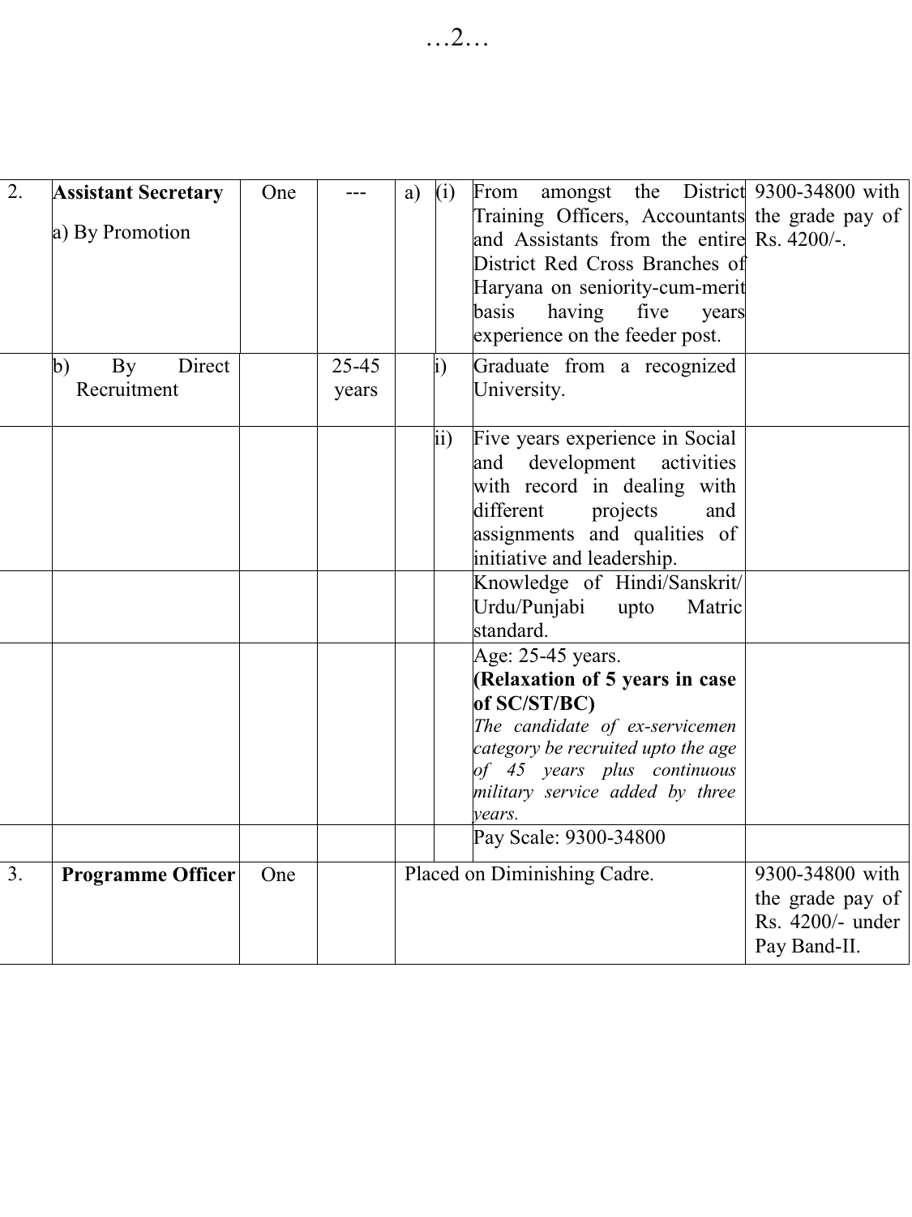| 2. | **Assistant Secretary**<br>a) By Promotion | One | --- | a) | (i) | From amongst the District Training Officers, Accountants and Assistants from the entire District Red Cross Branches of Haryana on seniority-cum-merit basis having five years experience on the feeder post. | 9300-34800 with the grade pay of Rs. 4200/-. |
|---|---|---|---|---|---|---|---|
| | b) By Direct Recruitment | | 25-45 years | | i) | Graduate from a recognized University. | |
| | | | | | ii) | Five years experience in Social and development activities with record in dealing with different projects and assignments and qualities of initiative and leadership. | |
| | | | | | | Knowledge of Hindi/Sanskrit/ Urdu/Punjabi upto Matric standard. | |
| | | | | | | Age: 25-45 years.<br>**(Relaxation of 5 years in case of SC/ST/BC)**<br>*The candidate of ex-servicemen category be recruited upto the age of 45 years plus continuous military service added by three years.* | |
| | | | | | | Pay Scale: 9300-34800 | |
| 3. | **Programme Officer** | One | | Placed on Diminishing Cadre. | | | 9300-34800 with the grade pay of Rs. 4200/- under Pay Band-II. |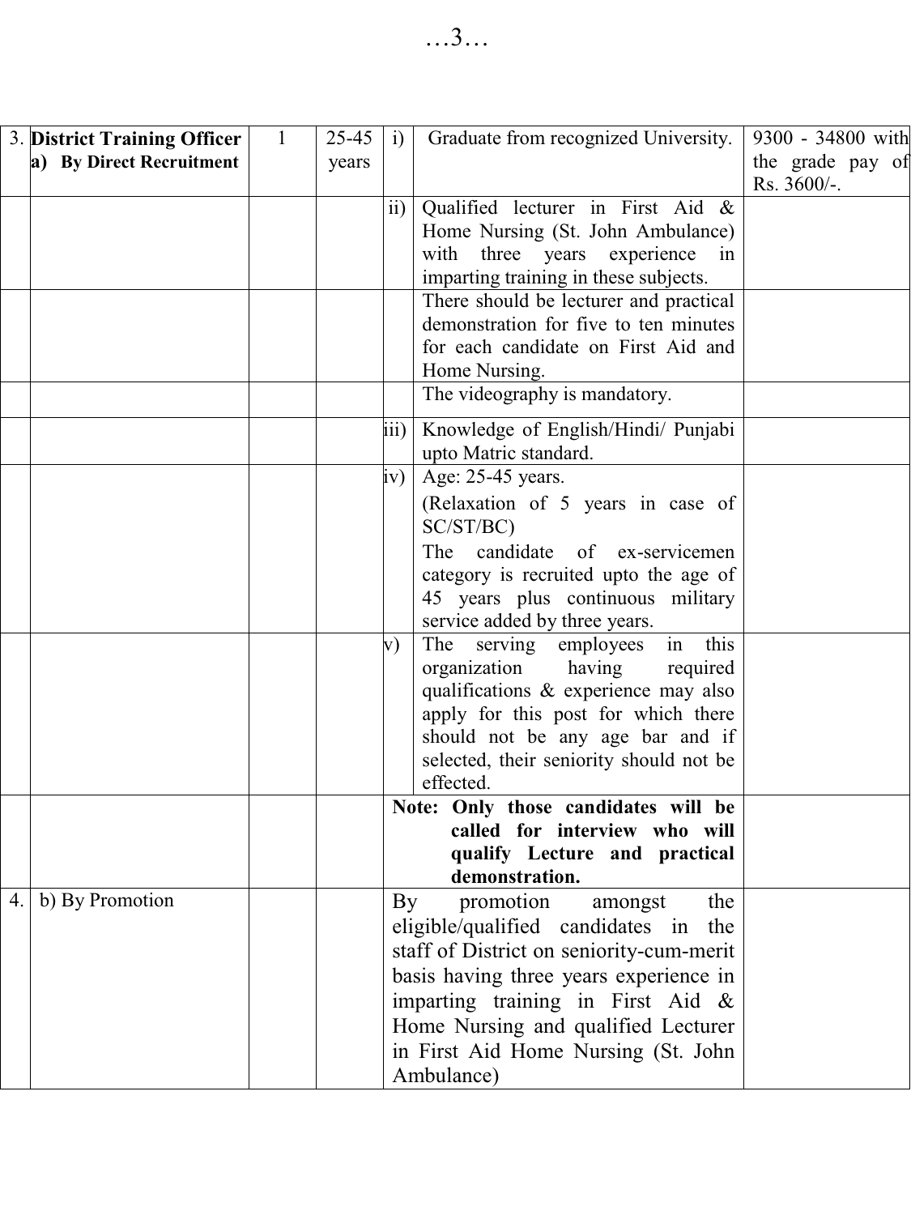| 3. | **District Training Officer** **a) By Direct Recruitment** | 1 | 25-45 years | i) | Graduate from recognized University. | 9300 - 34800 with the grade pay of Rs. 3600/-. |
|---|---|---|---|---|---|---|
| | | | | ii) | Qualified lecturer in First Aid & Home Nursing (St. John Ambulance) with three years experience in imparting training in these subjects. | |
| | | | | | There should be lecturer and practical demonstration for five to ten minutes for each candidate on First Aid and Home Nursing. | |
| | | | | | The videography is mandatory. | |
| | | | | iii) | Knowledge of English/Hindi/ Punjabi upto Matric standard. | |
| | | | | iv) | Age: 25-45 years. (Relaxation of 5 years in case of SC/ST/BC) The candidate of ex-servicemen category is recruited upto the age of 45 years plus continuous military service added by three years. | |
| | | | | v) | The serving employees in this organization having required qualifications & experience may also apply for this post for which there should not be any age bar and if selected, their seniority should not be effected. | |
| | | | | **Note:** | **Only those candidates will be called for interview who will qualify Lecture and practical demonstration.** | |
| 4. | b) By Promotion | | | By promotion amongst the eligible/qualified candidates in the staff of District on seniority-cum-merit basis having three years experience in imparting training in First Aid & Home Nursing and qualified Lecturer in First Aid Home Nursing (St. John Ambulance) | | |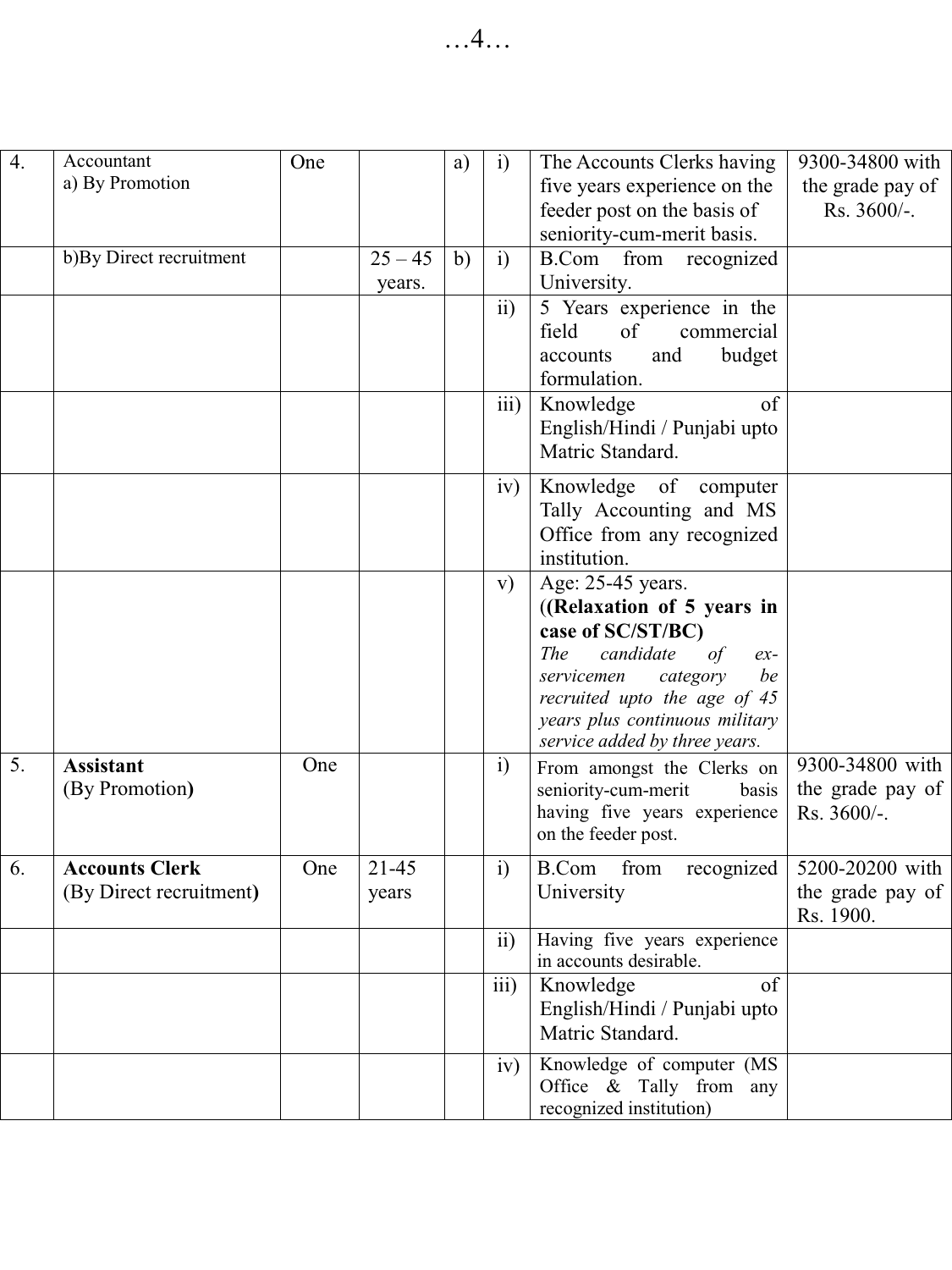| 4. | Accountant<br>a) By Promotion | One | | a) | i) | The Accounts Clerks having five years experience on the feeder post on the basis of seniority-cum-merit basis. | 9300-34800 with the grade pay of Rs. 3600/-. |
|---|---|---|---|---|---|---|---|
| | b)By Direct recruitment | | 25 – 45 years. | b) | i) | B.Com from recognized University. | |
| | | | | | ii) | 5 Years experience in the field of commercial accounts and budget formulation. | |
| | | | | | iii) | Knowledge of English/Hindi / Punjabi upto Matric Standard. | |
| | | | | | iv) | Knowledge of computer Tally Accounting and MS Office from any recognized institution. | |
| | | | | | v) | Age: 25-45 years.<br>(**(Relaxation of 5 years in case of SC/ST/BC)**<br>*The candidate of ex-servicemen category be recruited upto the age of 45 years plus continuous military service added by three years.* | |
| 5. | **Assistant**<br>(By Promotion**)** | One | | | i) | From amongst the Clerks on seniority-cum-merit basis having five years experience on the feeder post. | 9300-34800 with the grade pay of Rs. 3600/-. |
| 6. | **Accounts Clerk**<br>(By Direct recruitment**)** | One | 21-45 years | | i) | B.Com from recognized University | 5200-20200 with the grade pay of Rs. 1900. |
| | | | | | ii) | Having five years experience in accounts desirable. | |
| | | | | | iii) | Knowledge of English/Hindi / Punjabi upto Matric Standard. | |
| | | | | | iv) | Knowledge of computer (MS Office & Tally from any recognized institution) | |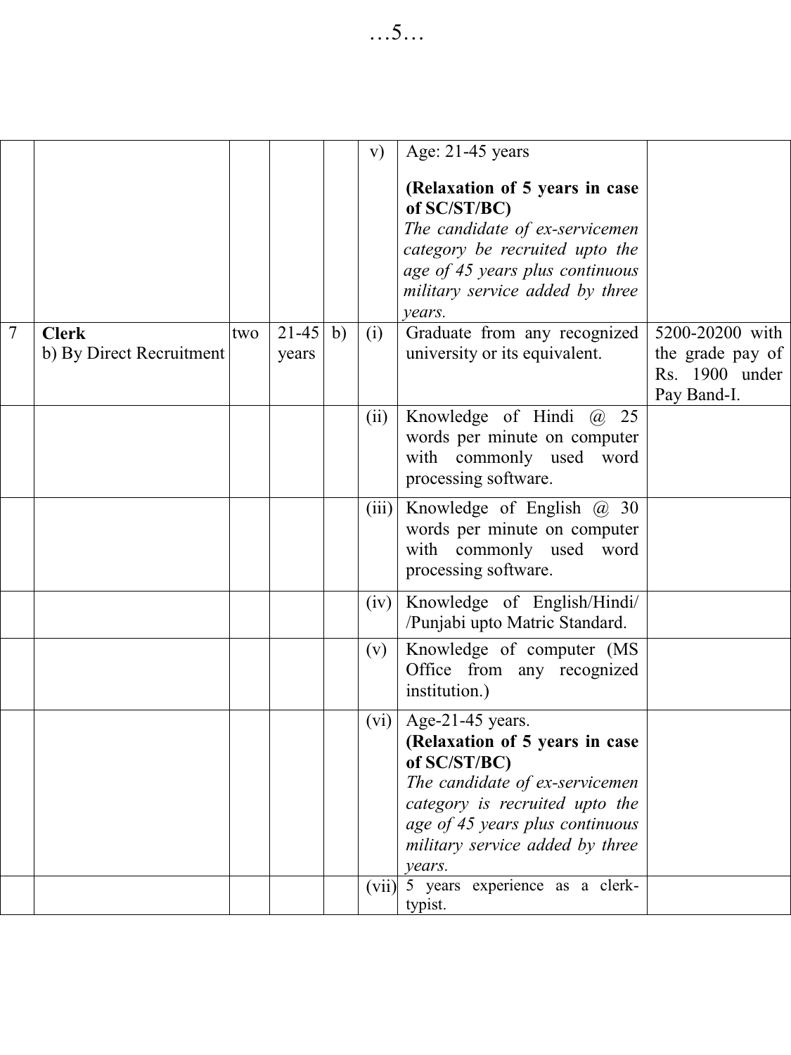| | | | | | | | |
|---|---|---|---|---|---|---|---|
| | | | | | v) | Age: 21-45 years<br><br>**(Relaxation of 5 years in case of SC/ST/BC)**<br>*The candidate of ex-servicemen category be recruited upto the age of 45 years plus continuous military service added by three years.* | |
| 7 | **Clerk**<br>b) By Direct Recruitment | two | 21-45 years | b) | (i) | Graduate from any recognized university or its equivalent. | 5200-20200 with the grade pay of Rs. 1900 under Pay Band-I. |
| | | | | | (ii) | Knowledge of Hindi @ 25 words per minute on computer with commonly used word processing software. | |
| | | | | | (iii) | Knowledge of English @ 30 words per minute on computer with commonly used word processing software. | |
| | | | | | (iv) | Knowledge of English/Hindi/ /Punjabi upto Matric Standard. | |
| | | | | | (v) | Knowledge of computer (MS Office from any recognized institution.) | |
| | | | | | (vi) | Age-21-45 years.<br>**(Relaxation of 5 years in case of SC/ST/BC)**<br>*The candidate of ex-servicemen category is recruited upto the age of 45 years plus continuous military service added by three years.* | |
| | | | | | (vii) | 5 years experience as a clerk-typist. | |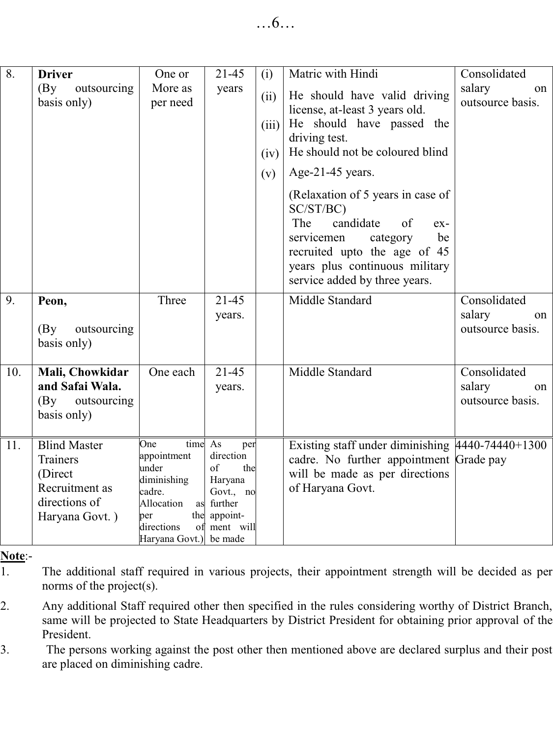| 8. | **Driver** (By outsourcing basis only) | One or More as per need | 21-45 years | (i)<br>(ii)<br>(iii)<br>(iv)<br>(v) | Matric with Hindi<br>He should have valid driving license, at-least 3 years old.<br>He should have passed the driving test.<br>He should not be coloured blind<br>Age-21-45 years.<br>(Relaxation of 5 years in case of SC/ST/BC)<br>The candidate of ex-servicemen category be recruited upto the age of 45 years plus continuous military service added by three years. | Consolidated salary on outsource basis. |
|---|---|---|---|---|---|---|
| 9. | **Peon,** (By outsourcing basis only) | Three | 21-45 years. | | Middle Standard | Consolidated salary on outsource basis. |
| 10. | **Mali, Chowkidar and Safai Wala.** (By outsourcing basis only) | One each | 21-45 years. | | Middle Standard | Consolidated salary on outsource basis. |
| 11. | Blind Master Trainers (Direct Recruitment as directions of Haryana Govt. ) | One time appointment under diminishing cadre. Allocation as per the directions of Haryana Govt.) | As per direction of the Haryana Govt., no further appoint-ment will be made | | Existing staff under diminishing cadre. No further appointment will be made as per directions of Haryana Govt. | 4440-74440+1300 Grade pay |

**Note**:-

1. The additional staff required in various projects, their appointment strength will be decided as per norms of the project(s).
2. Any additional Staff required other then specified in the rules considering worthy of District Branch, same will be projected to State Headquarters by District President for obtaining prior approval of the President.
3. The persons working against the post other then mentioned above are declared surplus and their post are placed on diminishing cadre.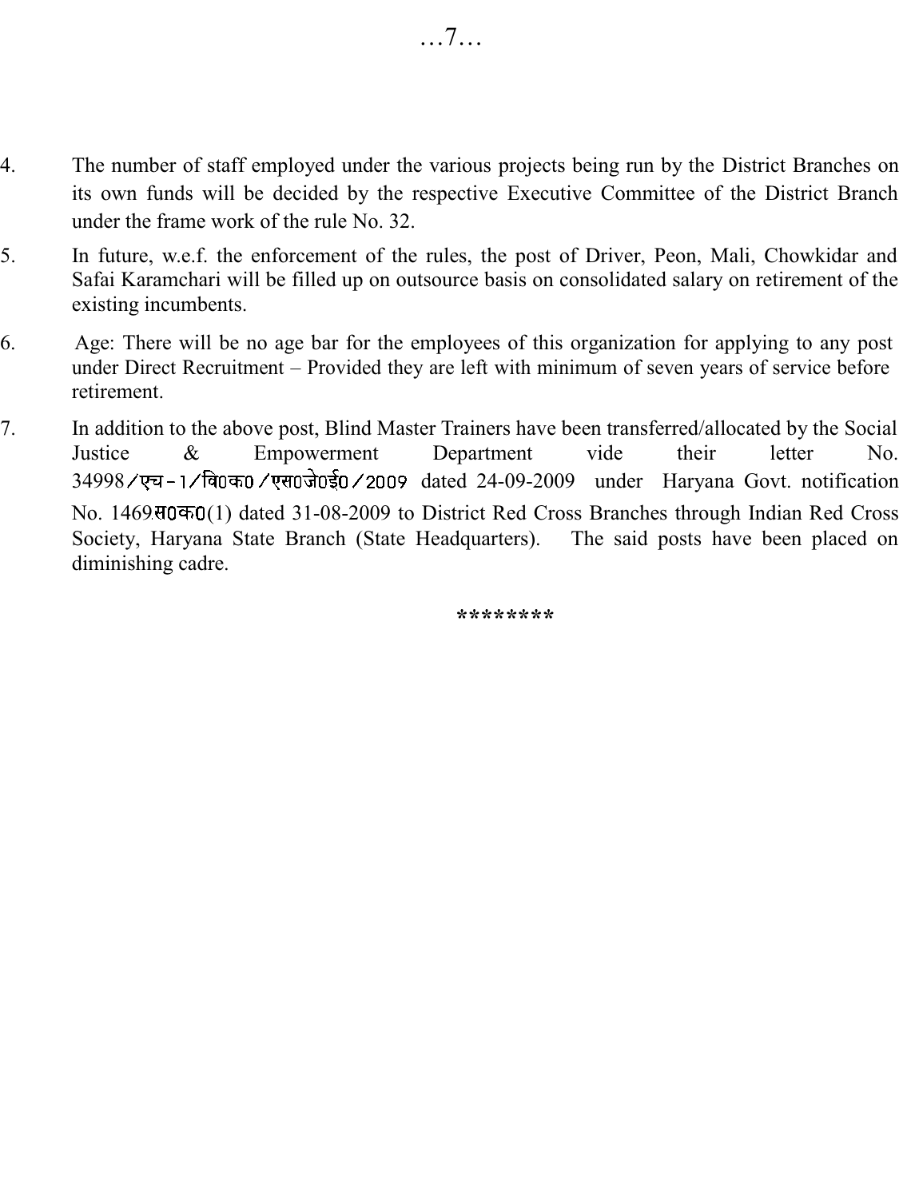4. The number of staff employed under the various projects being run by the District Branches on its own funds will be decided by the respective Executive Committee of the District Branch under the frame work of the rule No. 32.

5. In future, w.e.f. the enforcement of the rules, the post of Driver, Peon, Mali, Chowkidar and Safai Karamchari will be filled up on outsource basis on consolidated salary on retirement of the existing incumbents.

6. Age: There will be no age bar for the employees of this organization for applying to any post under Direct Recruitment – Provided they are left with minimum of seven years of service before retirement.

7. In addition to the above post, Blind Master Trainers have been transferred/allocated by the Social Justice & Empowerment Department vide their letter No. 34998/एच-1/वि0क0/एस0जे0ई0/2009 dated 24-09-2009 under Haryana Govt. notification No. 1469.स0क0(1) dated 31-08-2009 to District Red Cross Branches through Indian Red Cross Society, Haryana State Branch (State Headquarters). The said posts have been placed on diminishing cadre.

********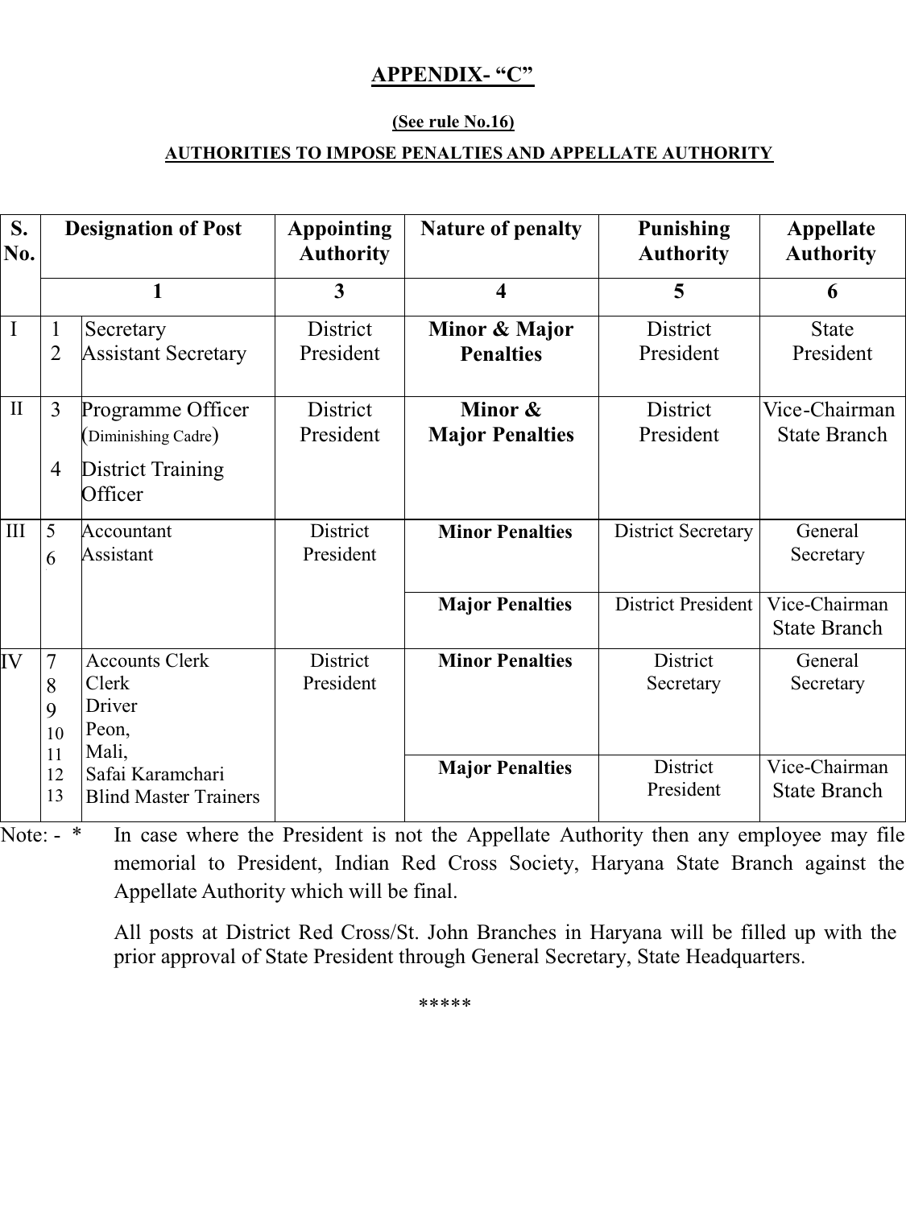## APPENDIX- "C"

**(See rule No.16)**

**AUTHORITIES TO IMPOSE PENALTIES AND APPELLATE AUTHORITY**

| S. No. | | Designation of Post | Appointing Authority | Nature of penalty | Punishing Authority | Appellate Authority |
|---|---|---|---|---|---|---|
| | | 1 | 3 | 4 | 5 | 6 |
| I | 1<br>2 | Secretary<br>Assistant Secretary | District President | **Minor & Major Penalties** | District President | State President |
| II | 3<br>4 | Programme Officer (Diminishing Cadre)<br>District Training Officer | District President | **Minor & Major Penalties** | District President | Vice-Chairman State Branch |
| III | 5<br>6 | Accountant<br>Assistant | District President | **Minor Penalties** | District Secretary | General Secretary |
| | | | | **Major Penalties** | District President | Vice-Chairman State Branch |
| IV | 7<br>8<br>9<br>10<br>11<br>12<br>13 | Accounts Clerk<br>Clerk<br>Driver<br>Peon,<br>Mali,<br>Safai Karamchari<br>Blind Master Trainers | District President | **Minor Penalties** | District Secretary | General Secretary |
| | | | | **Major Penalties** | District President | Vice-Chairman State Branch |

Note: - * In case where the President is not the Appellate Authority then any employee may file memorial to President, Indian Red Cross Society, Haryana State Branch against the Appellate Authority which will be final.

All posts at District Red Cross/St. John Branches in Haryana will be filled up with the prior approval of State President through General Secretary, State Headquarters.

*****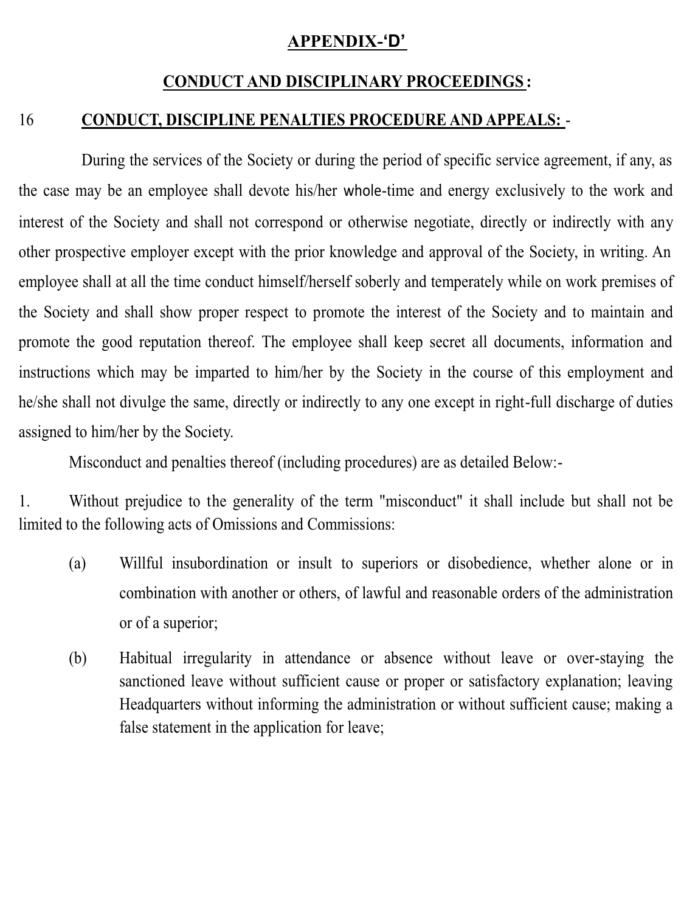# APPENDIX-'D'

## CONDUCT AND DISCIPLINARY PROCEEDINGS :

### 16 CONDUCT, DISCIPLINE PENALTIES PROCEDURE AND APPEALS: -

During the services of the Society or during the period of specific service agreement, if any, as the case may be an employee shall devote his/her whole-time and energy exclusively to the work and interest of the Society and shall not correspond or otherwise negotiate, directly or indirectly with any other prospective employer except with the prior knowledge and approval of the Society, in writing. An employee shall at all the time conduct himself/herself soberly and temperately while on work premises of the Society and shall show proper respect to promote the interest of the Society and to maintain and promote the good reputation thereof. The employee shall keep secret all documents, information and instructions which may be imparted to him/her by the Society in the course of this employment and he/she shall not divulge the same, directly or indirectly to any one except in right-full discharge of duties assigned to him/her by the Society.

Misconduct and penalties thereof (including procedures) are as detailed Below:-

1. Without prejudice to the generality of the term "misconduct" it shall include but shall not be limited to the following acts of Omissions and Commissions:

(a) Willful insubordination or insult to superiors or disobedience, whether alone or in combination with another or others, of lawful and reasonable orders of the administration or of a superior;

(b) Habitual irregularity in attendance or absence without leave or over-staying the sanctioned leave without sufficient cause or proper or satisfactory explanation; leaving Headquarters without informing the administration or without sufficient cause; making a false statement in the application for leave;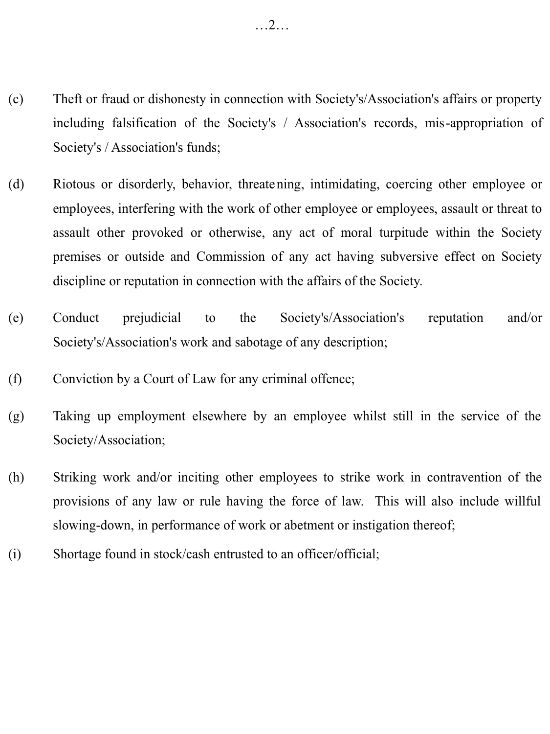(c) Theft or fraud or dishonesty in connection with Society's/Association's affairs or property including falsification of the Society's / Association's records, mis-appropriation of Society's / Association's funds;

(d) Riotous or disorderly, behavior, threatening, intimidating, coercing other employee or employees, interfering with the work of other employee or employees, assault or threat to assault other provoked or otherwise, any act of moral turpitude within the Society premises or outside and Commission of any act having subversive effect on Society discipline or reputation in connection with the affairs of the Society.

(e) Conduct prejudicial to the Society's/Association's reputation and/or Society's/Association's work and sabotage of any description;

(f) Conviction by a Court of Law for any criminal offence;

(g) Taking up employment elsewhere by an employee whilst still in the service of the Society/Association;

(h) Striking work and/or inciting other employees to strike work in contravention of the provisions of any law or rule having the force of law. This will also include willful slowing-down, in performance of work or abetment or instigation thereof;

(i) Shortage found in stock/cash entrusted to an officer/official;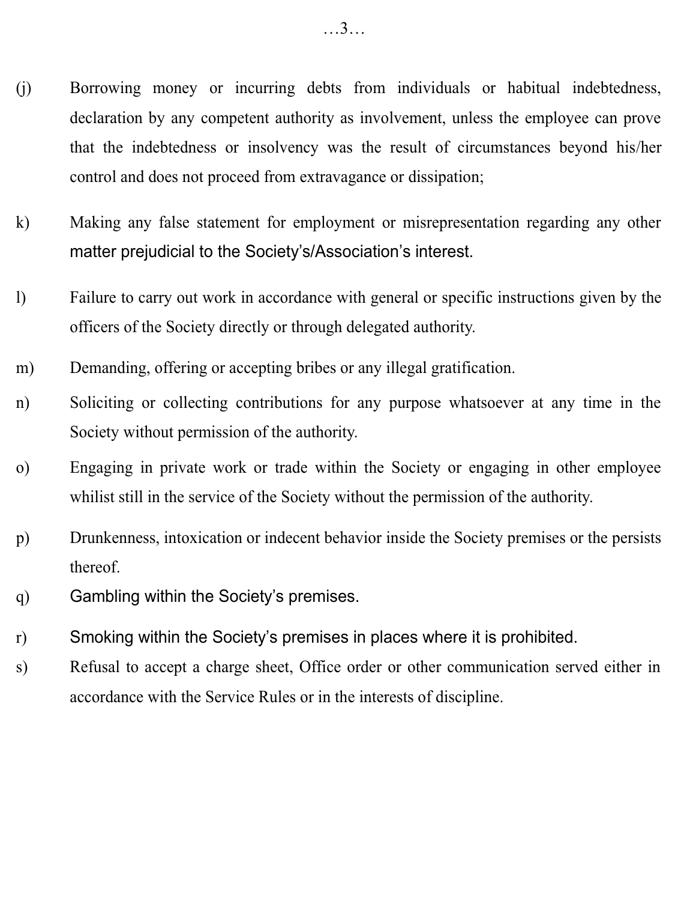(j) Borrowing money or incurring debts from individuals or habitual indebtedness, declaration by any competent authority as involvement, unless the employee can prove that the indebtedness or insolvency was the result of circumstances beyond his/her control and does not proceed from extravagance or dissipation;

k) Making any false statement for employment or misrepresentation regarding any other matter prejudicial to the Society's/Association's interest.

l) Failure to carry out work in accordance with general or specific instructions given by the officers of the Society directly or through delegated authority.

m) Demanding, offering or accepting bribes or any illegal gratification.

n) Soliciting or collecting contributions for any purpose whatsoever at any time in the Society without permission of the authority.

o) Engaging in private work or trade within the Society or engaging in other employee whilist still in the service of the Society without the permission of the authority.

p) Drunkenness, intoxication or indecent behavior inside the Society premises or the persists thereof.

q) Gambling within the Society's premises.

r) Smoking within the Society's premises in places where it is prohibited.

s) Refusal to accept a charge sheet, Office order or other communication served either in accordance with the Service Rules or in the interests of discipline.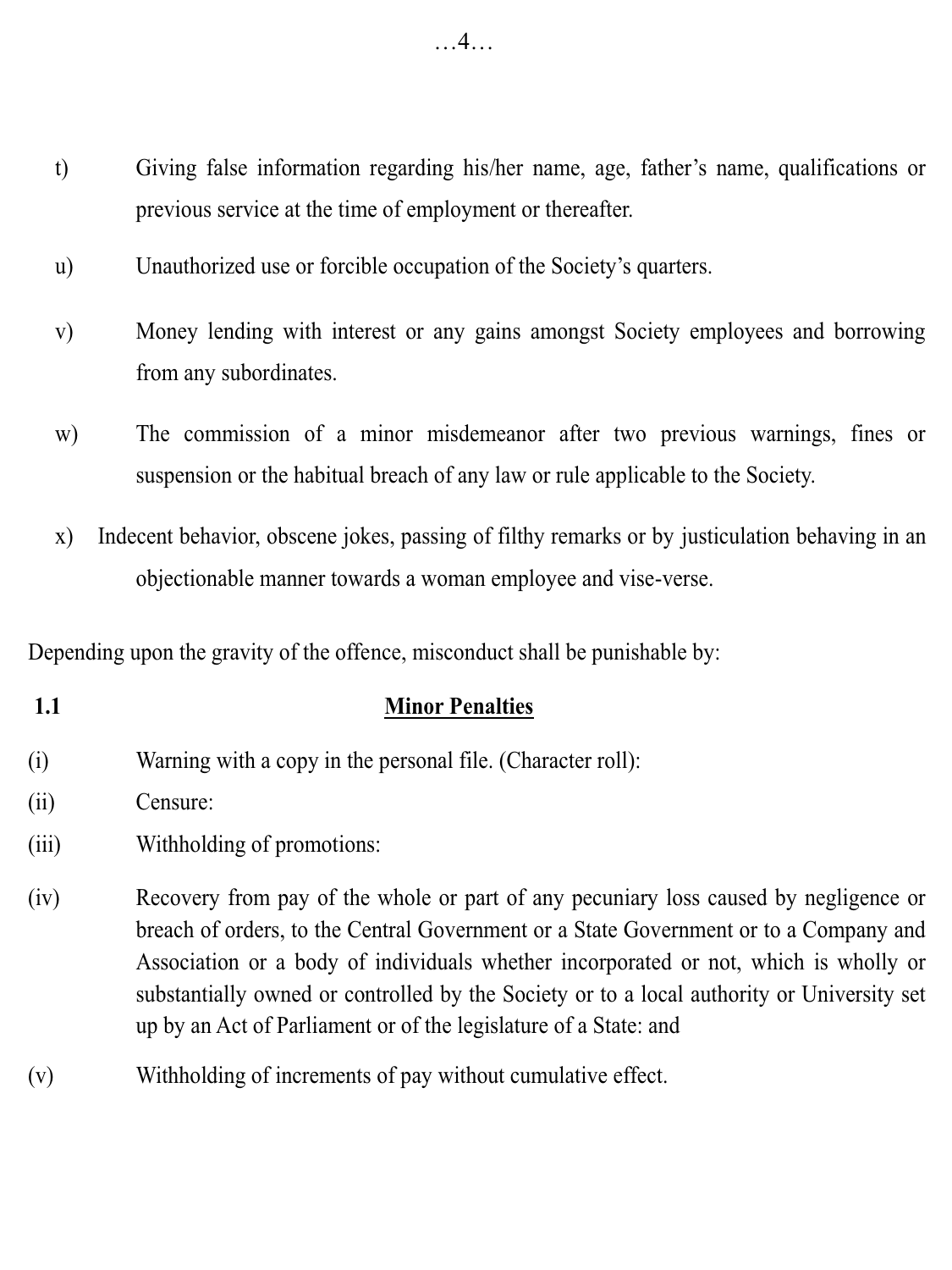t) Giving false information regarding his/her name, age, father's name, qualifications or previous service at the time of employment or thereafter.

u) Unauthorized use or forcible occupation of the Society's quarters.

v) Money lending with interest or any gains amongst Society employees and borrowing from any subordinates.

w) The commission of a minor misdemeanor after two previous warnings, fines or suspension or the habitual breach of any law or rule applicable to the Society.

x) Indecent behavior, obscene jokes, passing of filthy remarks or by justiculation behaving in an objectionable manner towards a woman employee and vise-verse.

Depending upon the gravity of the offence, misconduct shall be punishable by:

### 1.1 Minor Penalties

(i) Warning with a copy in the personal file. (Character roll):

(ii) Censure:

(iii) Withholding of promotions:

(iv) Recovery from pay of the whole or part of any pecuniary loss caused by negligence or breach of orders, to the Central Government or a State Government or to a Company and Association or a body of individuals whether incorporated or not, which is wholly or substantially owned or controlled by the Society or to a local authority or University set up by an Act of Parliament or of the legislature of a State: and

(v) Withholding of increments of pay without cumulative effect.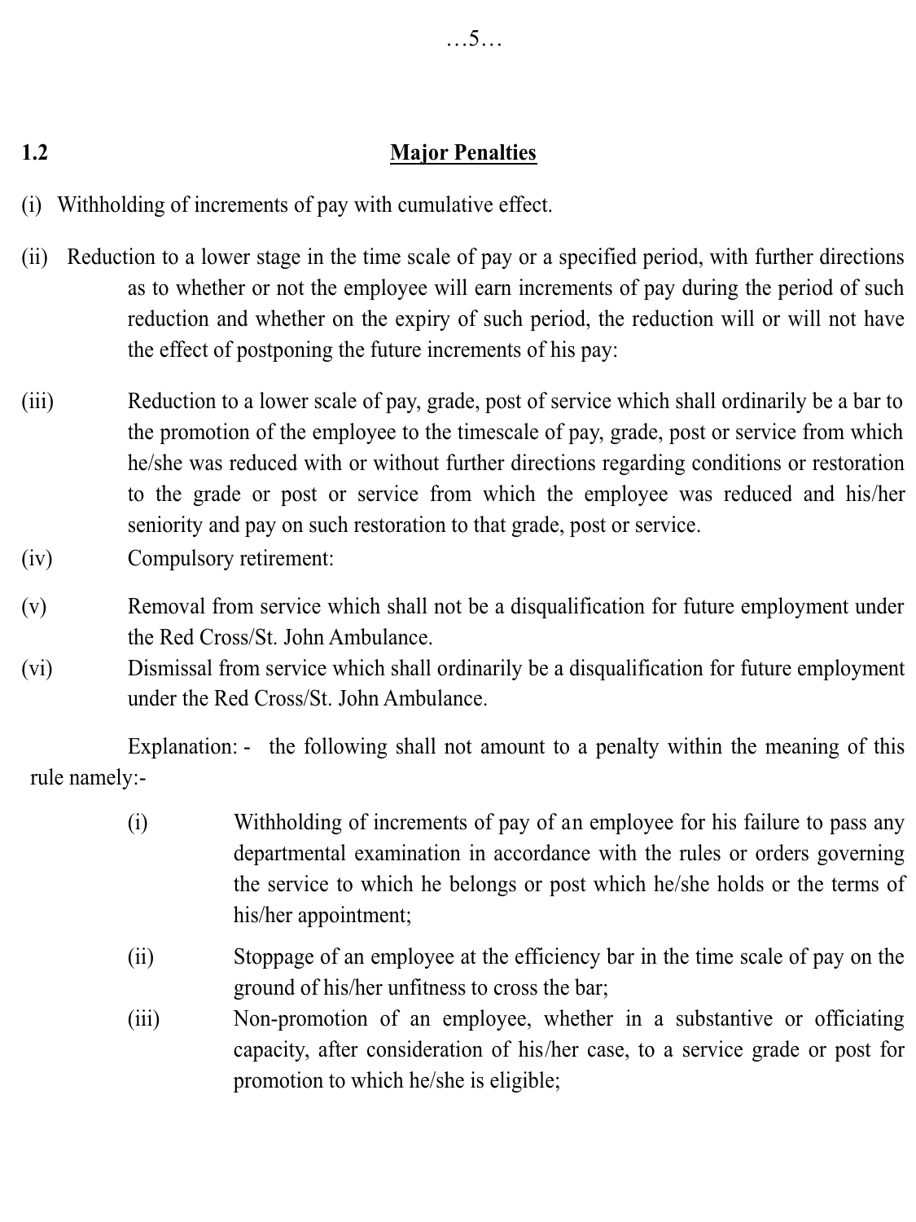## 1.2 Major Penalties

(i) Withholding of increments of pay with cumulative effect.

(ii) Reduction to a lower stage in the time scale of pay or a specified period, with further directions as to whether or not the employee will earn increments of pay during the period of such reduction and whether on the expiry of such period, the reduction will or will not have the effect of postponing the future increments of his pay:

(iii) Reduction to a lower scale of pay, grade, post of service which shall ordinarily be a bar to the promotion of the employee to the timescale of pay, grade, post or service from which he/she was reduced with or without further directions regarding conditions or restoration to the grade or post or service from which the employee was reduced and his/her seniority and pay on such restoration to that grade, post or service.

(iv) Compulsory retirement:

(v) Removal from service which shall not be a disqualification for future employment under the Red Cross/St. John Ambulance.

(vi) Dismissal from service which shall ordinarily be a disqualification for future employment under the Red Cross/St. John Ambulance.

Explanation: - the following shall not amount to a penalty within the meaning of this rule namely:-

(i) Withholding of increments of pay of an employee for his failure to pass any departmental examination in accordance with the rules or orders governing the service to which he belongs or post which he/she holds or the terms of his/her appointment;

(ii) Stoppage of an employee at the efficiency bar in the time scale of pay on the ground of his/her unfitness to cross the bar;

(iii) Non-promotion of an employee, whether in a substantive or officiating capacity, after consideration of his/her case, to a service grade or post for promotion to which he/she is eligible;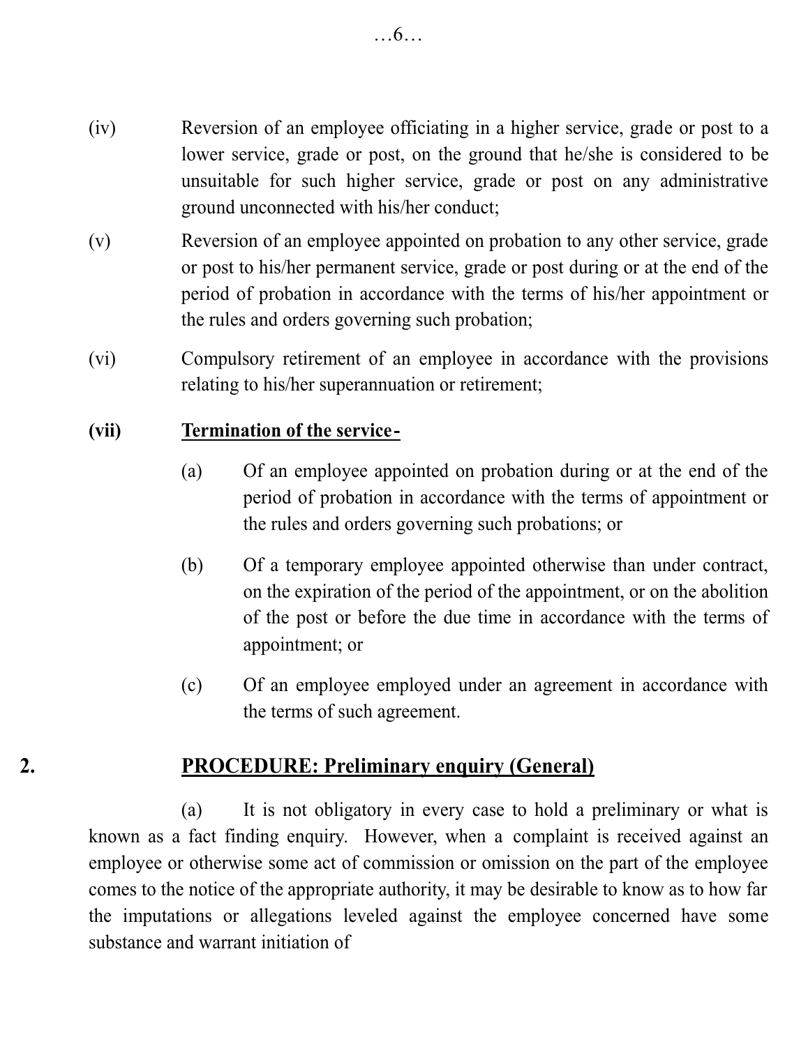(iv) Reversion of an employee officiating in a higher service, grade or post to a lower service, grade or post, on the ground that he/she is considered to be unsuitable for such higher service, grade or post on any administrative ground unconnected with his/her conduct;

(v) Reversion of an employee appointed on probation to any other service, grade or post to his/her permanent service, grade or post during or at the end of the period of probation in accordance with the terms of his/her appointment or the rules and orders governing such probation;

(vi) Compulsory retirement of an employee in accordance with the provisions relating to his/her superannuation or retirement;

**(vii) <u>Termination of the service-</u>**

(a) Of an employee appointed on probation during or at the end of the period of probation in accordance with the terms of appointment or the rules and orders governing such probations; or

(b) Of a temporary employee appointed otherwise than under contract, on the expiration of the period of the appointment, or on the abolition of the post or before the due time in accordance with the terms of appointment; or

(c) Of an employee employed under an agreement in accordance with the terms of such agreement.

## 2. PROCEDURE: Preliminary enquiry (General)

(a) It is not obligatory in every case to hold a preliminary or what is known as a fact finding enquiry. However, when a complaint is received against an employee or otherwise some act of commission or omission on the part of the employee comes to the notice of the appropriate authority, it may be desirable to know as to how far the imputations or allegations leveled against the employee concerned have some substance and warrant initiation of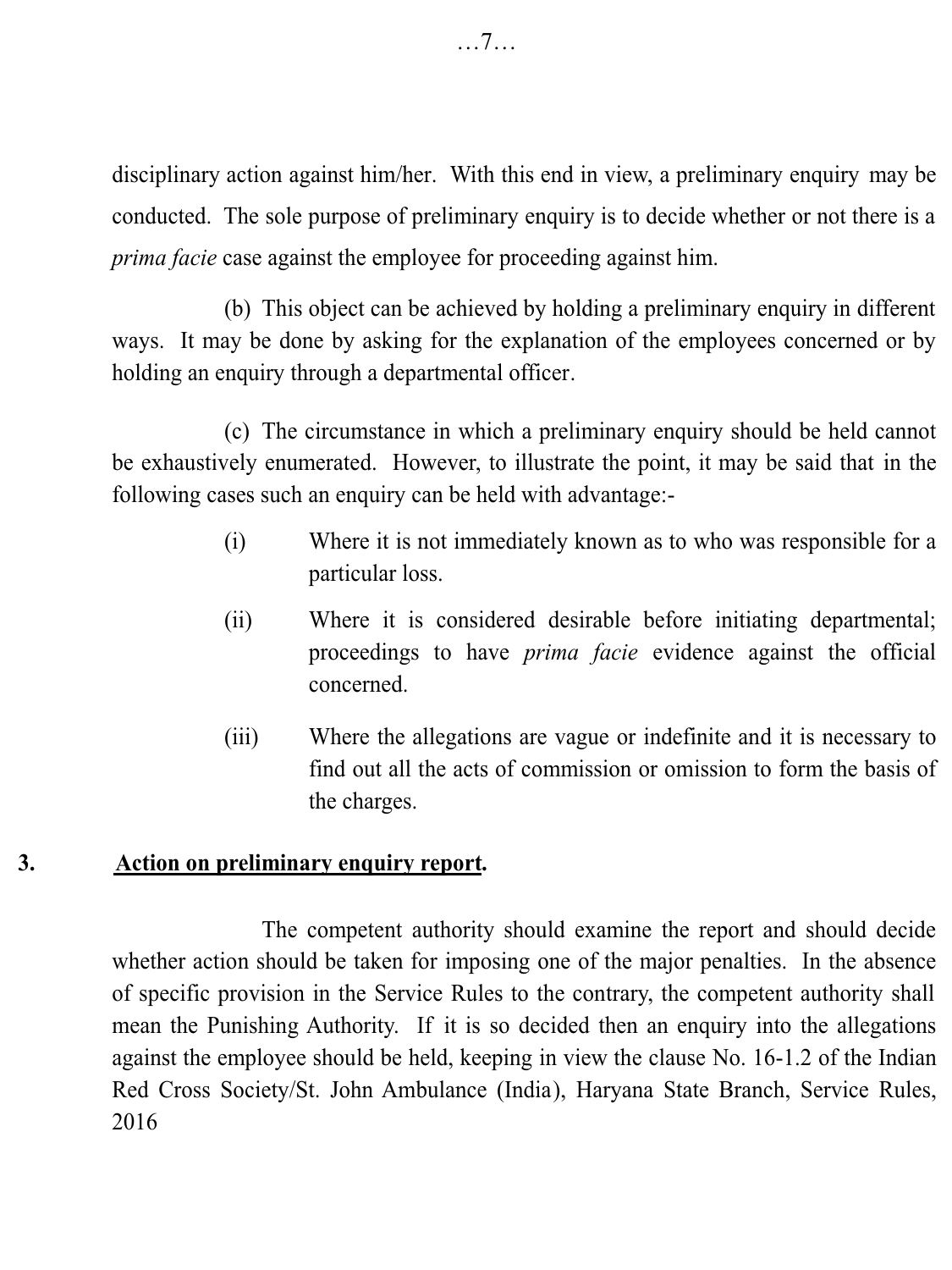disciplinary action against him/her. With this end in view, a preliminary enquiry may be conducted. The sole purpose of preliminary enquiry is to decide whether or not there is a *prima facie* case against the employee for proceeding against him.

(b) This object can be achieved by holding a preliminary enquiry in different ways. It may be done by asking for the explanation of the employees concerned or by holding an enquiry through a departmental officer.

(c) The circumstance in which a preliminary enquiry should be held cannot be exhaustively enumerated. However, to illustrate the point, it may be said that in the following cases such an enquiry can be held with advantage:-

(i) Where it is not immediately known as to who was responsible for a particular loss.

(ii) Where it is considered desirable before initiating departmental; proceedings to have *prima facie* evidence against the official concerned.

(iii) Where the allegations are vague or indefinite and it is necessary to find out all the acts of commission or omission to form the basis of the charges.

**3. <u>Action on preliminary enquiry report</u>.**

The competent authority should examine the report and should decide whether action should be taken for imposing one of the major penalties. In the absence of specific provision in the Service Rules to the contrary, the competent authority shall mean the Punishing Authority. If it is so decided then an enquiry into the allegations against the employee should be held, keeping in view the clause No. 16-1.2 of the Indian Red Cross Society/St. John Ambulance (India), Haryana State Branch, Service Rules, 2016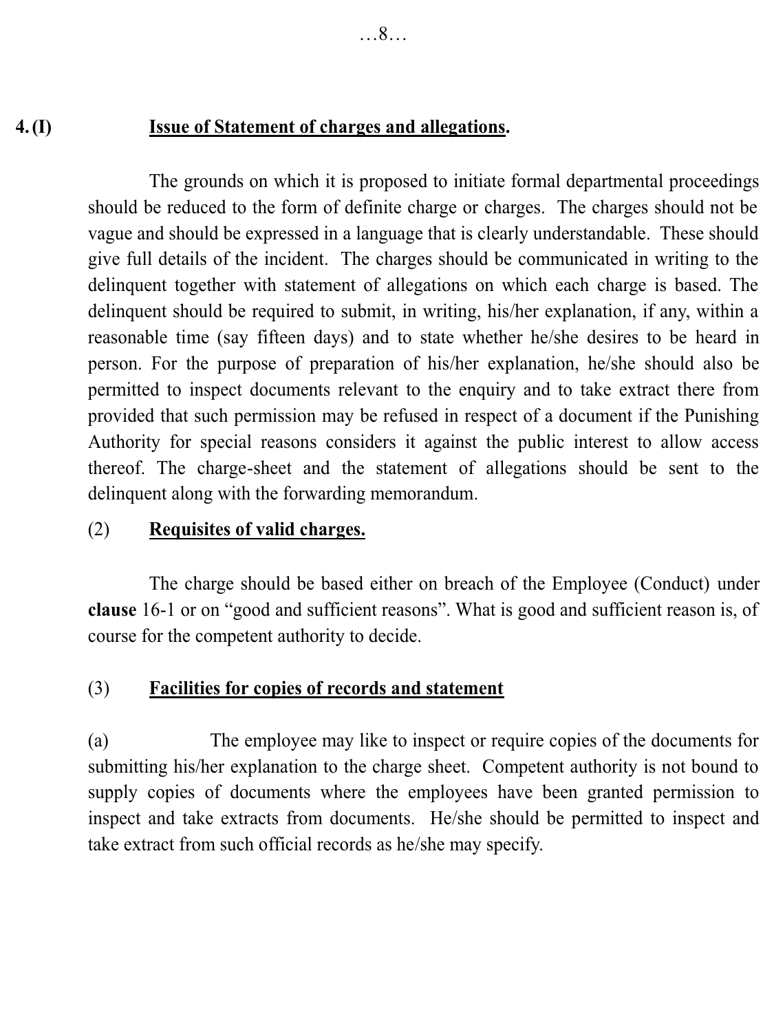**4. (I) Issue of Statement of charges and allegations.**

The grounds on which it is proposed to initiate formal departmental proceedings should be reduced to the form of definite charge or charges. The charges should not be vague and should be expressed in a language that is clearly understandable. These should give full details of the incident. The charges should be communicated in writing to the delinquent together with statement of allegations on which each charge is based. The delinquent should be required to submit, in writing, his/her explanation, if any, within a reasonable time (say fifteen days) and to state whether he/she desires to be heard in person. For the purpose of preparation of his/her explanation, he/she should also be permitted to inspect documents relevant to the enquiry and to take extract there from provided that such permission may be refused in respect of a document if the Punishing Authority for special reasons considers it against the public interest to allow access thereof. The charge-sheet and the statement of allegations should be sent to the delinquent along with the forwarding memorandum.

(2) **Requisites of valid charges.**

The charge should be based either on breach of the Employee (Conduct) under **clause** 16-1 or on "good and sufficient reasons". What is good and sufficient reason is, of course for the competent authority to decide.

(3) **Facilities for copies of records and statement**

(a) The employee may like to inspect or require copies of the documents for submitting his/her explanation to the charge sheet. Competent authority is not bound to supply copies of documents where the employees have been granted permission to inspect and take extracts from documents. He/she should be permitted to inspect and take extract from such official records as he/she may specify.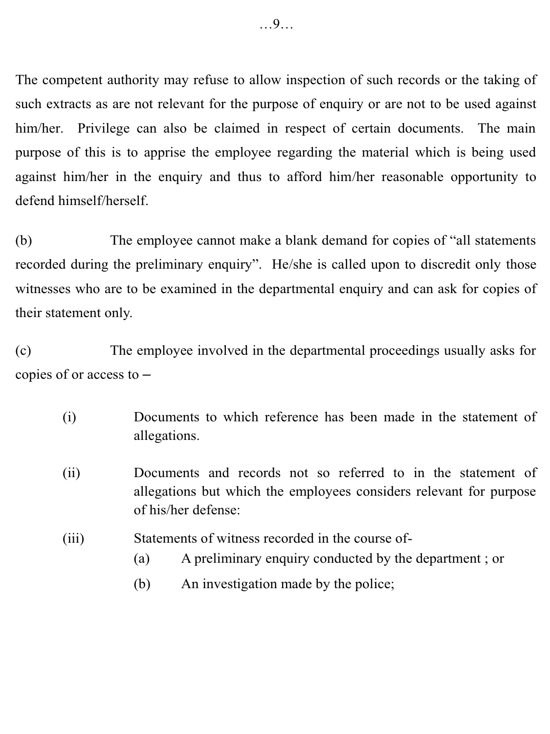The competent authority may refuse to allow inspection of such records or the taking of such extracts as are not relevant for the purpose of enquiry or are not to be used against him/her. Privilege can also be claimed in respect of certain documents. The main purpose of this is to apprise the employee regarding the material which is being used against him/her in the enquiry and thus to afford him/her reasonable opportunity to defend himself/herself.

(b) The employee cannot make a blank demand for copies of "all statements recorded during the preliminary enquiry". He/she is called upon to discredit only those witnesses who are to be examined in the departmental enquiry and can ask for copies of their statement only.

(c) The employee involved in the departmental proceedings usually asks for copies of or access to –

- (i) Documents to which reference has been made in the statement of allegations.
- (ii) Documents and records not so referred to in the statement of allegations but which the employees considers relevant for purpose of his/her defense:
- (iii) Statements of witness recorded in the course of-
  - (a) A preliminary enquiry conducted by the department ; or
  - (b) An investigation made by the police;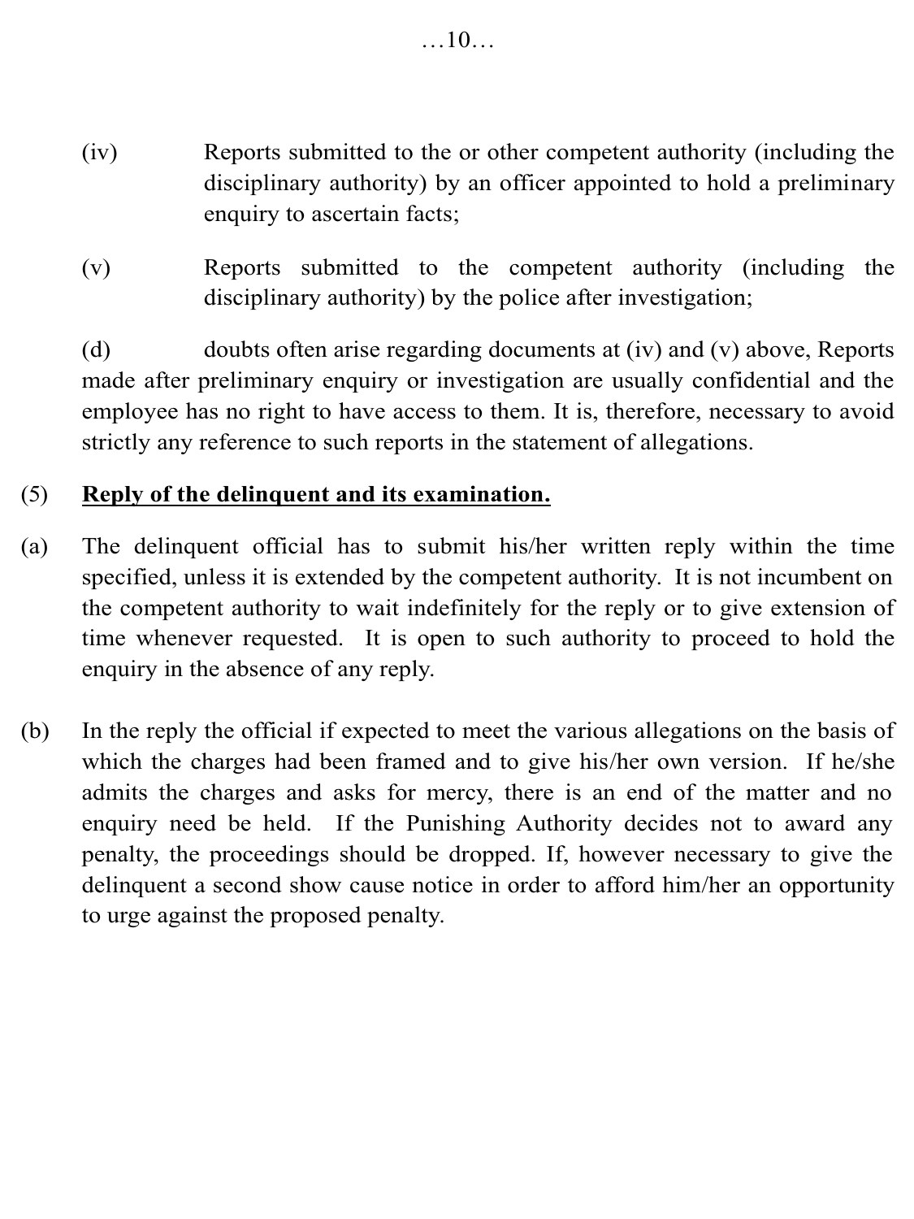(iv) Reports submitted to the or other competent authority (including the disciplinary authority) by an officer appointed to hold a preliminary enquiry to ascertain facts;

(v) Reports submitted to the competent authority (including the disciplinary authority) by the police after investigation;

(d) doubts often arise regarding documents at (iv) and (v) above, Reports made after preliminary enquiry or investigation are usually confidential and the employee has no right to have access to them. It is, therefore, necessary to avoid strictly any reference to such reports in the statement of allegations.

(5) **<u>Reply of the delinquent and its examination.</u>**

(a) The delinquent official has to submit his/her written reply within the time specified, unless it is extended by the competent authority. It is not incumbent on the competent authority to wait indefinitely for the reply or to give extension of time whenever requested. It is open to such authority to proceed to hold the enquiry in the absence of any reply.

(b) In the reply the official if expected to meet the various allegations on the basis of which the charges had been framed and to give his/her own version. If he/she admits the charges and asks for mercy, there is an end of the matter and no enquiry need be held. If the Punishing Authority decides not to award any penalty, the proceedings should be dropped. If, however necessary to give the delinquent a second show cause notice in order to afford him/her an opportunity to urge against the proposed penalty.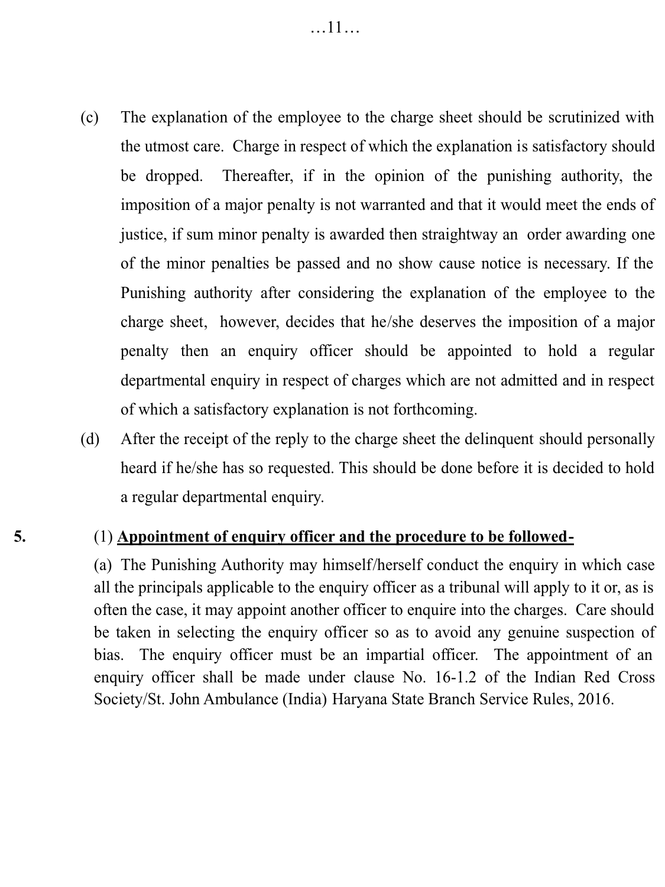(c) The explanation of the employee to the charge sheet should be scrutinized with the utmost care. Charge in respect of which the explanation is satisfactory should be dropped. Thereafter, if in the opinion of the punishing authority, the imposition of a major penalty is not warranted and that it would meet the ends of justice, if sum minor penalty is awarded then straightway an order awarding one of the minor penalties be passed and no show cause notice is necessary. If the Punishing authority after considering the explanation of the employee to the charge sheet, however, decides that he/she deserves the imposition of a major penalty then an enquiry officer should be appointed to hold a regular departmental enquiry in respect of charges which are not admitted and in respect of which a satisfactory explanation is not forthcoming.

(d) After the receipt of the reply to the charge sheet the delinquent should personally heard if he/she has so requested. This should be done before it is decided to hold a regular departmental enquiry.

**5.** (1) **Appointment of enquiry officer and the procedure to be followed-**

(a) The Punishing Authority may himself/herself conduct the enquiry in which case all the principals applicable to the enquiry officer as a tribunal will apply to it or, as is often the case, it may appoint another officer to enquire into the charges. Care should be taken in selecting the enquiry officer so as to avoid any genuine suspection of bias. The enquiry officer must be an impartial officer. The appointment of an enquiry officer shall be made under clause No. 16-1.2 of the Indian Red Cross Society/St. John Ambulance (India) Haryana State Branch Service Rules, 2016.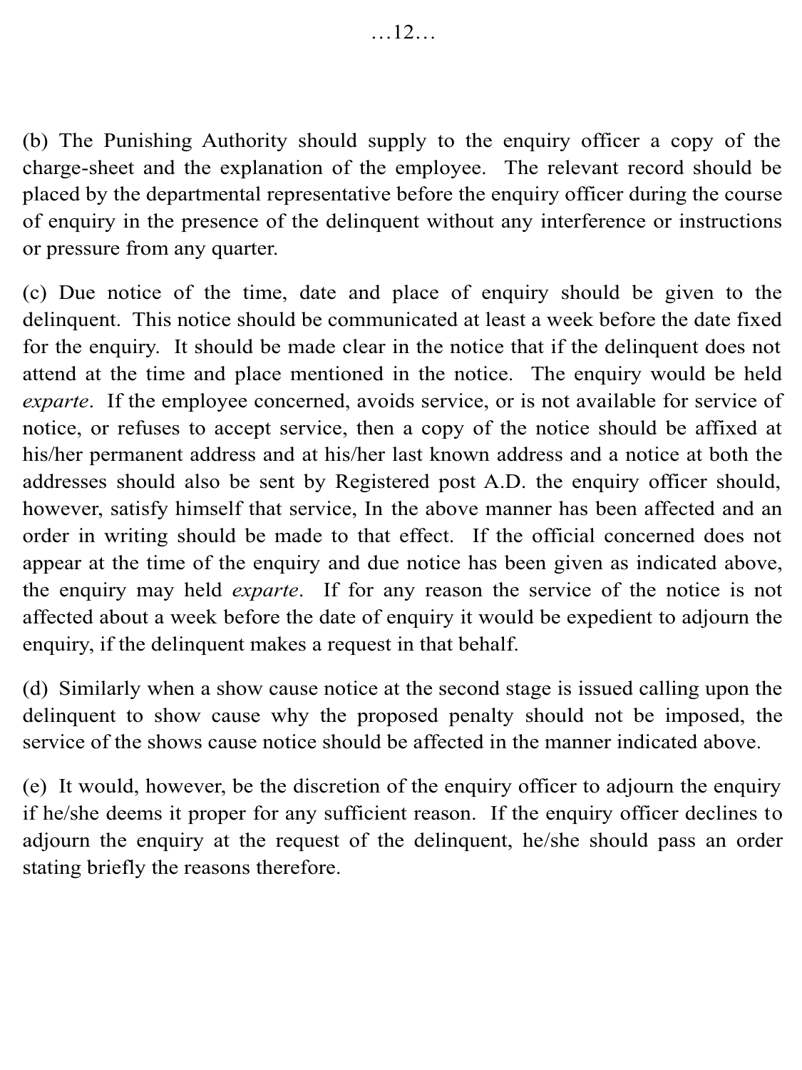(b) The Punishing Authority should supply to the enquiry officer a copy of the charge-sheet and the explanation of the employee. The relevant record should be placed by the departmental representative before the enquiry officer during the course of enquiry in the presence of the delinquent without any interference or instructions or pressure from any quarter.

(c) Due notice of the time, date and place of enquiry should be given to the delinquent. This notice should be communicated at least a week before the date fixed for the enquiry. It should be made clear in the notice that if the delinquent does not attend at the time and place mentioned in the notice. The enquiry would be held *exparte*. If the employee concerned, avoids service, or is not available for service of notice, or refuses to accept service, then a copy of the notice should be affixed at his/her permanent address and at his/her last known address and a notice at both the addresses should also be sent by Registered post A.D. the enquiry officer should, however, satisfy himself that service, In the above manner has been affected and an order in writing should be made to that effect. If the official concerned does not appear at the time of the enquiry and due notice has been given as indicated above, the enquiry may held *exparte*. If for any reason the service of the notice is not affected about a week before the date of enquiry it would be expedient to adjourn the enquiry, if the delinquent makes a request in that behalf.

(d) Similarly when a show cause notice at the second stage is issued calling upon the delinquent to show cause why the proposed penalty should not be imposed, the service of the shows cause notice should be affected in the manner indicated above.

(e) It would, however, be the discretion of the enquiry officer to adjourn the enquiry if he/she deems it proper for any sufficient reason. If the enquiry officer declines to adjourn the enquiry at the request of the delinquent, he/she should pass an order stating briefly the reasons therefore.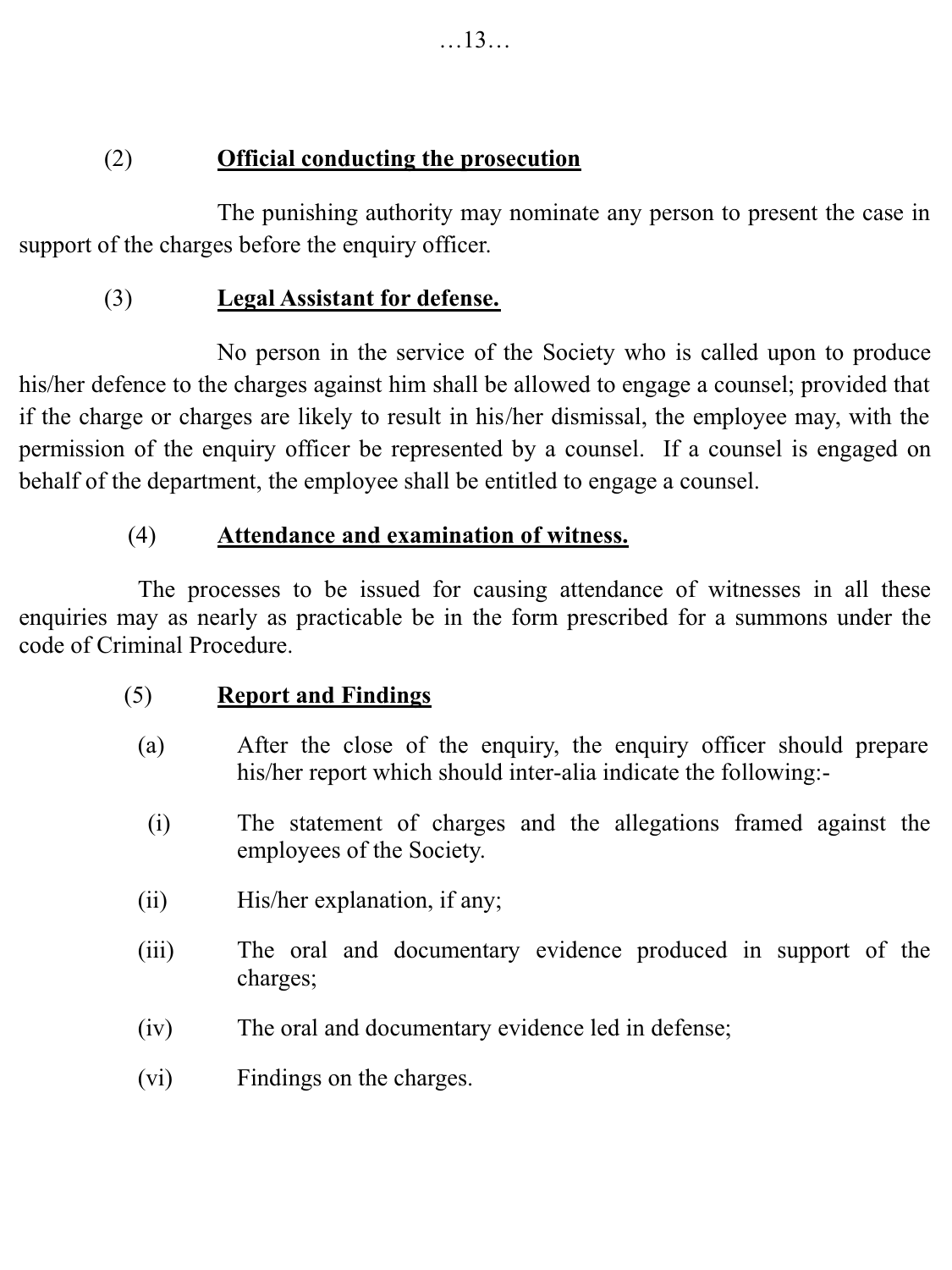(2) **Official conducting the prosecution**

The punishing authority may nominate any person to present the case in support of the charges before the enquiry officer.

(3) **Legal Assistant for defense.**

No person in the service of the Society who is called upon to produce his/her defence to the charges against him shall be allowed to engage a counsel; provided that if the charge or charges are likely to result in his/her dismissal, the employee may, with the permission of the enquiry officer be represented by a counsel. If a counsel is engaged on behalf of the department, the employee shall be entitled to engage a counsel.

(4) **Attendance and examination of witness.**

The processes to be issued for causing attendance of witnesses in all these enquiries may as nearly as practicable be in the form prescribed for a summons under the code of Criminal Procedure.

(5) **Report and Findings**

(a) After the close of the enquiry, the enquiry officer should prepare his/her report which should inter-alia indicate the following:-

(i) The statement of charges and the allegations framed against the employees of the Society.

(ii) His/her explanation, if any;

(iii) The oral and documentary evidence produced in support of the charges;

(iv) The oral and documentary evidence led in defense;

(vi) Findings on the charges.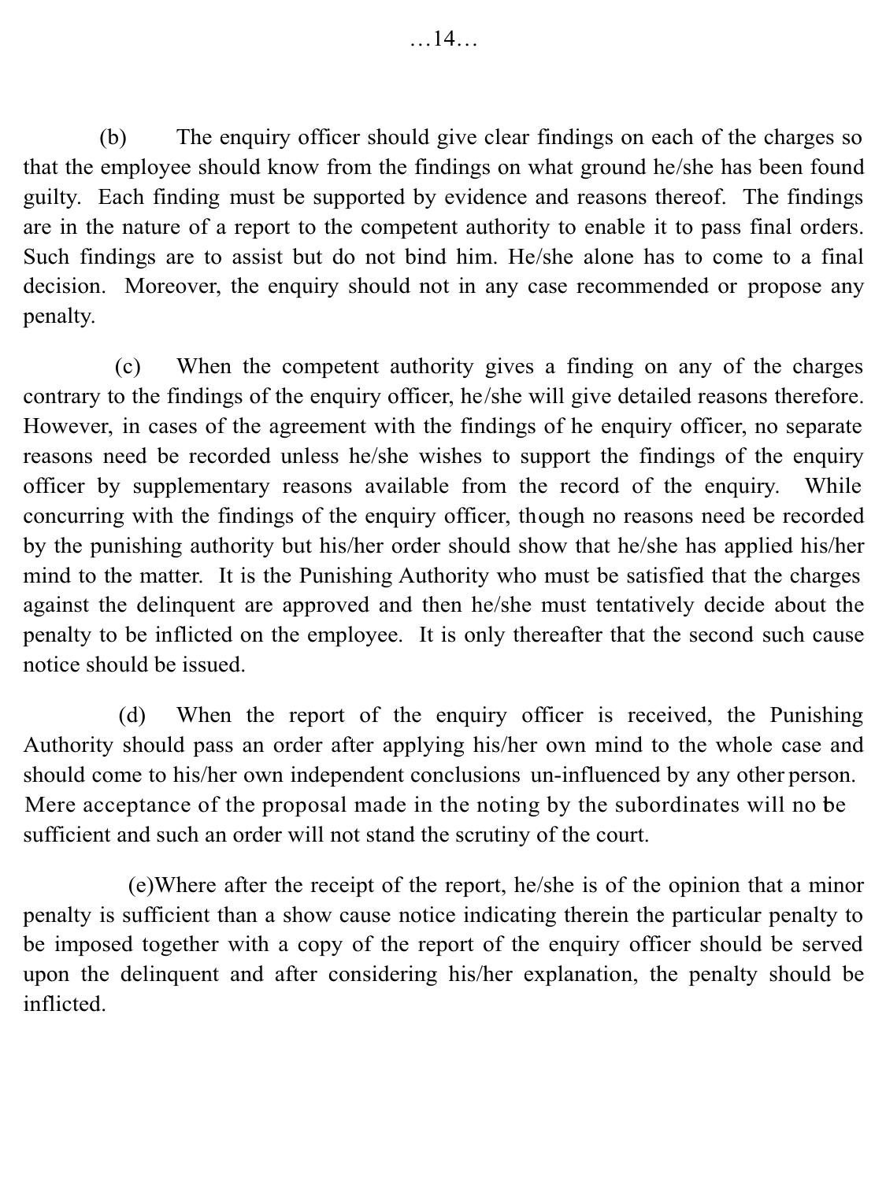(b) The enquiry officer should give clear findings on each of the charges so that the employee should know from the findings on what ground he/she has been found guilty. Each finding must be supported by evidence and reasons thereof. The findings are in the nature of a report to the competent authority to enable it to pass final orders. Such findings are to assist but do not bind him. He/she alone has to come to a final decision. Moreover, the enquiry should not in any case recommended or propose any penalty.

(c) When the competent authority gives a finding on any of the charges contrary to the findings of the enquiry officer, he/she will give detailed reasons therefore. However, in cases of the agreement with the findings of he enquiry officer, no separate reasons need be recorded unless he/she wishes to support the findings of the enquiry officer by supplementary reasons available from the record of the enquiry. While concurring with the findings of the enquiry officer, though no reasons need be recorded by the punishing authority but his/her order should show that he/she has applied his/her mind to the matter. It is the Punishing Authority who must be satisfied that the charges against the delinquent are approved and then he/she must tentatively decide about the penalty to be inflicted on the employee. It is only thereafter that the second such cause notice should be issued.

(d) When the report of the enquiry officer is received, the Punishing Authority should pass an order after applying his/her own mind to the whole case and should come to his/her own independent conclusions un-influenced by any other person. Mere acceptance of the proposal made in the noting by the subordinates will no be sufficient and such an order will not stand the scrutiny of the court.

(e)Where after the receipt of the report, he/she is of the opinion that a minor penalty is sufficient than a show cause notice indicating therein the particular penalty to be imposed together with a copy of the report of the enquiry officer should be served upon the delinquent and after considering his/her explanation, the penalty should be inflicted.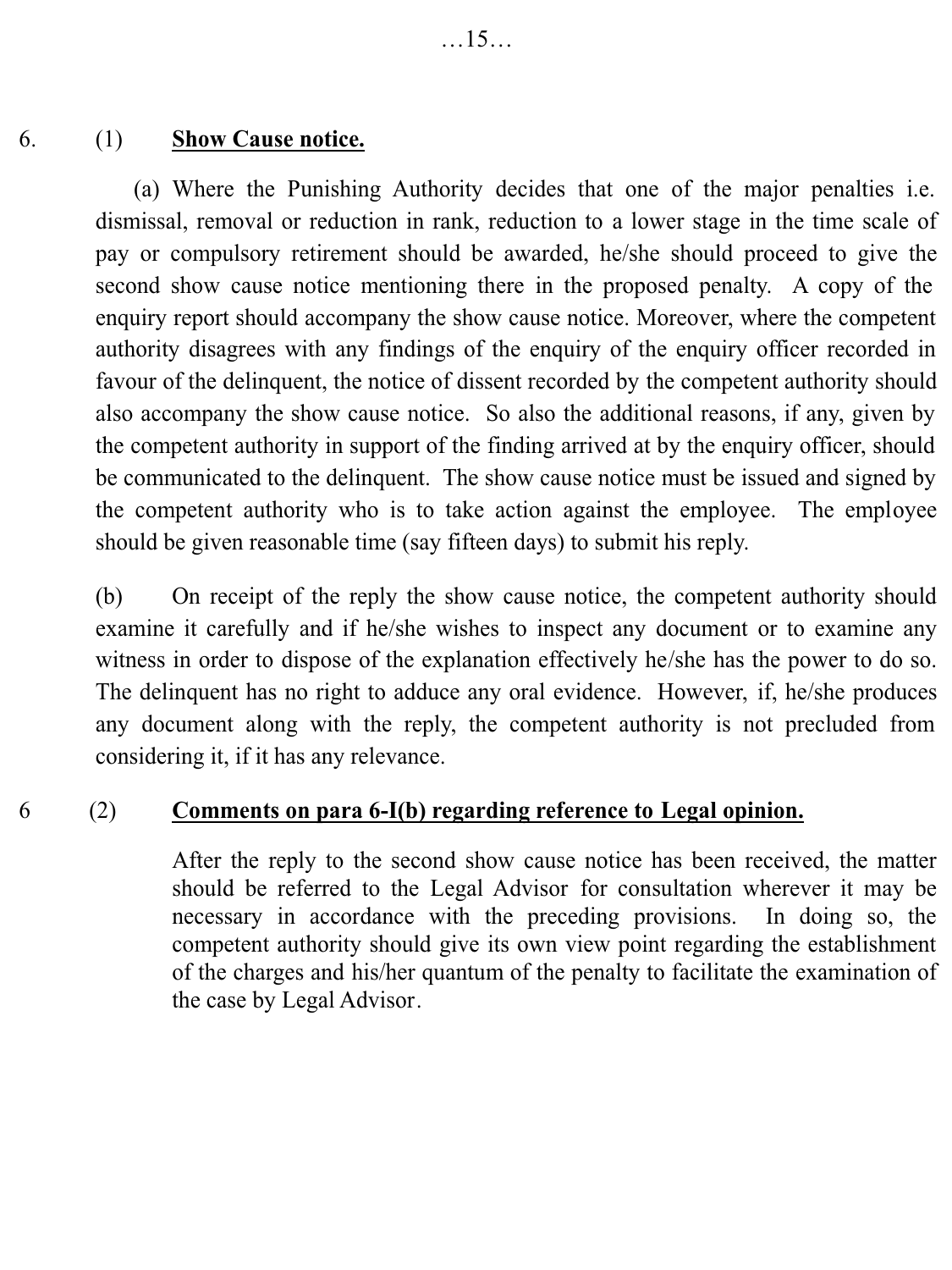6. (1) **<u>Show Cause notice.</u>**

(a) Where the Punishing Authority decides that one of the major penalties i.e. dismissal, removal or reduction in rank, reduction to a lower stage in the time scale of pay or compulsory retirement should be awarded, he/she should proceed to give the second show cause notice mentioning there in the proposed penalty. A copy of the enquiry report should accompany the show cause notice. Moreover, where the competent authority disagrees with any findings of the enquiry of the enquiry officer recorded in favour of the delinquent, the notice of dissent recorded by the competent authority should also accompany the show cause notice. So also the additional reasons, if any, given by the competent authority in support of the finding arrived at by the enquiry officer, should be communicated to the delinquent. The show cause notice must be issued and signed by the competent authority who is to take action against the employee. The employee should be given reasonable time (say fifteen days) to submit his reply.

(b) On receipt of the reply the show cause notice, the competent authority should examine it carefully and if he/she wishes to inspect any document or to examine any witness in order to dispose of the explanation effectively he/she has the power to do so. The delinquent has no right to adduce any oral evidence. However, if, he/she produces any document along with the reply, the competent authority is not precluded from considering it, if it has any relevance.

6 (2) **<u>Comments on para 6-I(b) regarding reference to Legal opinion.</u>**

After the reply to the second show cause notice has been received, the matter should be referred to the Legal Advisor for consultation wherever it may be necessary in accordance with the preceding provisions. In doing so, the competent authority should give its own view point regarding the establishment of the charges and his/her quantum of the penalty to facilitate the examination of the case by Legal Advisor.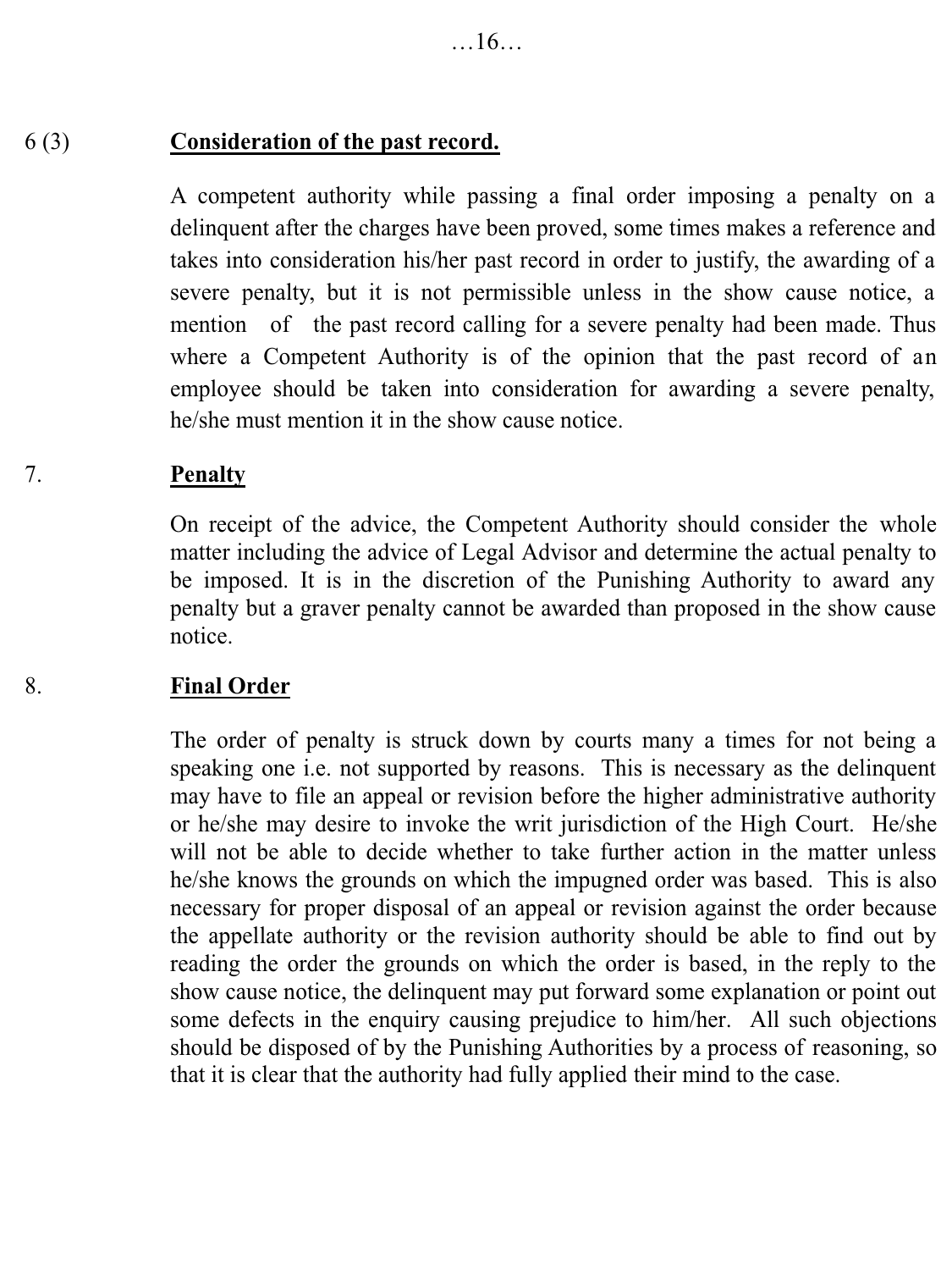### 6 (3) **Consideration of the past record.**

A competent authority while passing a final order imposing a penalty on a delinquent after the charges have been proved, some times makes a reference and takes into consideration his/her past record in order to justify, the awarding of a severe penalty, but it is not permissible unless in the show cause notice, a mention of the past record calling for a severe penalty had been made. Thus where a Competent Authority is of the opinion that the past record of an employee should be taken into consideration for awarding a severe penalty, he/she must mention it in the show cause notice.

### 7. **Penalty**

On receipt of the advice, the Competent Authority should consider the whole matter including the advice of Legal Advisor and determine the actual penalty to be imposed. It is in the discretion of the Punishing Authority to award any penalty but a graver penalty cannot be awarded than proposed in the show cause notice.

### 8. **Final Order**

The order of penalty is struck down by courts many a times for not being a speaking one i.e. not supported by reasons. This is necessary as the delinquent may have to file an appeal or revision before the higher administrative authority or he/she may desire to invoke the writ jurisdiction of the High Court. He/she will not be able to decide whether to take further action in the matter unless he/she knows the grounds on which the impugned order was based. This is also necessary for proper disposal of an appeal or revision against the order because the appellate authority or the revision authority should be able to find out by reading the order the grounds on which the order is based, in the reply to the show cause notice, the delinquent may put forward some explanation or point out some defects in the enquiry causing prejudice to him/her. All such objections should be disposed of by the Punishing Authorities by a process of reasoning, so that it is clear that the authority had fully applied their mind to the case.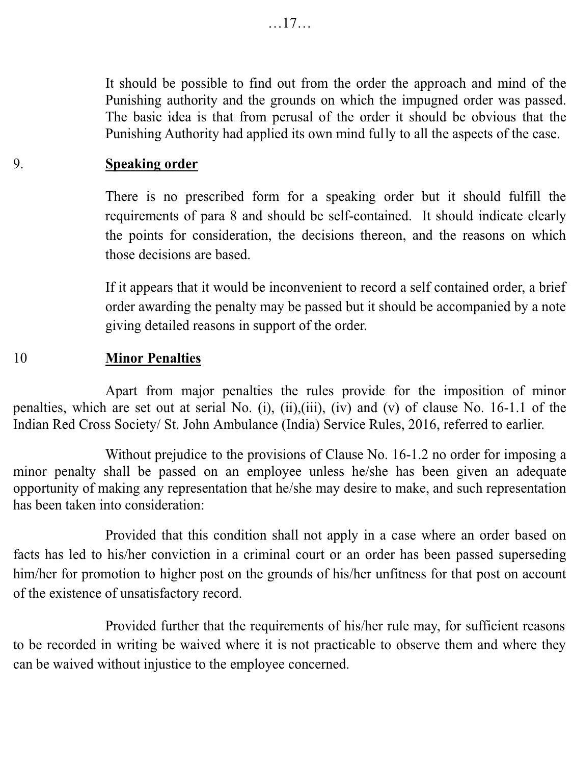It should be possible to find out from the order the approach and mind of the Punishing authority and the grounds on which the impugned order was passed. The basic idea is that from perusal of the order it should be obvious that the Punishing Authority had applied its own mind fully to all the aspects of the case.

## 9. Speaking order

There is no prescribed form for a speaking order but it should fulfill the requirements of para 8 and should be self-contained. It should indicate clearly the points for consideration, the decisions thereon, and the reasons on which those decisions are based.

If it appears that it would be inconvenient to record a self contained order, a brief order awarding the penalty may be passed but it should be accompanied by a note giving detailed reasons in support of the order.

## 10 Minor Penalties

Apart from major penalties the rules provide for the imposition of minor penalties, which are set out at serial No. (i), (ii),(iii), (iv) and (v) of clause No. 16-1.1 of the Indian Red Cross Society/ St. John Ambulance (India) Service Rules, 2016, referred to earlier.

Without prejudice to the provisions of Clause No. 16-1.2 no order for imposing a minor penalty shall be passed on an employee unless he/she has been given an adequate opportunity of making any representation that he/she may desire to make, and such representation has been taken into consideration:

Provided that this condition shall not apply in a case where an order based on facts has led to his/her conviction in a criminal court or an order has been passed superseding him/her for promotion to higher post on the grounds of his/her unfitness for that post on account of the existence of unsatisfactory record.

Provided further that the requirements of his/her rule may, for sufficient reasons to be recorded in writing be waived where it is not practicable to observe them and where they can be waived without injustice to the employee concerned.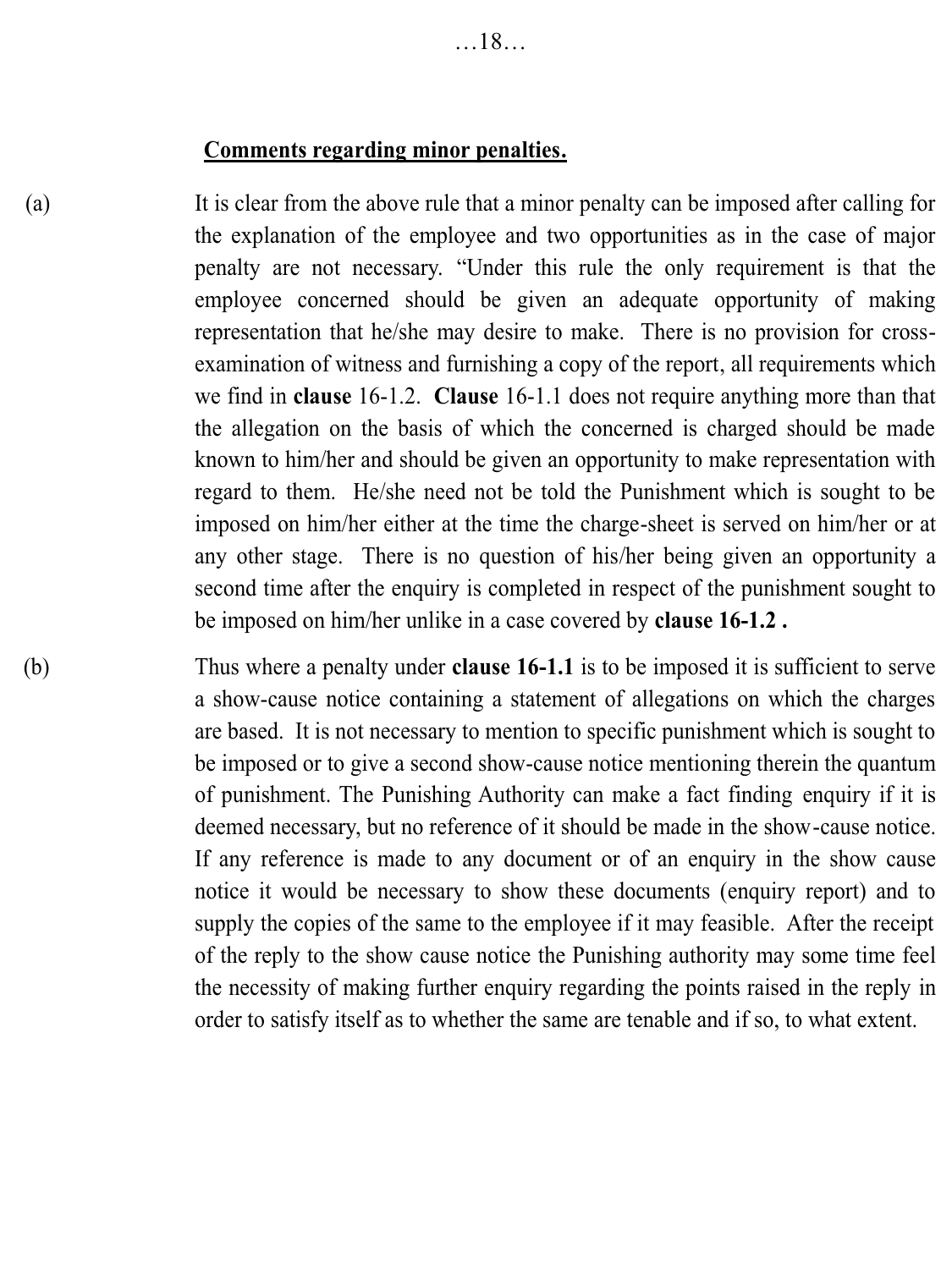**Comments regarding minor penalties.**

(a) It is clear from the above rule that a minor penalty can be imposed after calling for the explanation of the employee and two opportunities as in the case of major penalty are not necessary. "Under this rule the only requirement is that the employee concerned should be given an adequate opportunity of making representation that he/she may desire to make. There is no provision for cross-examination of witness and furnishing a copy of the report, all requirements which we find in **clause** 16-1.2. **Clause** 16-1.1 does not require anything more than that the allegation on the basis of which the concerned is charged should be made known to him/her and should be given an opportunity to make representation with regard to them. He/she need not be told the Punishment which is sought to be imposed on him/her either at the time the charge-sheet is served on him/her or at any other stage. There is no question of his/her being given an opportunity a second time after the enquiry is completed in respect of the punishment sought to be imposed on him/her unlike in a case covered by **clause 16-1.2 .**

(b) Thus where a penalty under **clause 16-1.1** is to be imposed it is sufficient to serve a show-cause notice containing a statement of allegations on which the charges are based. It is not necessary to mention to specific punishment which is sought to be imposed or to give a second show-cause notice mentioning therein the quantum of punishment. The Punishing Authority can make a fact finding enquiry if it is deemed necessary, but no reference of it should be made in the show-cause notice. If any reference is made to any document or of an enquiry in the show cause notice it would be necessary to show these documents (enquiry report) and to supply the copies of the same to the employee if it may feasible. After the receipt of the reply to the show cause notice the Punishing authority may some time feel the necessity of making further enquiry regarding the points raised in the reply in order to satisfy itself as to whether the same are tenable and if so, to what extent.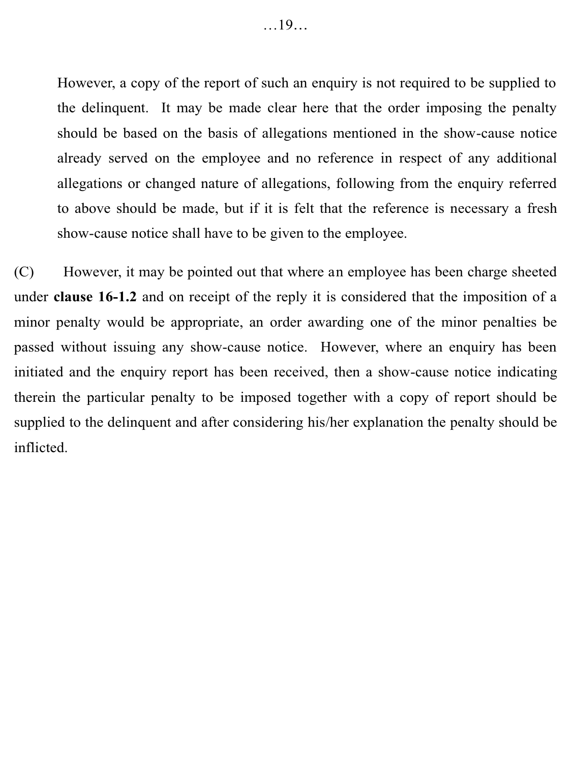However, a copy of the report of such an enquiry is not required to be supplied to the delinquent. It may be made clear here that the order imposing the penalty should be based on the basis of allegations mentioned in the show-cause notice already served on the employee and no reference in respect of any additional allegations or changed nature of allegations, following from the enquiry referred to above should be made, but if it is felt that the reference is necessary a fresh show-cause notice shall have to be given to the employee.

(C) However, it may be pointed out that where an employee has been charge sheeted under **clause 16-1.2** and on receipt of the reply it is considered that the imposition of a minor penalty would be appropriate, an order awarding one of the minor penalties be passed without issuing any show-cause notice. However, where an enquiry has been initiated and the enquiry report has been received, then a show-cause notice indicating therein the particular penalty to be imposed together with a copy of report should be supplied to the delinquent and after considering his/her explanation the penalty should be inflicted.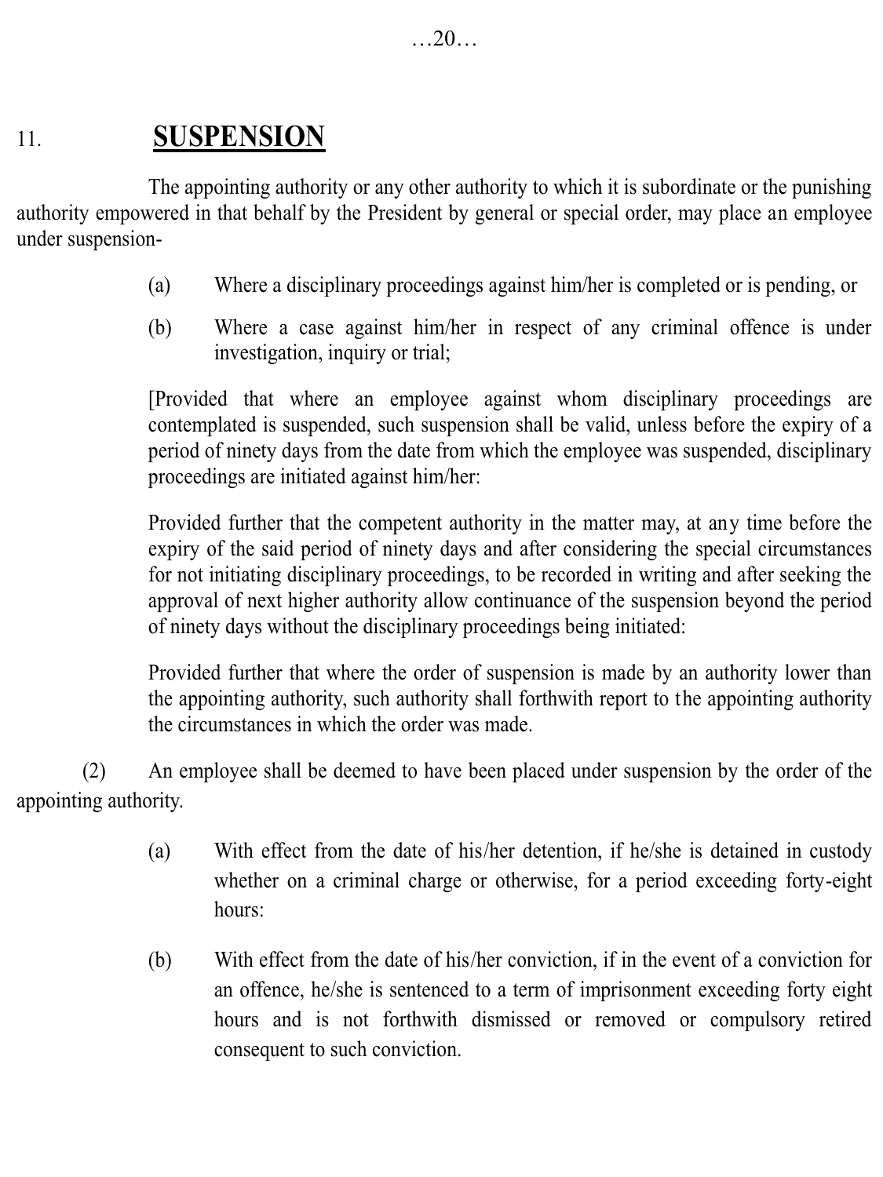## 11. SUSPENSION

The appointing authority or any other authority to which it is subordinate or the punishing authority empowered in that behalf by the President by general or special order, may place an employee under suspension-

(a) Where a disciplinary proceedings against him/her is completed or is pending, or

(b) Where a case against him/her in respect of any criminal offence is under investigation, inquiry or trial;

[Provided that where an employee against whom disciplinary proceedings are contemplated is suspended, such suspension shall be valid, unless before the expiry of a period of ninety days from the date from which the employee was suspended, disciplinary proceedings are initiated against him/her:

Provided further that the competent authority in the matter may, at any time before the expiry of the said period of ninety days and after considering the special circumstances for not initiating disciplinary proceedings, to be recorded in writing and after seeking the approval of next higher authority allow continuance of the suspension beyond the period of ninety days without the disciplinary proceedings being initiated:

Provided further that where the order of suspension is made by an authority lower than the appointing authority, such authority shall forthwith report to the appointing authority the circumstances in which the order was made.

(2) An employee shall be deemed to have been placed under suspension by the order of the appointing authority.

(a) With effect from the date of his/her detention, if he/she is detained in custody whether on a criminal charge or otherwise, for a period exceeding forty-eight hours:

(b) With effect from the date of his/her conviction, if in the event of a conviction for an offence, he/she is sentenced to a term of imprisonment exceeding forty eight hours and is not forthwith dismissed or removed or compulsory retired consequent to such conviction.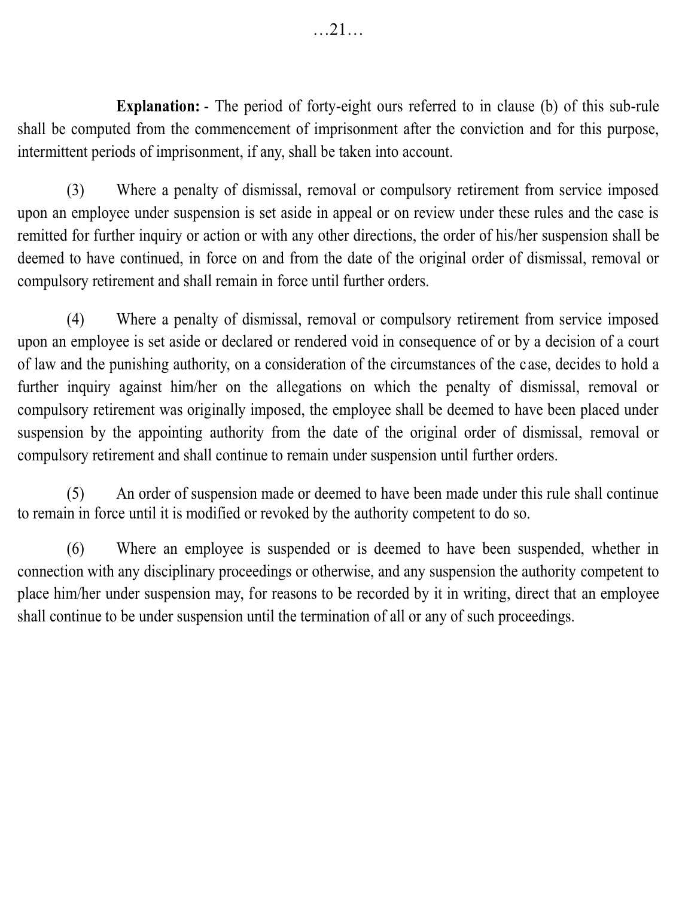**Explanation:** - The period of forty-eight ours referred to in clause (b) of this sub-rule shall be computed from the commencement of imprisonment after the conviction and for this purpose, intermittent periods of imprisonment, if any, shall be taken into account.

(3) Where a penalty of dismissal, removal or compulsory retirement from service imposed upon an employee under suspension is set aside in appeal or on review under these rules and the case is remitted for further inquiry or action or with any other directions, the order of his/her suspension shall be deemed to have continued, in force on and from the date of the original order of dismissal, removal or compulsory retirement and shall remain in force until further orders.

(4) Where a penalty of dismissal, removal or compulsory retirement from service imposed upon an employee is set aside or declared or rendered void in consequence of or by a decision of a court of law and the punishing authority, on a consideration of the circumstances of the case, decides to hold a further inquiry against him/her on the allegations on which the penalty of dismissal, removal or compulsory retirement was originally imposed, the employee shall be deemed to have been placed under suspension by the appointing authority from the date of the original order of dismissal, removal or compulsory retirement and shall continue to remain under suspension until further orders.

(5) An order of suspension made or deemed to have been made under this rule shall continue to remain in force until it is modified or revoked by the authority competent to do so.

(6) Where an employee is suspended or is deemed to have been suspended, whether in connection with any disciplinary proceedings or otherwise, and any suspension the authority competent to place him/her under suspension may, for reasons to be recorded by it in writing, direct that an employee shall continue to be under suspension until the termination of all or any of such proceedings.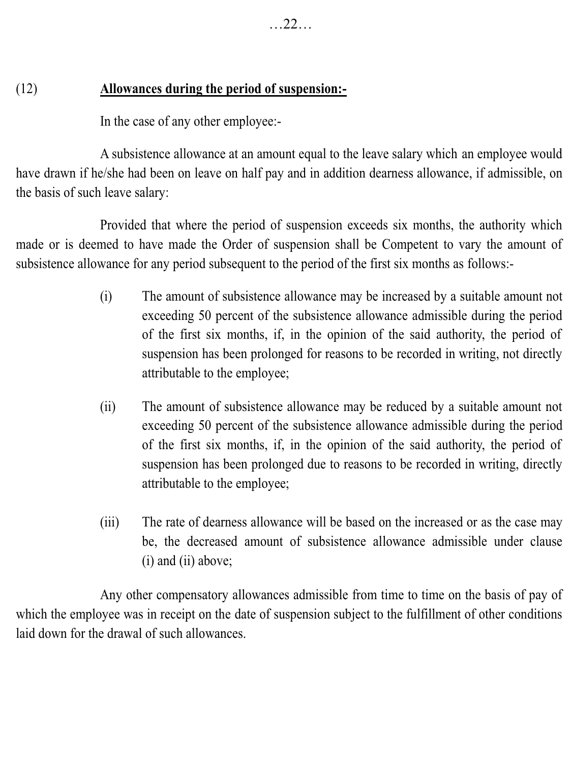(12) **Allowances during the period of suspension:-**

In the case of any other employee:-

A subsistence allowance at an amount equal to the leave salary which an employee would have drawn if he/she had been on leave on half pay and in addition dearness allowance, if admissible, on the basis of such leave salary:

Provided that where the period of suspension exceeds six months, the authority which made or is deemed to have made the Order of suspension shall be Competent to vary the amount of subsistence allowance for any period subsequent to the period of the first six months as follows:-

(i) The amount of subsistence allowance may be increased by a suitable amount not exceeding 50 percent of the subsistence allowance admissible during the period of the first six months, if, in the opinion of the said authority, the period of suspension has been prolonged for reasons to be recorded in writing, not directly attributable to the employee;

(ii) The amount of subsistence allowance may be reduced by a suitable amount not exceeding 50 percent of the subsistence allowance admissible during the period of the first six months, if, in the opinion of the said authority, the period of suspension has been prolonged due to reasons to be recorded in writing, directly attributable to the employee;

(iii) The rate of dearness allowance will be based on the increased or as the case may be, the decreased amount of subsistence allowance admissible under clause (i) and (ii) above;

Any other compensatory allowances admissible from time to time on the basis of pay of which the employee was in receipt on the date of suspension subject to the fulfillment of other conditions laid down for the drawal of such allowances.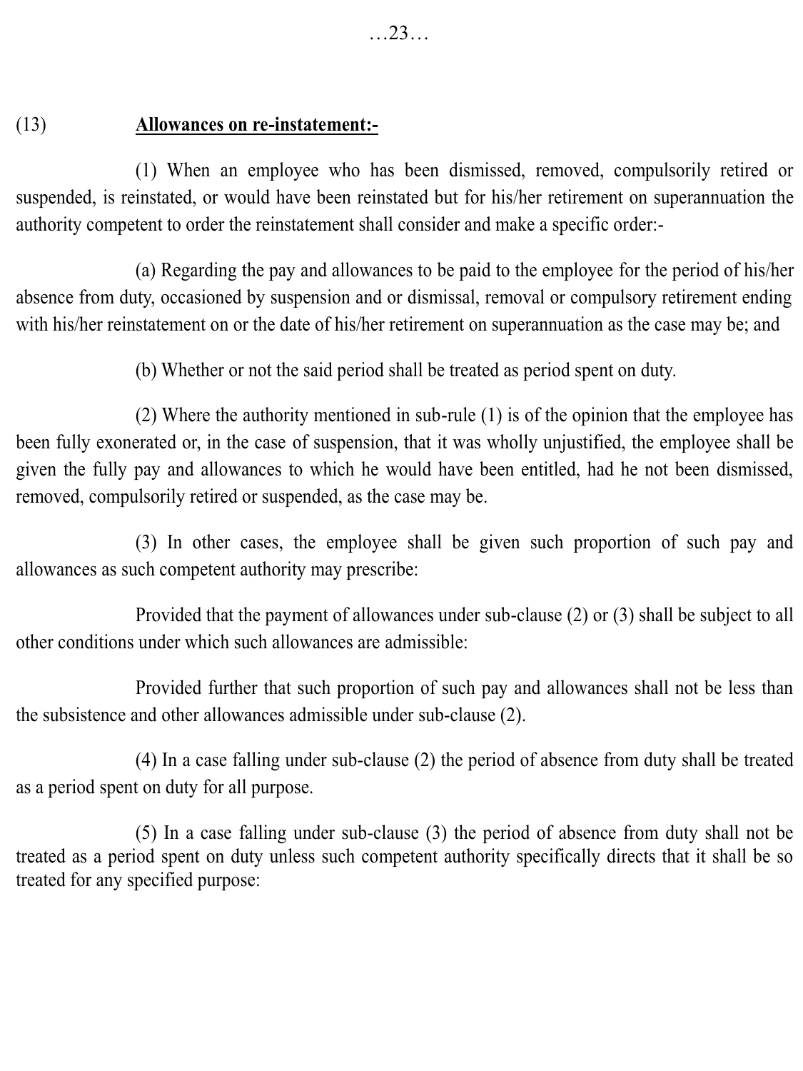(13) **Allowances on re-instatement:-**

(1) When an employee who has been dismissed, removed, compulsorily retired or suspended, is reinstated, or would have been reinstated but for his/her retirement on superannuation the authority competent to order the reinstatement shall consider and make a specific order:-

(a) Regarding the pay and allowances to be paid to the employee for the period of his/her absence from duty, occasioned by suspension and or dismissal, removal or compulsory retirement ending with his/her reinstatement on or the date of his/her retirement on superannuation as the case may be; and

(b) Whether or not the said period shall be treated as period spent on duty.

(2) Where the authority mentioned in sub-rule (1) is of the opinion that the employee has been fully exonerated or, in the case of suspension, that it was wholly unjustified, the employee shall be given the fully pay and allowances to which he would have been entitled, had he not been dismissed, removed, compulsorily retired or suspended, as the case may be.

(3) In other cases, the employee shall be given such proportion of such pay and allowances as such competent authority may prescribe:

Provided that the payment of allowances under sub-clause (2) or (3) shall be subject to all other conditions under which such allowances are admissible:

Provided further that such proportion of such pay and allowances shall not be less than the subsistence and other allowances admissible under sub-clause (2).

(4) In a case falling under sub-clause (2) the period of absence from duty shall be treated as a period spent on duty for all purpose.

(5) In a case falling under sub-clause (3) the period of absence from duty shall not be treated as a period spent on duty unless such competent authority specifically directs that it shall be so treated for any specified purpose: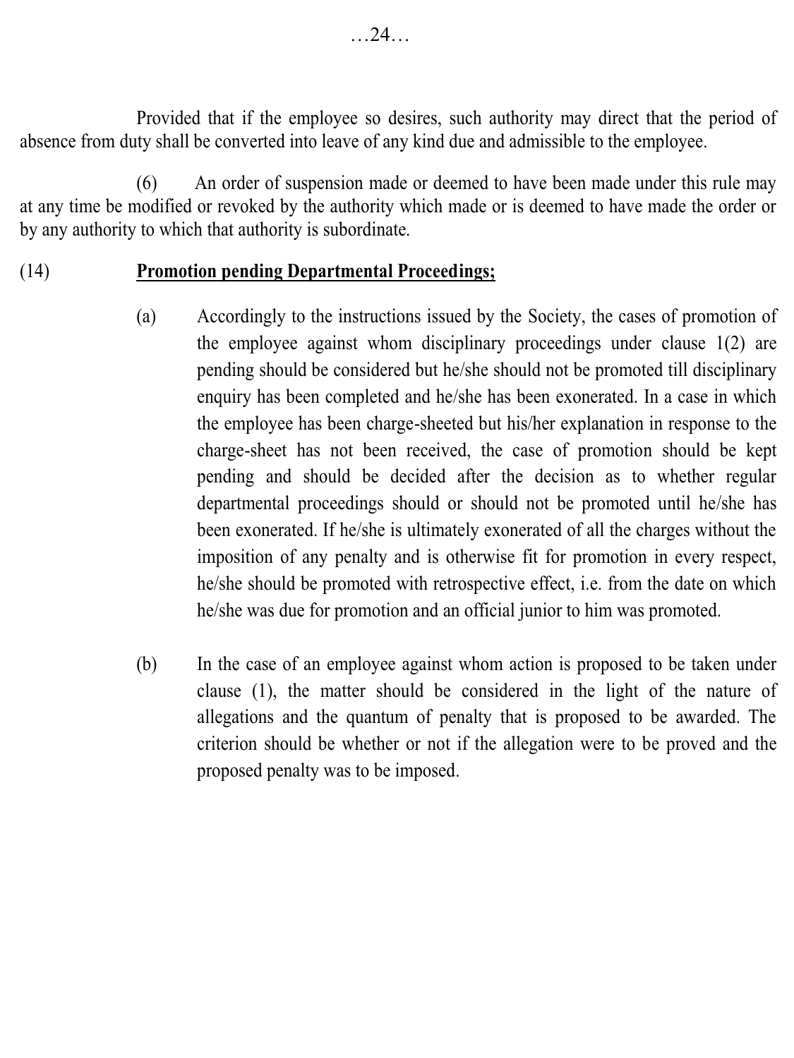Provided that if the employee so desires, such authority may direct that the period of absence from duty shall be converted into leave of any kind due and admissible to the employee.

(6) An order of suspension made or deemed to have been made under this rule may at any time be modified or revoked by the authority which made or is deemed to have made the order or by any authority to which that authority is subordinate.

(14) **Promotion pending Departmental Proceedings;**

(a) Accordingly to the instructions issued by the Society, the cases of promotion of the employee against whom disciplinary proceedings under clause 1(2) are pending should be considered but he/she should not be promoted till disciplinary enquiry has been completed and he/she has been exonerated. In a case in which the employee has been charge-sheeted but his/her explanation in response to the charge-sheet has not been received, the case of promotion should be kept pending and should be decided after the decision as to whether regular departmental proceedings should or should not be promoted until he/she has been exonerated. If he/she is ultimately exonerated of all the charges without the imposition of any penalty and is otherwise fit for promotion in every respect, he/she should be promoted with retrospective effect, i.e. from the date on which he/she was due for promotion and an official junior to him was promoted.

(b) In the case of an employee against whom action is proposed to be taken under clause (1), the matter should be considered in the light of the nature of allegations and the quantum of penalty that is proposed to be awarded. The criterion should be whether or not if the allegation were to be proved and the proposed penalty was to be imposed.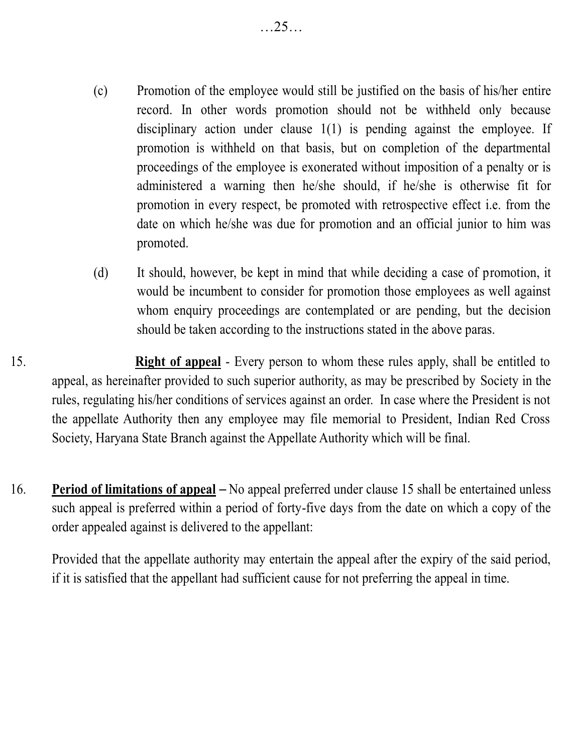(c) Promotion of the employee would still be justified on the basis of his/her entire record. In other words promotion should not be withheld only because disciplinary action under clause 1(1) is pending against the employee. If promotion is withheld on that basis, but on completion of the departmental proceedings of the employee is exonerated without imposition of a penalty or is administered a warning then he/she should, if he/she is otherwise fit for promotion in every respect, be promoted with retrospective effect i.e. from the date on which he/she was due for promotion and an official junior to him was promoted.

(d) It should, however, be kept in mind that while deciding a case of promotion, it would be incumbent to consider for promotion those employees as well against whom enquiry proceedings are contemplated or are pending, but the decision should be taken according to the instructions stated in the above paras.

15. **Right of appeal** - Every person to whom these rules apply, shall be entitled to appeal, as hereinafter provided to such superior authority, as may be prescribed by Society in the rules, regulating his/her conditions of services against an order. In case where the President is not the appellate Authority then any employee may file memorial to President, Indian Red Cross Society, Haryana State Branch against the Appellate Authority which will be final.

16. **Period of limitations of appeal** – No appeal preferred under clause 15 shall be entertained unless such appeal is preferred within a period of forty-five days from the date on which a copy of the order appealed against is delivered to the appellant:

Provided that the appellate authority may entertain the appeal after the expiry of the said period, if it is satisfied that the appellant had sufficient cause for not preferring the appeal in time.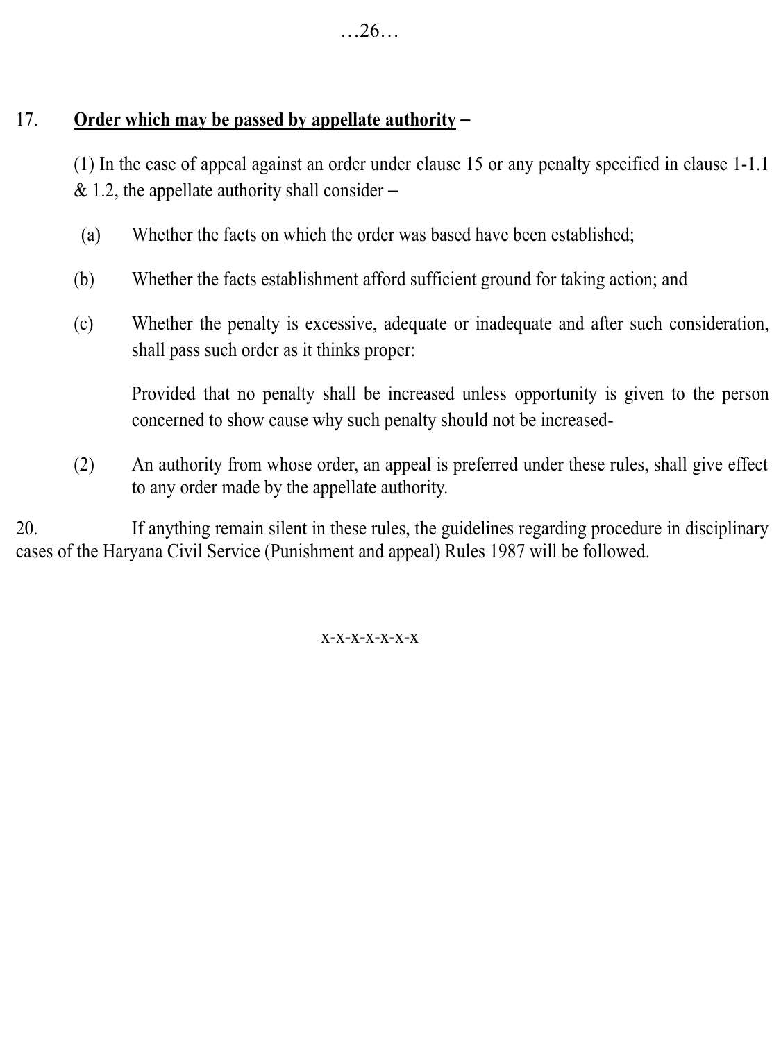17. **Order which may be passed by appellate authority –**

(1) In the case of appeal against an order under clause 15 or any penalty specified in clause 1-1.1 & 1.2, the appellate authority shall consider –

(a) Whether the facts on which the order was based have been established;

(b) Whether the facts establishment afford sufficient ground for taking action; and

(c) Whether the penalty is excessive, adequate or inadequate and after such consideration, shall pass such order as it thinks proper:

Provided that no penalty shall be increased unless opportunity is given to the person concerned to show cause why such penalty should not be increased-

(2) An authority from whose order, an appeal is preferred under these rules, shall give effect to any order made by the appellate authority.

20. If anything remain silent in these rules, the guidelines regarding procedure in disciplinary cases of the Haryana Civil Service (Punishment and appeal) Rules 1987 will be followed.

x-x-x-x-x-x-x